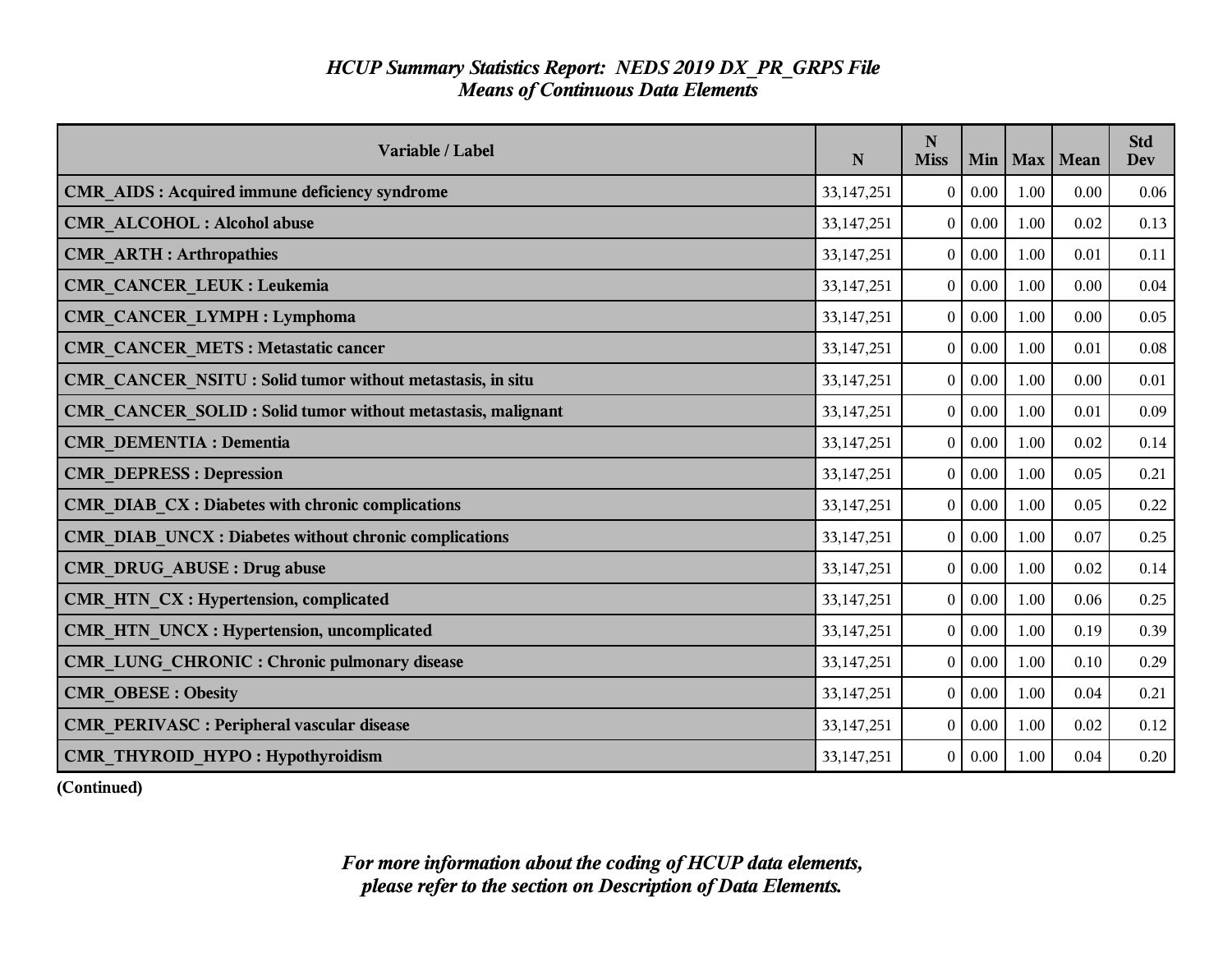# *HCUP Summary Statistics Report: NEDS 2019 DX_PR_GRPS File*
## *Means of Continuous Data Elements*

| Variable / Label | N | N Miss | Min | Max | Mean | Std Dev |
|---|---|---|---|---|---|---|
| **CMR_AIDS : Acquired immune deficiency syndrome** | 33,147,251 | 0 | 0.00 | 1.00 | 0.00 | 0.06 |
| **CMR_ALCOHOL : Alcohol abuse** | 33,147,251 | 0 | 0.00 | 1.00 | 0.02 | 0.13 |
| **CMR_ARTH : Arthropathies** | 33,147,251 | 0 | 0.00 | 1.00 | 0.01 | 0.11 |
| **CMR_CANCER_LEUK : Leukemia** | 33,147,251 | 0 | 0.00 | 1.00 | 0.00 | 0.04 |
| **CMR_CANCER_LYMPH : Lymphoma** | 33,147,251 | 0 | 0.00 | 1.00 | 0.00 | 0.05 |
| **CMR_CANCER_METS : Metastatic cancer** | 33,147,251 | 0 | 0.00 | 1.00 | 0.01 | 0.08 |
| **CMR_CANCER_NSITU : Solid tumor without metastasis, in situ** | 33,147,251 | 0 | 0.00 | 1.00 | 0.00 | 0.01 |
| **CMR_CANCER_SOLID : Solid tumor without metastasis, malignant** | 33,147,251 | 0 | 0.00 | 1.00 | 0.01 | 0.09 |
| **CMR_DEMENTIA : Dementia** | 33,147,251 | 0 | 0.00 | 1.00 | 0.02 | 0.14 |
| **CMR_DEPRESS : Depression** | 33,147,251 | 0 | 0.00 | 1.00 | 0.05 | 0.21 |
| **CMR_DIAB_CX : Diabetes with chronic complications** | 33,147,251 | 0 | 0.00 | 1.00 | 0.05 | 0.22 |
| **CMR_DIAB_UNCX : Diabetes without chronic complications** | 33,147,251 | 0 | 0.00 | 1.00 | 0.07 | 0.25 |
| **CMR_DRUG_ABUSE : Drug abuse** | 33,147,251 | 0 | 0.00 | 1.00 | 0.02 | 0.14 |
| **CMR_HTN_CX : Hypertension, complicated** | 33,147,251 | 0 | 0.00 | 1.00 | 0.06 | 0.25 |
| **CMR_HTN_UNCX : Hypertension, uncomplicated** | 33,147,251 | 0 | 0.00 | 1.00 | 0.19 | 0.39 |
| **CMR_LUNG_CHRONIC : Chronic pulmonary disease** | 33,147,251 | 0 | 0.00 | 1.00 | 0.10 | 0.29 |
| **CMR_OBESE : Obesity** | 33,147,251 | 0 | 0.00 | 1.00 | 0.04 | 0.21 |
| **CMR_PERIVASC : Peripheral vascular disease** | 33,147,251 | 0 | 0.00 | 1.00 | 0.02 | 0.12 |
| **CMR_THYROID_HYPO : Hypothyroidism** | 33,147,251 | 0 | 0.00 | 1.00 | 0.04 | 0.20 |

**(Continued)**

*For more information about the coding of HCUP data elements, please refer to the section on Description of Data Elements.*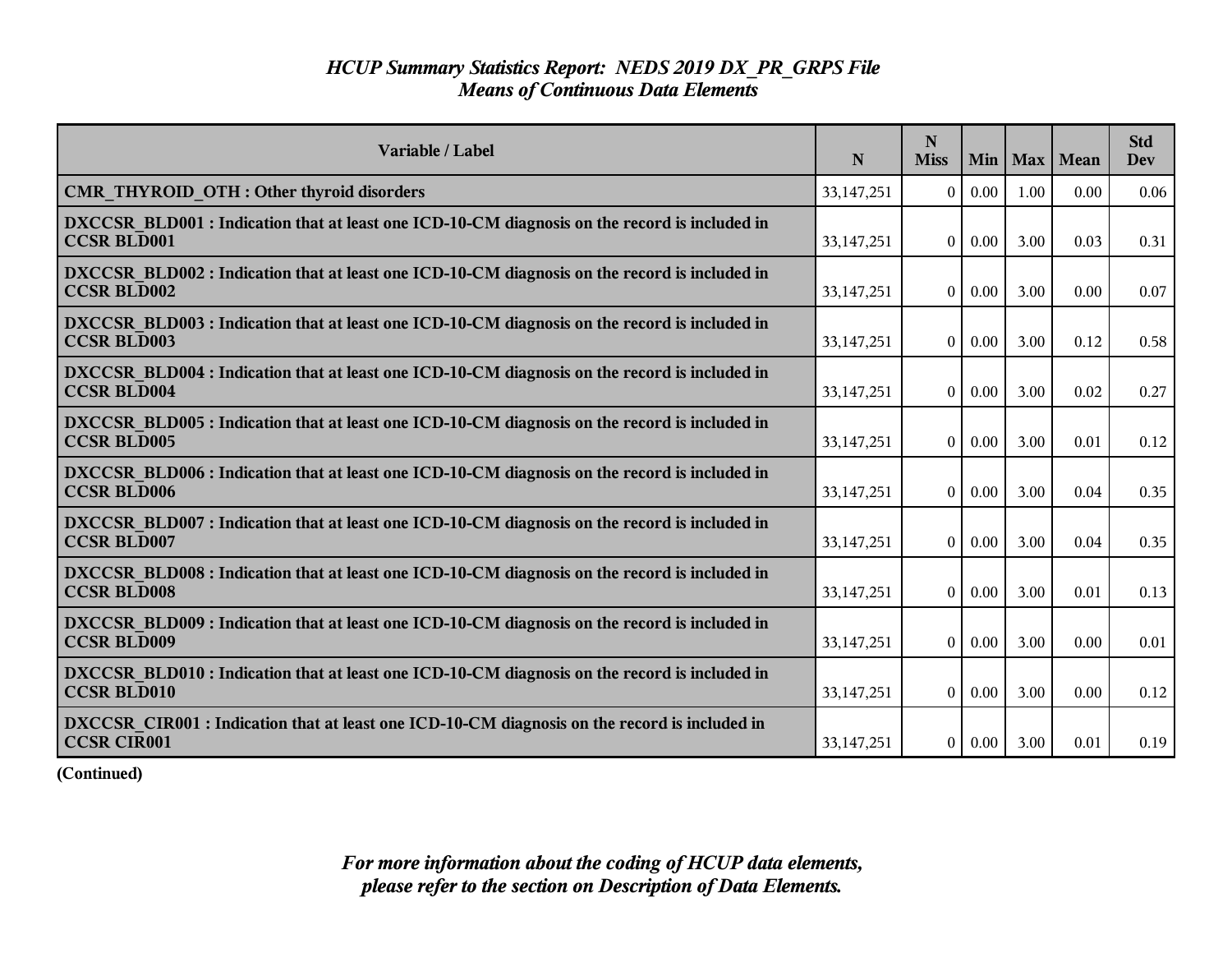*HCUP Summary Statistics Report: NEDS 2019 DX_PR_GRPS File*
*Means of Continuous Data Elements*

| Variable / Label | N | N Miss | Min | Max | Mean | Std Dev |
|---|---|---|---|---|---|---|
| **CMR_THYROID_OTH : Other thyroid disorders** | 33,147,251 | 0 | 0.00 | 1.00 | 0.00 | 0.06 |
| **DXCCSR_BLD001 : Indication that at least one ICD-10-CM diagnosis on the record is included in CCSR BLD001** | 33,147,251 | 0 | 0.00 | 3.00 | 0.03 | 0.31 |
| **DXCCSR_BLD002 : Indication that at least one ICD-10-CM diagnosis on the record is included in CCSR BLD002** | 33,147,251 | 0 | 0.00 | 3.00 | 0.00 | 0.07 |
| **DXCCSR_BLD003 : Indication that at least one ICD-10-CM diagnosis on the record is included in CCSR BLD003** | 33,147,251 | 0 | 0.00 | 3.00 | 0.12 | 0.58 |
| **DXCCSR_BLD004 : Indication that at least one ICD-10-CM diagnosis on the record is included in CCSR BLD004** | 33,147,251 | 0 | 0.00 | 3.00 | 0.02 | 0.27 |
| **DXCCSR_BLD005 : Indication that at least one ICD-10-CM diagnosis on the record is included in CCSR BLD005** | 33,147,251 | 0 | 0.00 | 3.00 | 0.01 | 0.12 |
| **DXCCSR_BLD006 : Indication that at least one ICD-10-CM diagnosis on the record is included in CCSR BLD006** | 33,147,251 | 0 | 0.00 | 3.00 | 0.04 | 0.35 |
| **DXCCSR_BLD007 : Indication that at least one ICD-10-CM diagnosis on the record is included in CCSR BLD007** | 33,147,251 | 0 | 0.00 | 3.00 | 0.04 | 0.35 |
| **DXCCSR_BLD008 : Indication that at least one ICD-10-CM diagnosis on the record is included in CCSR BLD008** | 33,147,251 | 0 | 0.00 | 3.00 | 0.01 | 0.13 |
| **DXCCSR_BLD009 : Indication that at least one ICD-10-CM diagnosis on the record is included in CCSR BLD009** | 33,147,251 | 0 | 0.00 | 3.00 | 0.00 | 0.01 |
| **DXCCSR_BLD010 : Indication that at least one ICD-10-CM diagnosis on the record is included in CCSR BLD010** | 33,147,251 | 0 | 0.00 | 3.00 | 0.00 | 0.12 |
| **DXCCSR_CIR001 : Indication that at least one ICD-10-CM diagnosis on the record is included in CCSR CIR001** | 33,147,251 | 0 | 0.00 | 3.00 | 0.01 | 0.19 |

**(Continued)**

***For more information about the coding of HCUP data elements, please refer to the section on Description of Data Elements.***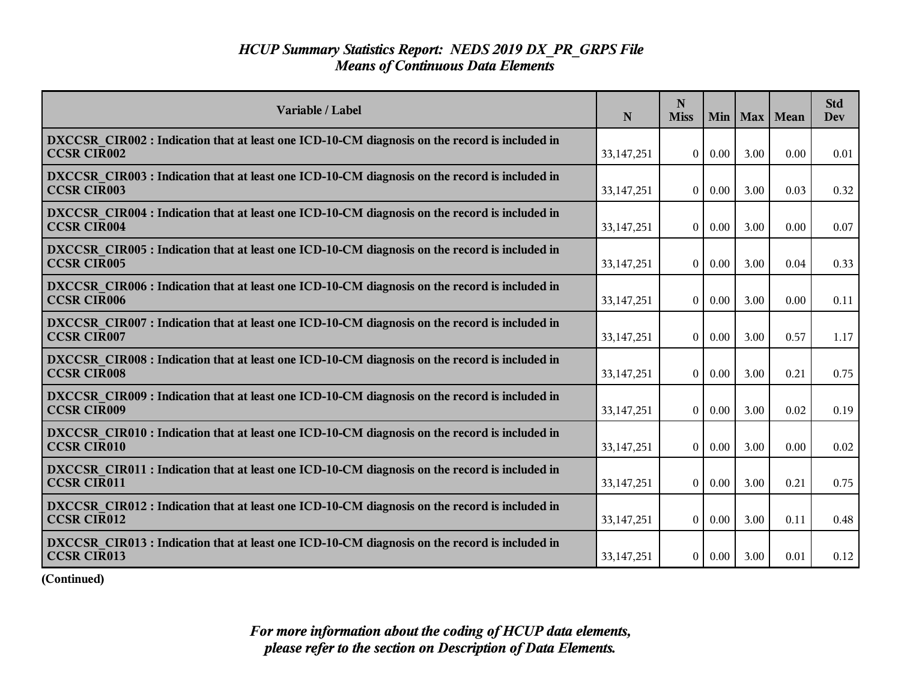# *HCUP Summary Statistics Report: NEDS 2019 DX_PR_GRPS File*
## *Means of Continuous Data Elements*

| Variable / Label | N | N Miss | Min | Max | Mean | Std Dev |
|---|---|---|---|---|---|---|
| **DXCCSR_CIR002 : Indication that at least one ICD-10-CM diagnosis on the record is included in CCSR CIR002** | 33,147,251 | 0 | 0.00 | 3.00 | 0.00 | 0.01 |
| **DXCCSR_CIR003 : Indication that at least one ICD-10-CM diagnosis on the record is included in CCSR CIR003** | 33,147,251 | 0 | 0.00 | 3.00 | 0.03 | 0.32 |
| **DXCCSR_CIR004 : Indication that at least one ICD-10-CM diagnosis on the record is included in CCSR CIR004** | 33,147,251 | 0 | 0.00 | 3.00 | 0.00 | 0.07 |
| **DXCCSR_CIR005 : Indication that at least one ICD-10-CM diagnosis on the record is included in CCSR CIR005** | 33,147,251 | 0 | 0.00 | 3.00 | 0.04 | 0.33 |
| **DXCCSR_CIR006 : Indication that at least one ICD-10-CM diagnosis on the record is included in CCSR CIR006** | 33,147,251 | 0 | 0.00 | 3.00 | 0.00 | 0.11 |
| **DXCCSR_CIR007 : Indication that at least one ICD-10-CM diagnosis on the record is included in CCSR CIR007** | 33,147,251 | 0 | 0.00 | 3.00 | 0.57 | 1.17 |
| **DXCCSR_CIR008 : Indication that at least one ICD-10-CM diagnosis on the record is included in CCSR CIR008** | 33,147,251 | 0 | 0.00 | 3.00 | 0.21 | 0.75 |
| **DXCCSR_CIR009 : Indication that at least one ICD-10-CM diagnosis on the record is included in CCSR CIR009** | 33,147,251 | 0 | 0.00 | 3.00 | 0.02 | 0.19 |
| **DXCCSR_CIR010 : Indication that at least one ICD-10-CM diagnosis on the record is included in CCSR CIR010** | 33,147,251 | 0 | 0.00 | 3.00 | 0.00 | 0.02 |
| **DXCCSR_CIR011 : Indication that at least one ICD-10-CM diagnosis on the record is included in CCSR CIR011** | 33,147,251 | 0 | 0.00 | 3.00 | 0.21 | 0.75 |
| **DXCCSR_CIR012 : Indication that at least one ICD-10-CM diagnosis on the record is included in CCSR CIR012** | 33,147,251 | 0 | 0.00 | 3.00 | 0.11 | 0.48 |
| **DXCCSR_CIR013 : Indication that at least one ICD-10-CM diagnosis on the record is included in CCSR CIR013** | 33,147,251 | 0 | 0.00 | 3.00 | 0.01 | 0.12 |

**(Continued)**

*For more information about the coding of HCUP data elements, please refer to the section on Description of Data Elements.*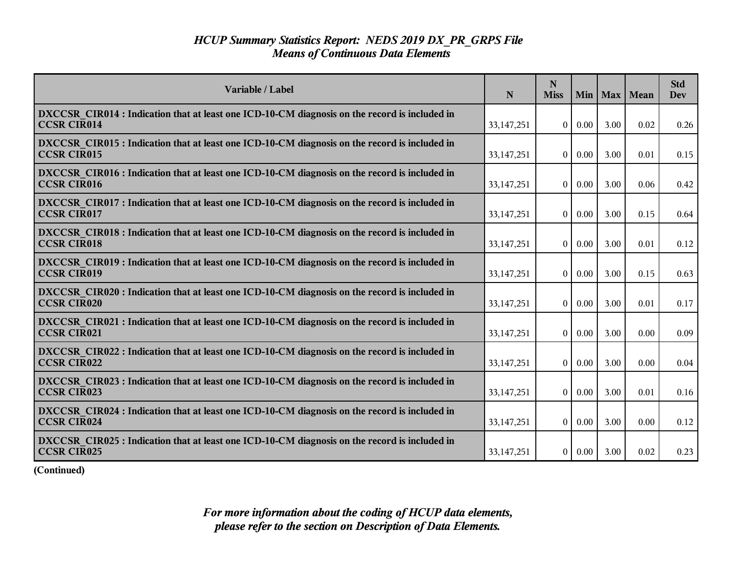# *HCUP Summary Statistics Report: NEDS 2019 DX_PR_GRPS File*
## *Means of Continuous Data Elements*

| Variable / Label | N | N Miss | Min | Max | Mean | Std Dev |
|---|---|---|---|---|---|---|
| **DXCCSR_CIR014 : Indication that at least one ICD-10-CM diagnosis on the record is included in CCSR CIR014** | 33,147,251 | 0 | 0.00 | 3.00 | 0.02 | 0.26 |
| **DXCCSR_CIR015 : Indication that at least one ICD-10-CM diagnosis on the record is included in CCSR CIR015** | 33,147,251 | 0 | 0.00 | 3.00 | 0.01 | 0.15 |
| **DXCCSR_CIR016 : Indication that at least one ICD-10-CM diagnosis on the record is included in CCSR CIR016** | 33,147,251 | 0 | 0.00 | 3.00 | 0.06 | 0.42 |
| **DXCCSR_CIR017 : Indication that at least one ICD-10-CM diagnosis on the record is included in CCSR CIR017** | 33,147,251 | 0 | 0.00 | 3.00 | 0.15 | 0.64 |
| **DXCCSR_CIR018 : Indication that at least one ICD-10-CM diagnosis on the record is included in CCSR CIR018** | 33,147,251 | 0 | 0.00 | 3.00 | 0.01 | 0.12 |
| **DXCCSR_CIR019 : Indication that at least one ICD-10-CM diagnosis on the record is included in CCSR CIR019** | 33,147,251 | 0 | 0.00 | 3.00 | 0.15 | 0.63 |
| **DXCCSR_CIR020 : Indication that at least one ICD-10-CM diagnosis on the record is included in CCSR CIR020** | 33,147,251 | 0 | 0.00 | 3.00 | 0.01 | 0.17 |
| **DXCCSR_CIR021 : Indication that at least one ICD-10-CM diagnosis on the record is included in CCSR CIR021** | 33,147,251 | 0 | 0.00 | 3.00 | 0.00 | 0.09 |
| **DXCCSR_CIR022 : Indication that at least one ICD-10-CM diagnosis on the record is included in CCSR CIR022** | 33,147,251 | 0 | 0.00 | 3.00 | 0.00 | 0.04 |
| **DXCCSR_CIR023 : Indication that at least one ICD-10-CM diagnosis on the record is included in CCSR CIR023** | 33,147,251 | 0 | 0.00 | 3.00 | 0.01 | 0.16 |
| **DXCCSR_CIR024 : Indication that at least one ICD-10-CM diagnosis on the record is included in CCSR CIR024** | 33,147,251 | 0 | 0.00 | 3.00 | 0.00 | 0.12 |
| **DXCCSR_CIR025 : Indication that at least one ICD-10-CM diagnosis on the record is included in CCSR CIR025** | 33,147,251 | 0 | 0.00 | 3.00 | 0.02 | 0.23 |

**(Continued)**

*For more information about the coding of HCUP data elements, please refer to the section on Description of Data Elements.*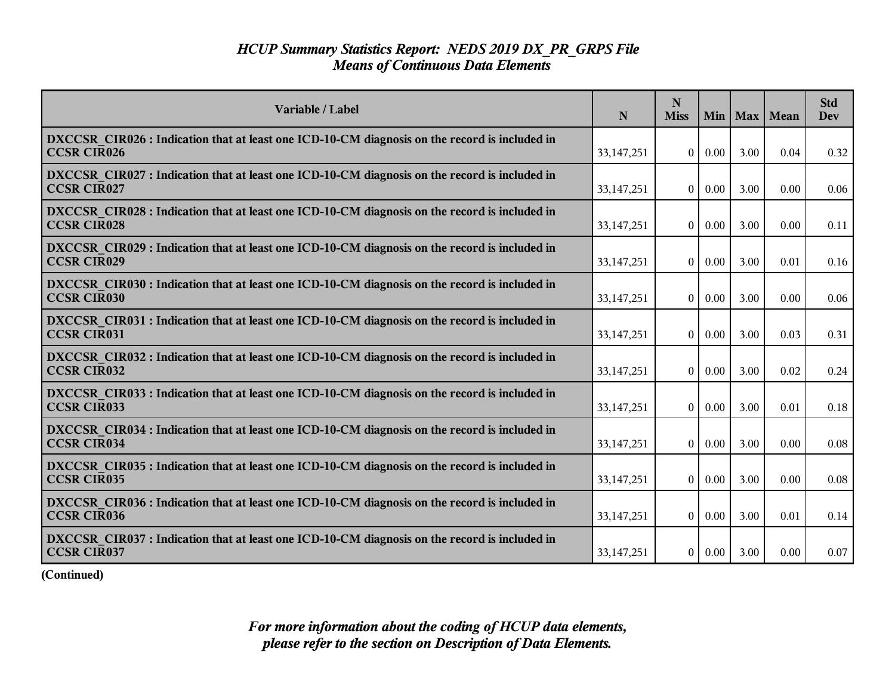*HCUP Summary Statistics Report: NEDS 2019 DX_PR_GRPS File*
*Means of Continuous Data Elements*

| Variable / Label | N | N Miss | Min | Max | Mean | Std Dev |
|---|---|---|---|---|---|---|
| **DXCCSR_CIR026 : Indication that at least one ICD-10-CM diagnosis on the record is included in CCSR CIR026** | 33,147,251 | 0 | 0.00 | 3.00 | 0.04 | 0.32 |
| **DXCCSR_CIR027 : Indication that at least one ICD-10-CM diagnosis on the record is included in CCSR CIR027** | 33,147,251 | 0 | 0.00 | 3.00 | 0.00 | 0.06 |
| **DXCCSR_CIR028 : Indication that at least one ICD-10-CM diagnosis on the record is included in CCSR CIR028** | 33,147,251 | 0 | 0.00 | 3.00 | 0.00 | 0.11 |
| **DXCCSR_CIR029 : Indication that at least one ICD-10-CM diagnosis on the record is included in CCSR CIR029** | 33,147,251 | 0 | 0.00 | 3.00 | 0.01 | 0.16 |
| **DXCCSR_CIR030 : Indication that at least one ICD-10-CM diagnosis on the record is included in CCSR CIR030** | 33,147,251 | 0 | 0.00 | 3.00 | 0.00 | 0.06 |
| **DXCCSR_CIR031 : Indication that at least one ICD-10-CM diagnosis on the record is included in CCSR CIR031** | 33,147,251 | 0 | 0.00 | 3.00 | 0.03 | 0.31 |
| **DXCCSR_CIR032 : Indication that at least one ICD-10-CM diagnosis on the record is included in CCSR CIR032** | 33,147,251 | 0 | 0.00 | 3.00 | 0.02 | 0.24 |
| **DXCCSR_CIR033 : Indication that at least one ICD-10-CM diagnosis on the record is included in CCSR CIR033** | 33,147,251 | 0 | 0.00 | 3.00 | 0.01 | 0.18 |
| **DXCCSR_CIR034 : Indication that at least one ICD-10-CM diagnosis on the record is included in CCSR CIR034** | 33,147,251 | 0 | 0.00 | 3.00 | 0.00 | 0.08 |
| **DXCCSR_CIR035 : Indication that at least one ICD-10-CM diagnosis on the record is included in CCSR CIR035** | 33,147,251 | 0 | 0.00 | 3.00 | 0.00 | 0.08 |
| **DXCCSR_CIR036 : Indication that at least one ICD-10-CM diagnosis on the record is included in CCSR CIR036** | 33,147,251 | 0 | 0.00 | 3.00 | 0.01 | 0.14 |
| **DXCCSR_CIR037 : Indication that at least one ICD-10-CM diagnosis on the record is included in CCSR CIR037** | 33,147,251 | 0 | 0.00 | 3.00 | 0.00 | 0.07 |

**(Continued)**

*For more information about the coding of HCUP data elements, please refer to the section on Description of Data Elements.*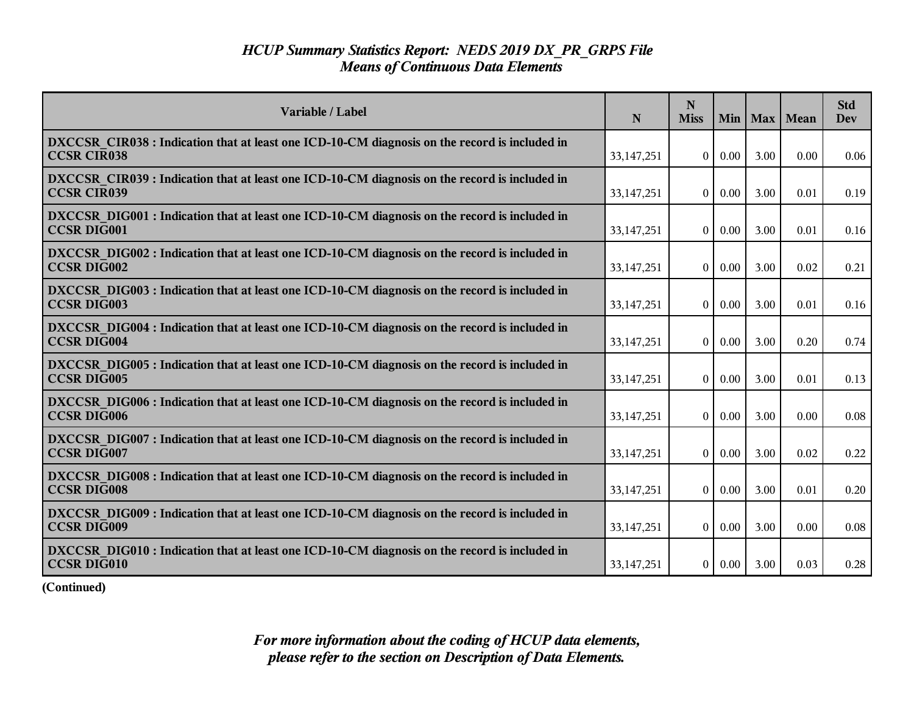# *HCUP Summary Statistics Report: NEDS 2019 DX_PR_GRPS File*
## *Means of Continuous Data Elements*

| Variable / Label | N | N Miss | Min | Max | Mean | Std Dev |
|---|---|---|---|---|---|---|
| **DXCCSR_CIR038 : Indication that at least one ICD-10-CM diagnosis on the record is included in CCSR CIR038** | 33,147,251 | 0 | 0.00 | 3.00 | 0.00 | 0.06 |
| **DXCCSR_CIR039 : Indication that at least one ICD-10-CM diagnosis on the record is included in CCSR CIR039** | 33,147,251 | 0 | 0.00 | 3.00 | 0.01 | 0.19 |
| **DXCCSR_DIG001 : Indication that at least one ICD-10-CM diagnosis on the record is included in CCSR DIG001** | 33,147,251 | 0 | 0.00 | 3.00 | 0.01 | 0.16 |
| **DXCCSR_DIG002 : Indication that at least one ICD-10-CM diagnosis on the record is included in CCSR DIG002** | 33,147,251 | 0 | 0.00 | 3.00 | 0.02 | 0.21 |
| **DXCCSR_DIG003 : Indication that at least one ICD-10-CM diagnosis on the record is included in CCSR DIG003** | 33,147,251 | 0 | 0.00 | 3.00 | 0.01 | 0.16 |
| **DXCCSR_DIG004 : Indication that at least one ICD-10-CM diagnosis on the record is included in CCSR DIG004** | 33,147,251 | 0 | 0.00 | 3.00 | 0.20 | 0.74 |
| **DXCCSR_DIG005 : Indication that at least one ICD-10-CM diagnosis on the record is included in CCSR DIG005** | 33,147,251 | 0 | 0.00 | 3.00 | 0.01 | 0.13 |
| **DXCCSR_DIG006 : Indication that at least one ICD-10-CM diagnosis on the record is included in CCSR DIG006** | 33,147,251 | 0 | 0.00 | 3.00 | 0.00 | 0.08 |
| **DXCCSR_DIG007 : Indication that at least one ICD-10-CM diagnosis on the record is included in CCSR DIG007** | 33,147,251 | 0 | 0.00 | 3.00 | 0.02 | 0.22 |
| **DXCCSR_DIG008 : Indication that at least one ICD-10-CM diagnosis on the record is included in CCSR DIG008** | 33,147,251 | 0 | 0.00 | 3.00 | 0.01 | 0.20 |
| **DXCCSR_DIG009 : Indication that at least one ICD-10-CM diagnosis on the record is included in CCSR DIG009** | 33,147,251 | 0 | 0.00 | 3.00 | 0.00 | 0.08 |
| **DXCCSR_DIG010 : Indication that at least one ICD-10-CM diagnosis on the record is included in CCSR DIG010** | 33,147,251 | 0 | 0.00 | 3.00 | 0.03 | 0.28 |

**(Continued)**

***For more information about the coding of HCUP data elements, please refer to the section on Description of Data Elements.***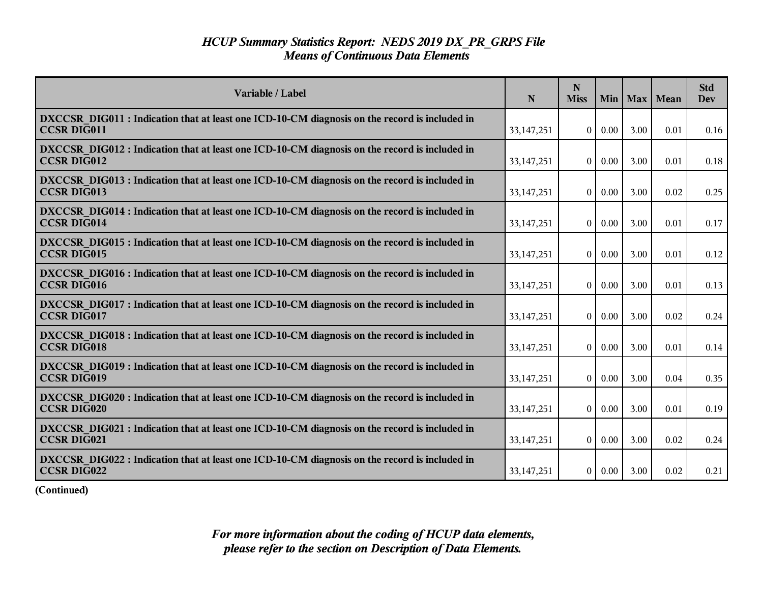# *HCUP Summary Statistics Report: NEDS 2019 DX_PR_GRPS File*
## *Means of Continuous Data Elements*

| Variable / Label | N | N Miss | Min | Max | Mean | Std Dev |
|---|---|---|---|---|---|---|
| **DXCCSR_DIG011 : Indication that at least one ICD-10-CM diagnosis on the record is included in CCSR DIG011** | 33,147,251 | 0 | 0.00 | 3.00 | 0.01 | 0.16 |
| **DXCCSR_DIG012 : Indication that at least one ICD-10-CM diagnosis on the record is included in CCSR DIG012** | 33,147,251 | 0 | 0.00 | 3.00 | 0.01 | 0.18 |
| **DXCCSR_DIG013 : Indication that at least one ICD-10-CM diagnosis on the record is included in CCSR DIG013** | 33,147,251 | 0 | 0.00 | 3.00 | 0.02 | 0.25 |
| **DXCCSR_DIG014 : Indication that at least one ICD-10-CM diagnosis on the record is included in CCSR DIG014** | 33,147,251 | 0 | 0.00 | 3.00 | 0.01 | 0.17 |
| **DXCCSR_DIG015 : Indication that at least one ICD-10-CM diagnosis on the record is included in CCSR DIG015** | 33,147,251 | 0 | 0.00 | 3.00 | 0.01 | 0.12 |
| **DXCCSR_DIG016 : Indication that at least one ICD-10-CM diagnosis on the record is included in CCSR DIG016** | 33,147,251 | 0 | 0.00 | 3.00 | 0.01 | 0.13 |
| **DXCCSR_DIG017 : Indication that at least one ICD-10-CM diagnosis on the record is included in CCSR DIG017** | 33,147,251 | 0 | 0.00 | 3.00 | 0.02 | 0.24 |
| **DXCCSR_DIG018 : Indication that at least one ICD-10-CM diagnosis on the record is included in CCSR DIG018** | 33,147,251 | 0 | 0.00 | 3.00 | 0.01 | 0.14 |
| **DXCCSR_DIG019 : Indication that at least one ICD-10-CM diagnosis on the record is included in CCSR DIG019** | 33,147,251 | 0 | 0.00 | 3.00 | 0.04 | 0.35 |
| **DXCCSR_DIG020 : Indication that at least one ICD-10-CM diagnosis on the record is included in CCSR DIG020** | 33,147,251 | 0 | 0.00 | 3.00 | 0.01 | 0.19 |
| **DXCCSR_DIG021 : Indication that at least one ICD-10-CM diagnosis on the record is included in CCSR DIG021** | 33,147,251 | 0 | 0.00 | 3.00 | 0.02 | 0.24 |
| **DXCCSR_DIG022 : Indication that at least one ICD-10-CM diagnosis on the record is included in CCSR DIG022** | 33,147,251 | 0 | 0.00 | 3.00 | 0.02 | 0.21 |

**(Continued)**

***For more information about the coding of HCUP data elements, please refer to the section on Description of Data Elements.***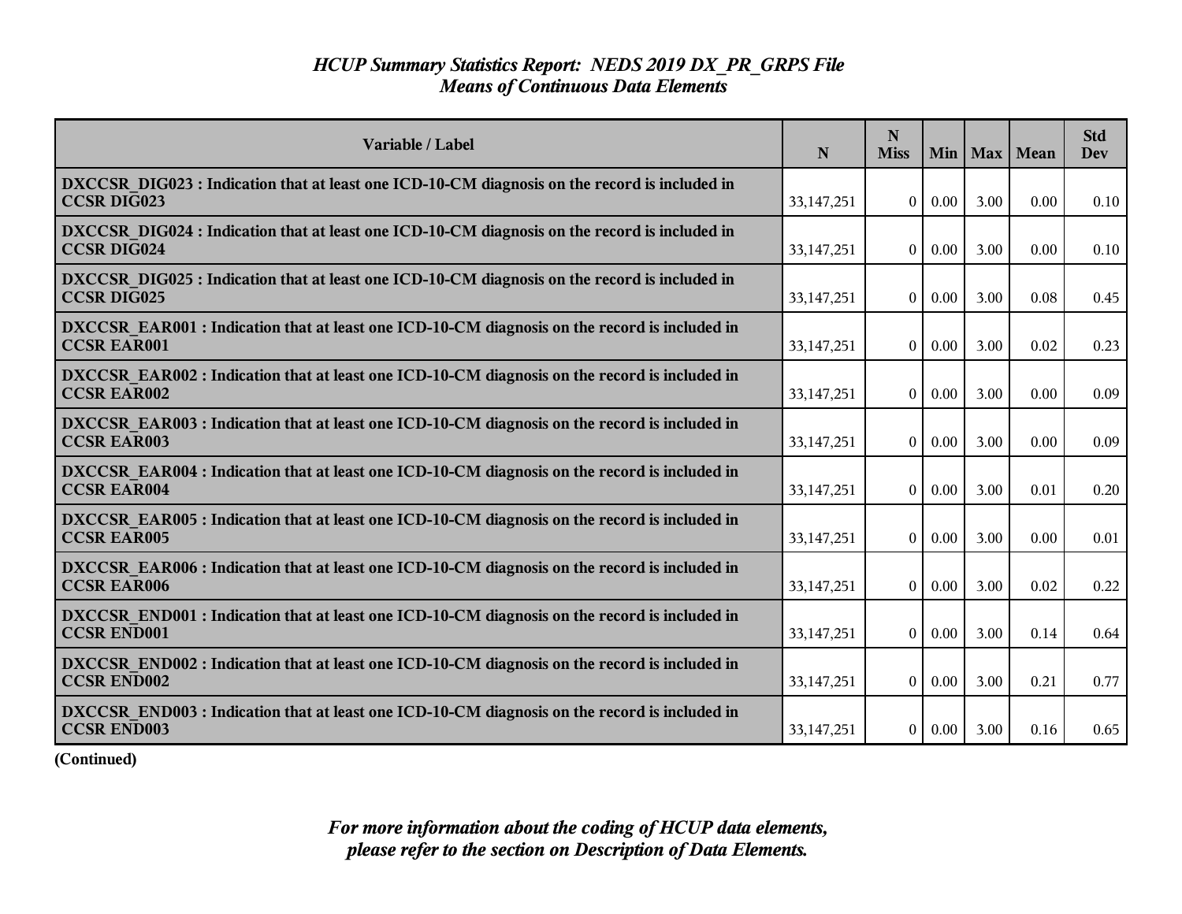# *HCUP Summary Statistics Report: NEDS 2019 DX_PR_GRPS File*
## *Means of Continuous Data Elements*

| Variable / Label | N | N Miss | Min | Max | Mean | Std Dev |
|---|---|---|---|---|---|---|
| **DXCCSR_DIG023 : Indication that at least one ICD-10-CM diagnosis on the record is included in CCSR DIG023** | 33,147,251 | 0 | 0.00 | 3.00 | 0.00 | 0.10 |
| **DXCCSR_DIG024 : Indication that at least one ICD-10-CM diagnosis on the record is included in CCSR DIG024** | 33,147,251 | 0 | 0.00 | 3.00 | 0.00 | 0.10 |
| **DXCCSR_DIG025 : Indication that at least one ICD-10-CM diagnosis on the record is included in CCSR DIG025** | 33,147,251 | 0 | 0.00 | 3.00 | 0.08 | 0.45 |
| **DXCCSR_EAR001 : Indication that at least one ICD-10-CM diagnosis on the record is included in CCSR EAR001** | 33,147,251 | 0 | 0.00 | 3.00 | 0.02 | 0.23 |
| **DXCCSR_EAR002 : Indication that at least one ICD-10-CM diagnosis on the record is included in CCSR EAR002** | 33,147,251 | 0 | 0.00 | 3.00 | 0.00 | 0.09 |
| **DXCCSR_EAR003 : Indication that at least one ICD-10-CM diagnosis on the record is included in CCSR EAR003** | 33,147,251 | 0 | 0.00 | 3.00 | 0.00 | 0.09 |
| **DXCCSR_EAR004 : Indication that at least one ICD-10-CM diagnosis on the record is included in CCSR EAR004** | 33,147,251 | 0 | 0.00 | 3.00 | 0.01 | 0.20 |
| **DXCCSR_EAR005 : Indication that at least one ICD-10-CM diagnosis on the record is included in CCSR EAR005** | 33,147,251 | 0 | 0.00 | 3.00 | 0.00 | 0.01 |
| **DXCCSR_EAR006 : Indication that at least one ICD-10-CM diagnosis on the record is included in CCSR EAR006** | 33,147,251 | 0 | 0.00 | 3.00 | 0.02 | 0.22 |
| **DXCCSR_END001 : Indication that at least one ICD-10-CM diagnosis on the record is included in CCSR END001** | 33,147,251 | 0 | 0.00 | 3.00 | 0.14 | 0.64 |
| **DXCCSR_END002 : Indication that at least one ICD-10-CM diagnosis on the record is included in CCSR END002** | 33,147,251 | 0 | 0.00 | 3.00 | 0.21 | 0.77 |
| **DXCCSR_END003 : Indication that at least one ICD-10-CM diagnosis on the record is included in CCSR END003** | 33,147,251 | 0 | 0.00 | 3.00 | 0.16 | 0.65 |

**(Continued)**

***For more information about the coding of HCUP data elements, please refer to the section on Description of Data Elements.***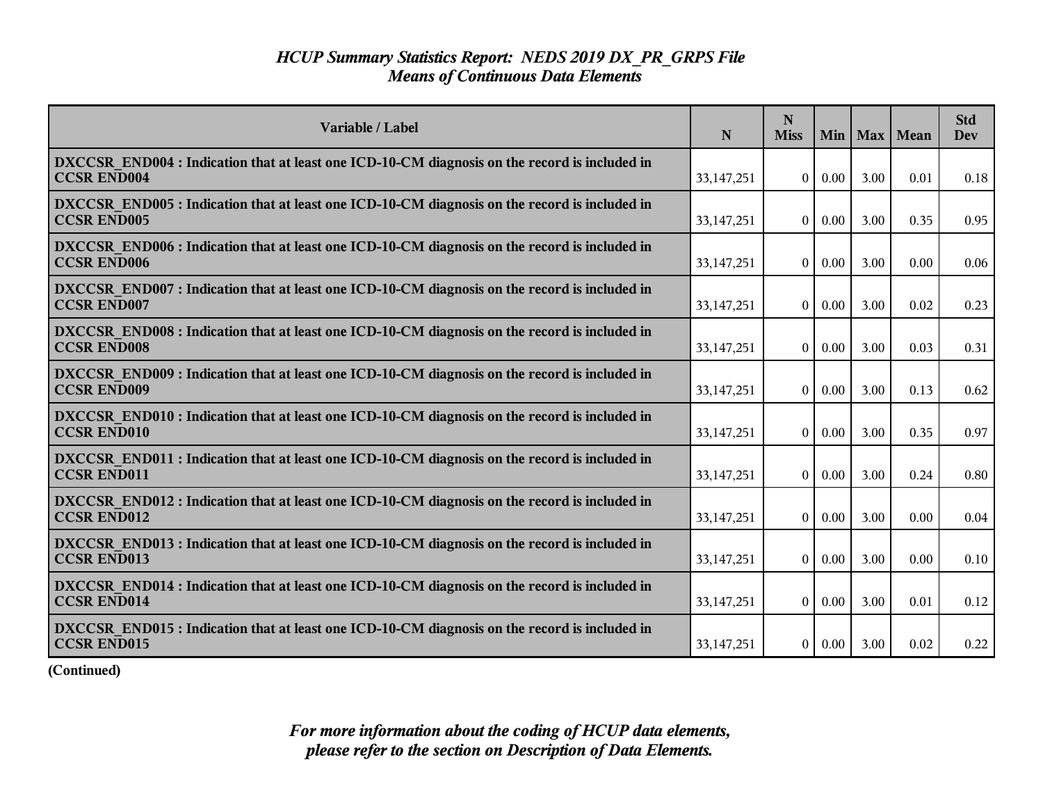## *HCUP Summary Statistics Report: NEDS 2019 DX_PR_GRPS File*
## *Means of Continuous Data Elements*

| Variable / Label | N | N Miss | Min | Max | Mean | Std Dev |
|---|---|---|---|---|---|---|
| **DXCCSR_END004 : Indication that at least one ICD-10-CM diagnosis on the record is included in CCSR END004** | 33,147,251 | 0 | 0.00 | 3.00 | 0.01 | 0.18 |
| **DXCCSR_END005 : Indication that at least one ICD-10-CM diagnosis on the record is included in CCSR END005** | 33,147,251 | 0 | 0.00 | 3.00 | 0.35 | 0.95 |
| **DXCCSR_END006 : Indication that at least one ICD-10-CM diagnosis on the record is included in CCSR END006** | 33,147,251 | 0 | 0.00 | 3.00 | 0.00 | 0.06 |
| **DXCCSR_END007 : Indication that at least one ICD-10-CM diagnosis on the record is included in CCSR END007** | 33,147,251 | 0 | 0.00 | 3.00 | 0.02 | 0.23 |
| **DXCCSR_END008 : Indication that at least one ICD-10-CM diagnosis on the record is included in CCSR END008** | 33,147,251 | 0 | 0.00 | 3.00 | 0.03 | 0.31 |
| **DXCCSR_END009 : Indication that at least one ICD-10-CM diagnosis on the record is included in CCSR END009** | 33,147,251 | 0 | 0.00 | 3.00 | 0.13 | 0.62 |
| **DXCCSR_END010 : Indication that at least one ICD-10-CM diagnosis on the record is included in CCSR END010** | 33,147,251 | 0 | 0.00 | 3.00 | 0.35 | 0.97 |
| **DXCCSR_END011 : Indication that at least one ICD-10-CM diagnosis on the record is included in CCSR END011** | 33,147,251 | 0 | 0.00 | 3.00 | 0.24 | 0.80 |
| **DXCCSR_END012 : Indication that at least one ICD-10-CM diagnosis on the record is included in CCSR END012** | 33,147,251 | 0 | 0.00 | 3.00 | 0.00 | 0.04 |
| **DXCCSR_END013 : Indication that at least one ICD-10-CM diagnosis on the record is included in CCSR END013** | 33,147,251 | 0 | 0.00 | 3.00 | 0.00 | 0.10 |
| **DXCCSR_END014 : Indication that at least one ICD-10-CM diagnosis on the record is included in CCSR END014** | 33,147,251 | 0 | 0.00 | 3.00 | 0.01 | 0.12 |
| **DXCCSR_END015 : Indication that at least one ICD-10-CM diagnosis on the record is included in CCSR END015** | 33,147,251 | 0 | 0.00 | 3.00 | 0.02 | 0.22 |

**(Continued)**

***For more information about the coding of HCUP data elements, please refer to the section on Description of Data Elements.***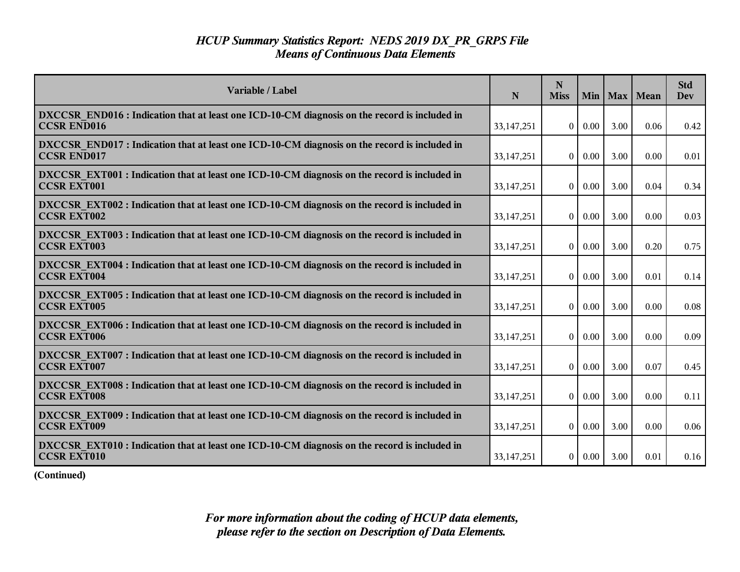# *HCUP Summary Statistics Report: NEDS 2019 DX_PR_GRPS File*
## *Means of Continuous Data Elements*

| Variable / Label | N | N Miss | Min | Max | Mean | Std Dev |
|---|---|---|---|---|---|---|
| **DXCCSR_END016 : Indication that at least one ICD-10-CM diagnosis on the record is included in CCSR END016** | 33,147,251 | 0 | 0.00 | 3.00 | 0.06 | 0.42 |
| **DXCCSR_END017 : Indication that at least one ICD-10-CM diagnosis on the record is included in CCSR END017** | 33,147,251 | 0 | 0.00 | 3.00 | 0.00 | 0.01 |
| **DXCCSR_EXT001 : Indication that at least one ICD-10-CM diagnosis on the record is included in CCSR EXT001** | 33,147,251 | 0 | 0.00 | 3.00 | 0.04 | 0.34 |
| **DXCCSR_EXT002 : Indication that at least one ICD-10-CM diagnosis on the record is included in CCSR EXT002** | 33,147,251 | 0 | 0.00 | 3.00 | 0.00 | 0.03 |
| **DXCCSR_EXT003 : Indication that at least one ICD-10-CM diagnosis on the record is included in CCSR EXT003** | 33,147,251 | 0 | 0.00 | 3.00 | 0.20 | 0.75 |
| **DXCCSR_EXT004 : Indication that at least one ICD-10-CM diagnosis on the record is included in CCSR EXT004** | 33,147,251 | 0 | 0.00 | 3.00 | 0.01 | 0.14 |
| **DXCCSR_EXT005 : Indication that at least one ICD-10-CM diagnosis on the record is included in CCSR EXT005** | 33,147,251 | 0 | 0.00 | 3.00 | 0.00 | 0.08 |
| **DXCCSR_EXT006 : Indication that at least one ICD-10-CM diagnosis on the record is included in CCSR EXT006** | 33,147,251 | 0 | 0.00 | 3.00 | 0.00 | 0.09 |
| **DXCCSR_EXT007 : Indication that at least one ICD-10-CM diagnosis on the record is included in CCSR EXT007** | 33,147,251 | 0 | 0.00 | 3.00 | 0.07 | 0.45 |
| **DXCCSR_EXT008 : Indication that at least one ICD-10-CM diagnosis on the record is included in CCSR EXT008** | 33,147,251 | 0 | 0.00 | 3.00 | 0.00 | 0.11 |
| **DXCCSR_EXT009 : Indication that at least one ICD-10-CM diagnosis on the record is included in CCSR EXT009** | 33,147,251 | 0 | 0.00 | 3.00 | 0.00 | 0.06 |
| **DXCCSR_EXT010 : Indication that at least one ICD-10-CM diagnosis on the record is included in CCSR EXT010** | 33,147,251 | 0 | 0.00 | 3.00 | 0.01 | 0.16 |

**(Continued)**

***For more information about the coding of HCUP data elements, please refer to the section on Description of Data Elements.***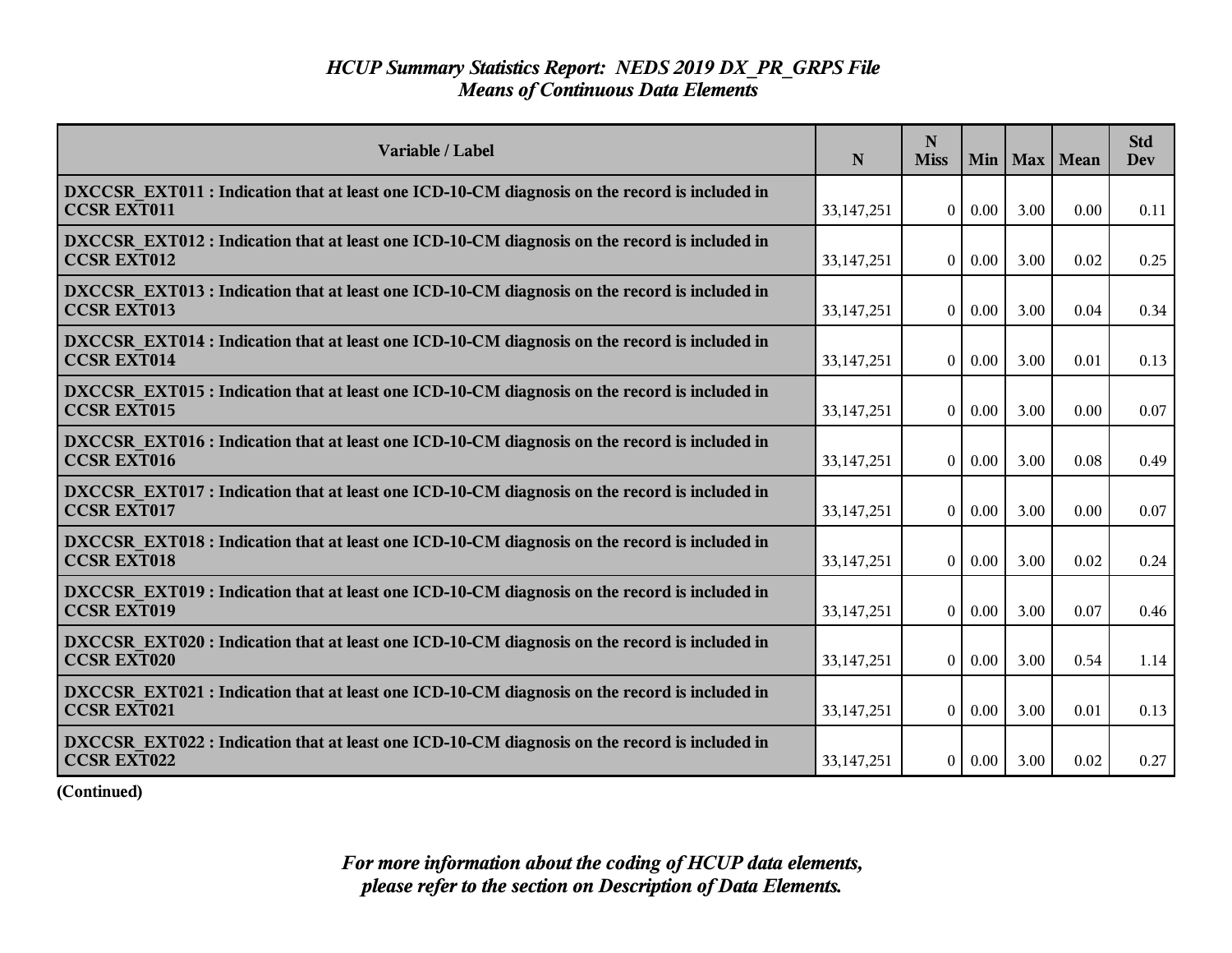# *HCUP Summary Statistics Report: NEDS 2019 DX_PR_GRPS File*
## *Means of Continuous Data Elements*

| Variable / Label | N | N Miss | Min | Max | Mean | Std Dev |
|---|---|---|---|---|---|---|
| **DXCCSR_EXT011 : Indication that at least one ICD-10-CM diagnosis on the record is included in CCSR EXT011** | 33,147,251 | 0 | 0.00 | 3.00 | 0.00 | 0.11 |
| **DXCCSR_EXT012 : Indication that at least one ICD-10-CM diagnosis on the record is included in CCSR EXT012** | 33,147,251 | 0 | 0.00 | 3.00 | 0.02 | 0.25 |
| **DXCCSR_EXT013 : Indication that at least one ICD-10-CM diagnosis on the record is included in CCSR EXT013** | 33,147,251 | 0 | 0.00 | 3.00 | 0.04 | 0.34 |
| **DXCCSR_EXT014 : Indication that at least one ICD-10-CM diagnosis on the record is included in CCSR EXT014** | 33,147,251 | 0 | 0.00 | 3.00 | 0.01 | 0.13 |
| **DXCCSR_EXT015 : Indication that at least one ICD-10-CM diagnosis on the record is included in CCSR EXT015** | 33,147,251 | 0 | 0.00 | 3.00 | 0.00 | 0.07 |
| **DXCCSR_EXT016 : Indication that at least one ICD-10-CM diagnosis on the record is included in CCSR EXT016** | 33,147,251 | 0 | 0.00 | 3.00 | 0.08 | 0.49 |
| **DXCCSR_EXT017 : Indication that at least one ICD-10-CM diagnosis on the record is included in CCSR EXT017** | 33,147,251 | 0 | 0.00 | 3.00 | 0.00 | 0.07 |
| **DXCCSR_EXT018 : Indication that at least one ICD-10-CM diagnosis on the record is included in CCSR EXT018** | 33,147,251 | 0 | 0.00 | 3.00 | 0.02 | 0.24 |
| **DXCCSR_EXT019 : Indication that at least one ICD-10-CM diagnosis on the record is included in CCSR EXT019** | 33,147,251 | 0 | 0.00 | 3.00 | 0.07 | 0.46 |
| **DXCCSR_EXT020 : Indication that at least one ICD-10-CM diagnosis on the record is included in CCSR EXT020** | 33,147,251 | 0 | 0.00 | 3.00 | 0.54 | 1.14 |
| **DXCCSR_EXT021 : Indication that at least one ICD-10-CM diagnosis on the record is included in CCSR EXT021** | 33,147,251 | 0 | 0.00 | 3.00 | 0.01 | 0.13 |
| **DXCCSR_EXT022 : Indication that at least one ICD-10-CM diagnosis on the record is included in CCSR EXT022** | 33,147,251 | 0 | 0.00 | 3.00 | 0.02 | 0.27 |

**(Continued)**

***For more information about the coding of HCUP data elements, please refer to the section on Description of Data Elements.***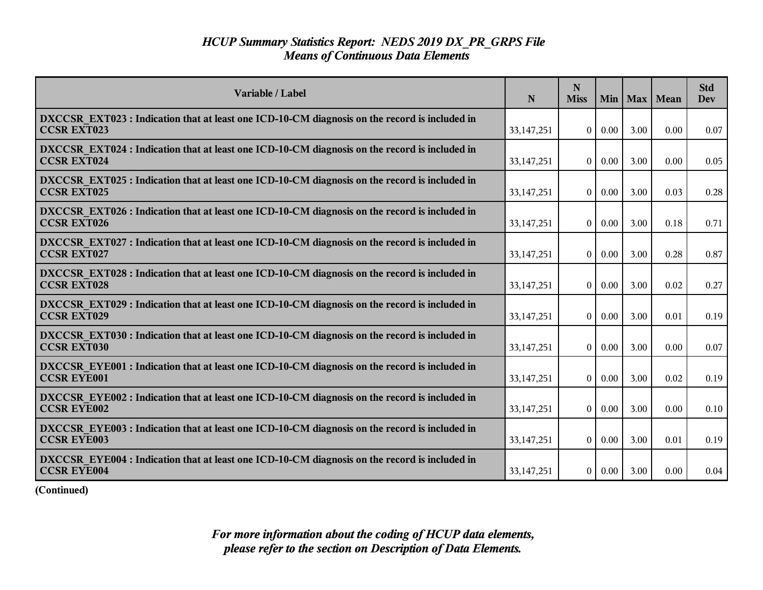# *HCUP Summary Statistics Report: NEDS 2019 DX_PR_GRPS File*
## *Means of Continuous Data Elements*

| Variable / Label | N | N Miss | Min | Max | Mean | Std Dev |
|---|---|---|---|---|---|---|
| **DXCCSR_EXT023 : Indication that at least one ICD-10-CM diagnosis on the record is included in CCSR EXT023** | 33,147,251 | 0 | 0.00 | 3.00 | 0.00 | 0.07 |
| **DXCCSR_EXT024 : Indication that at least one ICD-10-CM diagnosis on the record is included in CCSR EXT024** | 33,147,251 | 0 | 0.00 | 3.00 | 0.00 | 0.05 |
| **DXCCSR_EXT025 : Indication that at least one ICD-10-CM diagnosis on the record is included in CCSR EXT025** | 33,147,251 | 0 | 0.00 | 3.00 | 0.03 | 0.28 |
| **DXCCSR_EXT026 : Indication that at least one ICD-10-CM diagnosis on the record is included in CCSR EXT026** | 33,147,251 | 0 | 0.00 | 3.00 | 0.18 | 0.71 |
| **DXCCSR_EXT027 : Indication that at least one ICD-10-CM diagnosis on the record is included in CCSR EXT027** | 33,147,251 | 0 | 0.00 | 3.00 | 0.28 | 0.87 |
| **DXCCSR_EXT028 : Indication that at least one ICD-10-CM diagnosis on the record is included in CCSR EXT028** | 33,147,251 | 0 | 0.00 | 3.00 | 0.02 | 0.27 |
| **DXCCSR_EXT029 : Indication that at least one ICD-10-CM diagnosis on the record is included in CCSR EXT029** | 33,147,251 | 0 | 0.00 | 3.00 | 0.01 | 0.19 |
| **DXCCSR_EXT030 : Indication that at least one ICD-10-CM diagnosis on the record is included in CCSR EXT030** | 33,147,251 | 0 | 0.00 | 3.00 | 0.00 | 0.07 |
| **DXCCSR_EYE001 : Indication that at least one ICD-10-CM diagnosis on the record is included in CCSR EYE001** | 33,147,251 | 0 | 0.00 | 3.00 | 0.02 | 0.19 |
| **DXCCSR_EYE002 : Indication that at least one ICD-10-CM diagnosis on the record is included in CCSR EYE002** | 33,147,251 | 0 | 0.00 | 3.00 | 0.00 | 0.10 |
| **DXCCSR_EYE003 : Indication that at least one ICD-10-CM diagnosis on the record is included in CCSR EYE003** | 33,147,251 | 0 | 0.00 | 3.00 | 0.01 | 0.19 |
| **DXCCSR_EYE004 : Indication that at least one ICD-10-CM diagnosis on the record is included in CCSR EYE004** | 33,147,251 | 0 | 0.00 | 3.00 | 0.00 | 0.04 |

**(Continued)**

***For more information about the coding of HCUP data elements, please refer to the section on Description of Data Elements.***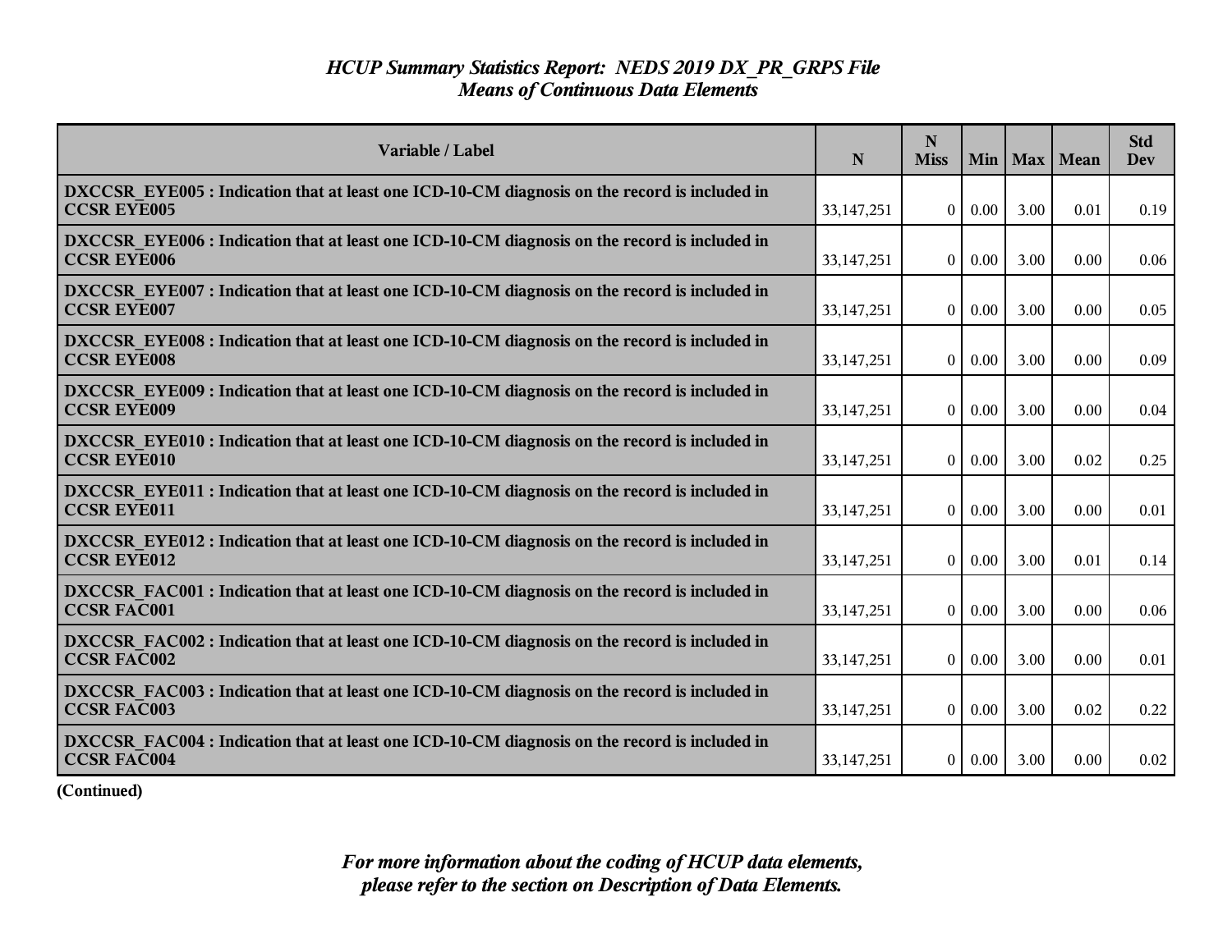# *HCUP Summary Statistics Report: NEDS 2019 DX_PR_GRPS File*
## *Means of Continuous Data Elements*

| Variable / Label | N | N Miss | Min | Max | Mean | Std Dev |
|---|---|---|---|---|---|---|
| **DXCCSR_EYE005 : Indication that at least one ICD-10-CM diagnosis on the record is included in CCSR EYE005** | 33,147,251 | 0 | 0.00 | 3.00 | 0.01 | 0.19 |
| **DXCCSR_EYE006 : Indication that at least one ICD-10-CM diagnosis on the record is included in CCSR EYE006** | 33,147,251 | 0 | 0.00 | 3.00 | 0.00 | 0.06 |
| **DXCCSR_EYE007 : Indication that at least one ICD-10-CM diagnosis on the record is included in CCSR EYE007** | 33,147,251 | 0 | 0.00 | 3.00 | 0.00 | 0.05 |
| **DXCCSR_EYE008 : Indication that at least one ICD-10-CM diagnosis on the record is included in CCSR EYE008** | 33,147,251 | 0 | 0.00 | 3.00 | 0.00 | 0.09 |
| **DXCCSR_EYE009 : Indication that at least one ICD-10-CM diagnosis on the record is included in CCSR EYE009** | 33,147,251 | 0 | 0.00 | 3.00 | 0.00 | 0.04 |
| **DXCCSR_EYE010 : Indication that at least one ICD-10-CM diagnosis on the record is included in CCSR EYE010** | 33,147,251 | 0 | 0.00 | 3.00 | 0.02 | 0.25 |
| **DXCCSR_EYE011 : Indication that at least one ICD-10-CM diagnosis on the record is included in CCSR EYE011** | 33,147,251 | 0 | 0.00 | 3.00 | 0.00 | 0.01 |
| **DXCCSR_EYE012 : Indication that at least one ICD-10-CM diagnosis on the record is included in CCSR EYE012** | 33,147,251 | 0 | 0.00 | 3.00 | 0.01 | 0.14 |
| **DXCCSR_FAC001 : Indication that at least one ICD-10-CM diagnosis on the record is included in CCSR FAC001** | 33,147,251 | 0 | 0.00 | 3.00 | 0.00 | 0.06 |
| **DXCCSR_FAC002 : Indication that at least one ICD-10-CM diagnosis on the record is included in CCSR FAC002** | 33,147,251 | 0 | 0.00 | 3.00 | 0.00 | 0.01 |
| **DXCCSR_FAC003 : Indication that at least one ICD-10-CM diagnosis on the record is included in CCSR FAC003** | 33,147,251 | 0 | 0.00 | 3.00 | 0.02 | 0.22 |
| **DXCCSR_FAC004 : Indication that at least one ICD-10-CM diagnosis on the record is included in CCSR FAC004** | 33,147,251 | 0 | 0.00 | 3.00 | 0.00 | 0.02 |

**(Continued)**

*For more information about the coding of HCUP data elements, please refer to the section on Description of Data Elements.*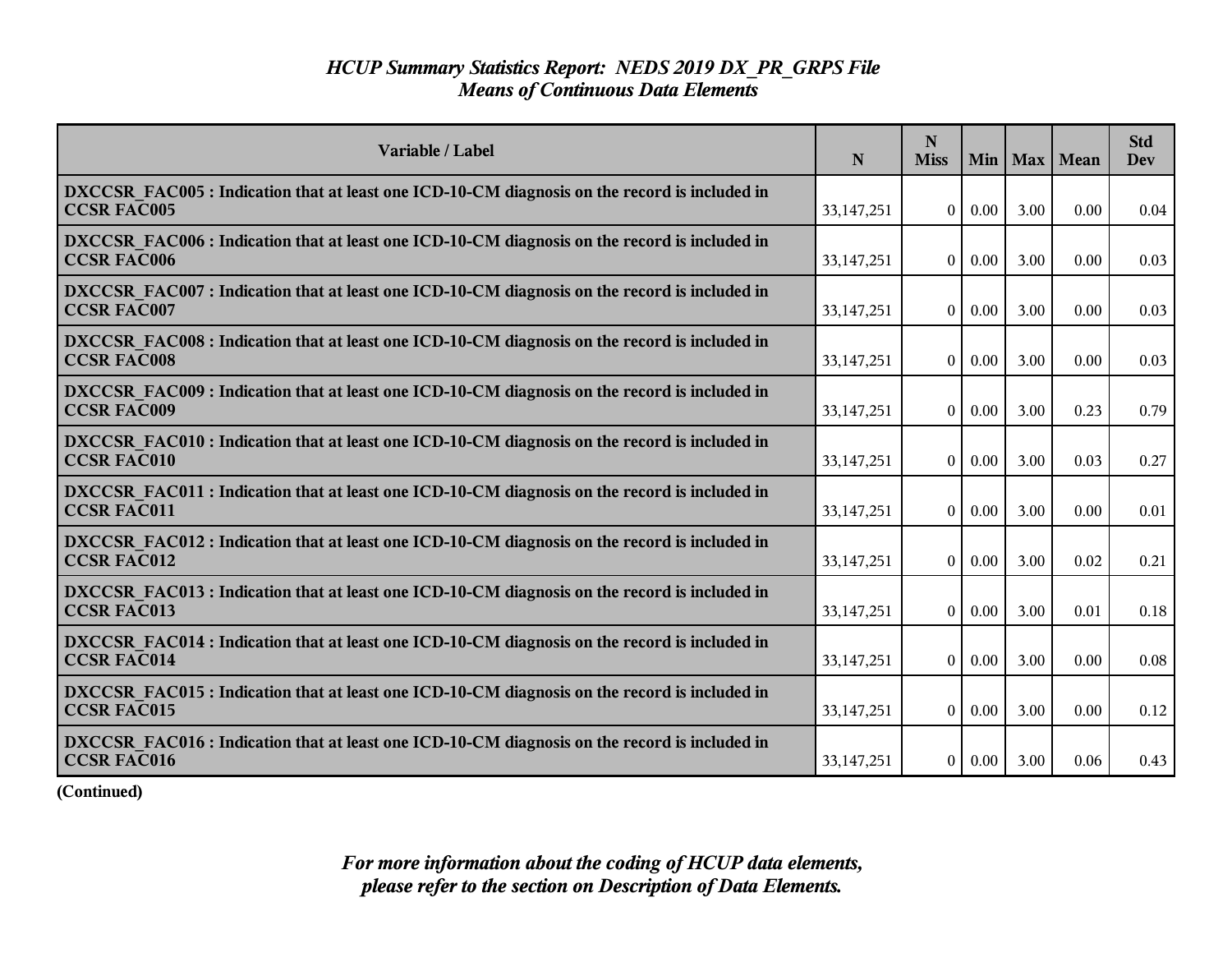# *HCUP Summary Statistics Report: NEDS 2019 DX_PR_GRPS File*
## *Means of Continuous Data Elements*

| Variable / Label | N | N Miss | Min | Max | Mean | Std Dev |
|---|---|---|---|---|---|---|
| **DXCCSR_FAC005 : Indication that at least one ICD-10-CM diagnosis on the record is included in CCSR FAC005** | 33,147,251 | 0 | 0.00 | 3.00 | 0.00 | 0.04 |
| **DXCCSR_FAC006 : Indication that at least one ICD-10-CM diagnosis on the record is included in CCSR FAC006** | 33,147,251 | 0 | 0.00 | 3.00 | 0.00 | 0.03 |
| **DXCCSR_FAC007 : Indication that at least one ICD-10-CM diagnosis on the record is included in CCSR FAC007** | 33,147,251 | 0 | 0.00 | 3.00 | 0.00 | 0.03 |
| **DXCCSR_FAC008 : Indication that at least one ICD-10-CM diagnosis on the record is included in CCSR FAC008** | 33,147,251 | 0 | 0.00 | 3.00 | 0.00 | 0.03 |
| **DXCCSR_FAC009 : Indication that at least one ICD-10-CM diagnosis on the record is included in CCSR FAC009** | 33,147,251 | 0 | 0.00 | 3.00 | 0.23 | 0.79 |
| **DXCCSR_FAC010 : Indication that at least one ICD-10-CM diagnosis on the record is included in CCSR FAC010** | 33,147,251 | 0 | 0.00 | 3.00 | 0.03 | 0.27 |
| **DXCCSR_FAC011 : Indication that at least one ICD-10-CM diagnosis on the record is included in CCSR FAC011** | 33,147,251 | 0 | 0.00 | 3.00 | 0.00 | 0.01 |
| **DXCCSR_FAC012 : Indication that at least one ICD-10-CM diagnosis on the record is included in CCSR FAC012** | 33,147,251 | 0 | 0.00 | 3.00 | 0.02 | 0.21 |
| **DXCCSR_FAC013 : Indication that at least one ICD-10-CM diagnosis on the record is included in CCSR FAC013** | 33,147,251 | 0 | 0.00 | 3.00 | 0.01 | 0.18 |
| **DXCCSR_FAC014 : Indication that at least one ICD-10-CM diagnosis on the record is included in CCSR FAC014** | 33,147,251 | 0 | 0.00 | 3.00 | 0.00 | 0.08 |
| **DXCCSR_FAC015 : Indication that at least one ICD-10-CM diagnosis on the record is included in CCSR FAC015** | 33,147,251 | 0 | 0.00 | 3.00 | 0.00 | 0.12 |
| **DXCCSR_FAC016 : Indication that at least one ICD-10-CM diagnosis on the record is included in CCSR FAC016** | 33,147,251 | 0 | 0.00 | 3.00 | 0.06 | 0.43 |

**(Continued)**

***For more information about the coding of HCUP data elements, please refer to the section on Description of Data Elements.***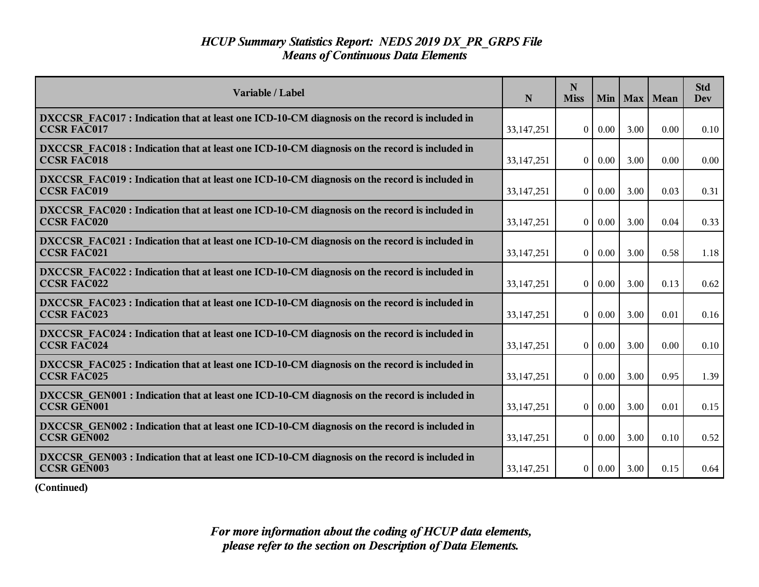# *HCUP Summary Statistics Report: NEDS 2019 DX_PR_GRPS File*
## *Means of Continuous Data Elements*

| Variable / Label | N | N Miss | Min | Max | Mean | Std Dev |
|---|---|---|---|---|---|---|
| **DXCCSR_FAC017 : Indication that at least one ICD-10-CM diagnosis on the record is included in CCSR FAC017** | 33,147,251 | 0 | 0.00 | 3.00 | 0.00 | 0.10 |
| **DXCCSR_FAC018 : Indication that at least one ICD-10-CM diagnosis on the record is included in CCSR FAC018** | 33,147,251 | 0 | 0.00 | 3.00 | 0.00 | 0.00 |
| **DXCCSR_FAC019 : Indication that at least one ICD-10-CM diagnosis on the record is included in CCSR FAC019** | 33,147,251 | 0 | 0.00 | 3.00 | 0.03 | 0.31 |
| **DXCCSR_FAC020 : Indication that at least one ICD-10-CM diagnosis on the record is included in CCSR FAC020** | 33,147,251 | 0 | 0.00 | 3.00 | 0.04 | 0.33 |
| **DXCCSR_FAC021 : Indication that at least one ICD-10-CM diagnosis on the record is included in CCSR FAC021** | 33,147,251 | 0 | 0.00 | 3.00 | 0.58 | 1.18 |
| **DXCCSR_FAC022 : Indication that at least one ICD-10-CM diagnosis on the record is included in CCSR FAC022** | 33,147,251 | 0 | 0.00 | 3.00 | 0.13 | 0.62 |
| **DXCCSR_FAC023 : Indication that at least one ICD-10-CM diagnosis on the record is included in CCSR FAC023** | 33,147,251 | 0 | 0.00 | 3.00 | 0.01 | 0.16 |
| **DXCCSR_FAC024 : Indication that at least one ICD-10-CM diagnosis on the record is included in CCSR FAC024** | 33,147,251 | 0 | 0.00 | 3.00 | 0.00 | 0.10 |
| **DXCCSR_FAC025 : Indication that at least one ICD-10-CM diagnosis on the record is included in CCSR FAC025** | 33,147,251 | 0 | 0.00 | 3.00 | 0.95 | 1.39 |
| **DXCCSR_GEN001 : Indication that at least one ICD-10-CM diagnosis on the record is included in CCSR GEN001** | 33,147,251 | 0 | 0.00 | 3.00 | 0.01 | 0.15 |
| **DXCCSR_GEN002 : Indication that at least one ICD-10-CM diagnosis on the record is included in CCSR GEN002** | 33,147,251 | 0 | 0.00 | 3.00 | 0.10 | 0.52 |
| **DXCCSR_GEN003 : Indication that at least one ICD-10-CM diagnosis on the record is included in CCSR GEN003** | 33,147,251 | 0 | 0.00 | 3.00 | 0.15 | 0.64 |

**(Continued)**

***For more information about the coding of HCUP data elements, please refer to the section on Description of Data Elements.***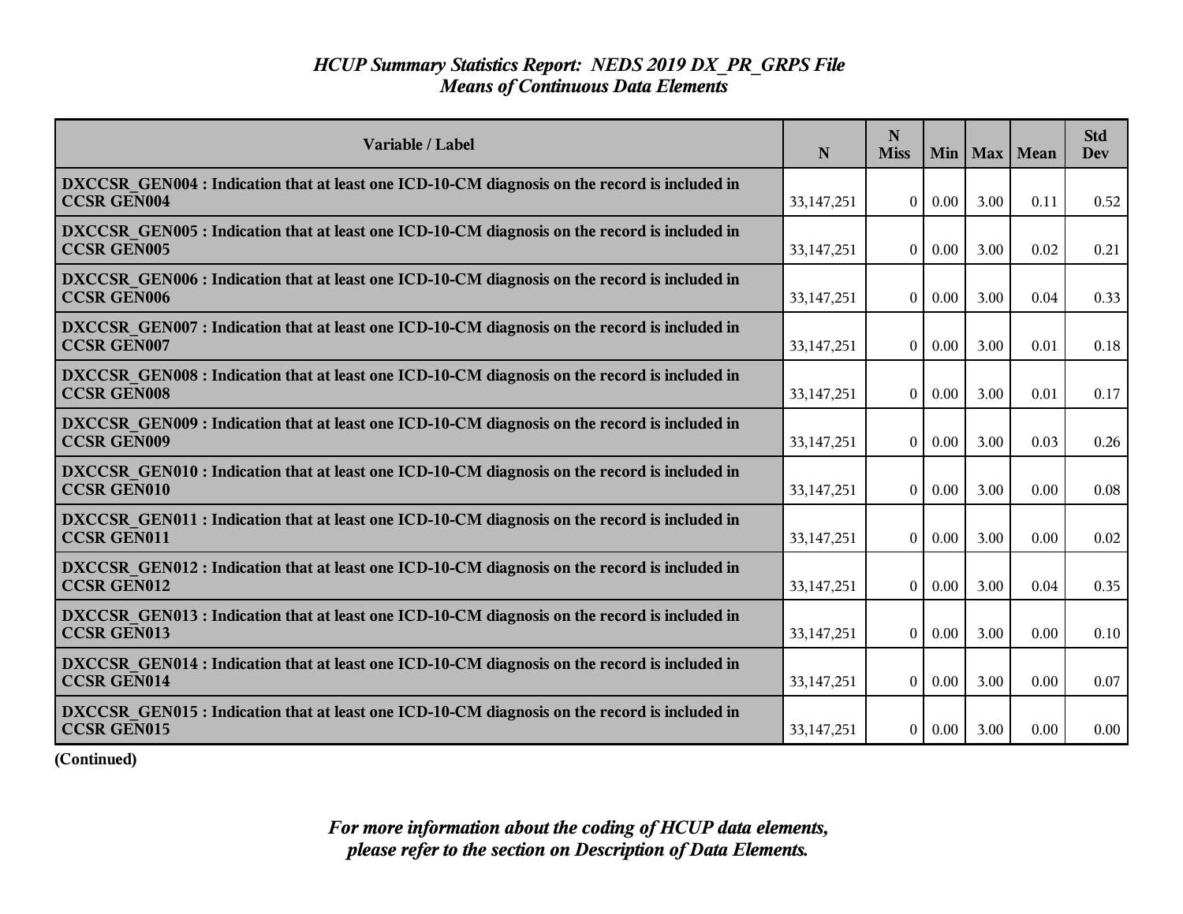## *HCUP Summary Statistics Report: NEDS 2019 DX_PR_GRPS File*
## *Means of Continuous Data Elements*

| Variable / Label | N | N Miss | Min | Max | Mean | Std Dev |
|---|---|---|---|---|---|---|
| **DXCCSR_GEN004 : Indication that at least one ICD-10-CM diagnosis on the record is included in CCSR GEN004** | 33,147,251 | 0 | 0.00 | 3.00 | 0.11 | 0.52 |
| **DXCCSR_GEN005 : Indication that at least one ICD-10-CM diagnosis on the record is included in CCSR GEN005** | 33,147,251 | 0 | 0.00 | 3.00 | 0.02 | 0.21 |
| **DXCCSR_GEN006 : Indication that at least one ICD-10-CM diagnosis on the record is included in CCSR GEN006** | 33,147,251 | 0 | 0.00 | 3.00 | 0.04 | 0.33 |
| **DXCCSR_GEN007 : Indication that at least one ICD-10-CM diagnosis on the record is included in CCSR GEN007** | 33,147,251 | 0 | 0.00 | 3.00 | 0.01 | 0.18 |
| **DXCCSR_GEN008 : Indication that at least one ICD-10-CM diagnosis on the record is included in CCSR GEN008** | 33,147,251 | 0 | 0.00 | 3.00 | 0.01 | 0.17 |
| **DXCCSR_GEN009 : Indication that at least one ICD-10-CM diagnosis on the record is included in CCSR GEN009** | 33,147,251 | 0 | 0.00 | 3.00 | 0.03 | 0.26 |
| **DXCCSR_GEN010 : Indication that at least one ICD-10-CM diagnosis on the record is included in CCSR GEN010** | 33,147,251 | 0 | 0.00 | 3.00 | 0.00 | 0.08 |
| **DXCCSR_GEN011 : Indication that at least one ICD-10-CM diagnosis on the record is included in CCSR GEN011** | 33,147,251 | 0 | 0.00 | 3.00 | 0.00 | 0.02 |
| **DXCCSR_GEN012 : Indication that at least one ICD-10-CM diagnosis on the record is included in CCSR GEN012** | 33,147,251 | 0 | 0.00 | 3.00 | 0.04 | 0.35 |
| **DXCCSR_GEN013 : Indication that at least one ICD-10-CM diagnosis on the record is included in CCSR GEN013** | 33,147,251 | 0 | 0.00 | 3.00 | 0.00 | 0.10 |
| **DXCCSR_GEN014 : Indication that at least one ICD-10-CM diagnosis on the record is included in CCSR GEN014** | 33,147,251 | 0 | 0.00 | 3.00 | 0.00 | 0.07 |
| **DXCCSR_GEN015 : Indication that at least one ICD-10-CM diagnosis on the record is included in CCSR GEN015** | 33,147,251 | 0 | 0.00 | 3.00 | 0.00 | 0.00 |

**(Continued)**

***For more information about the coding of HCUP data elements, please refer to the section on Description of Data Elements.***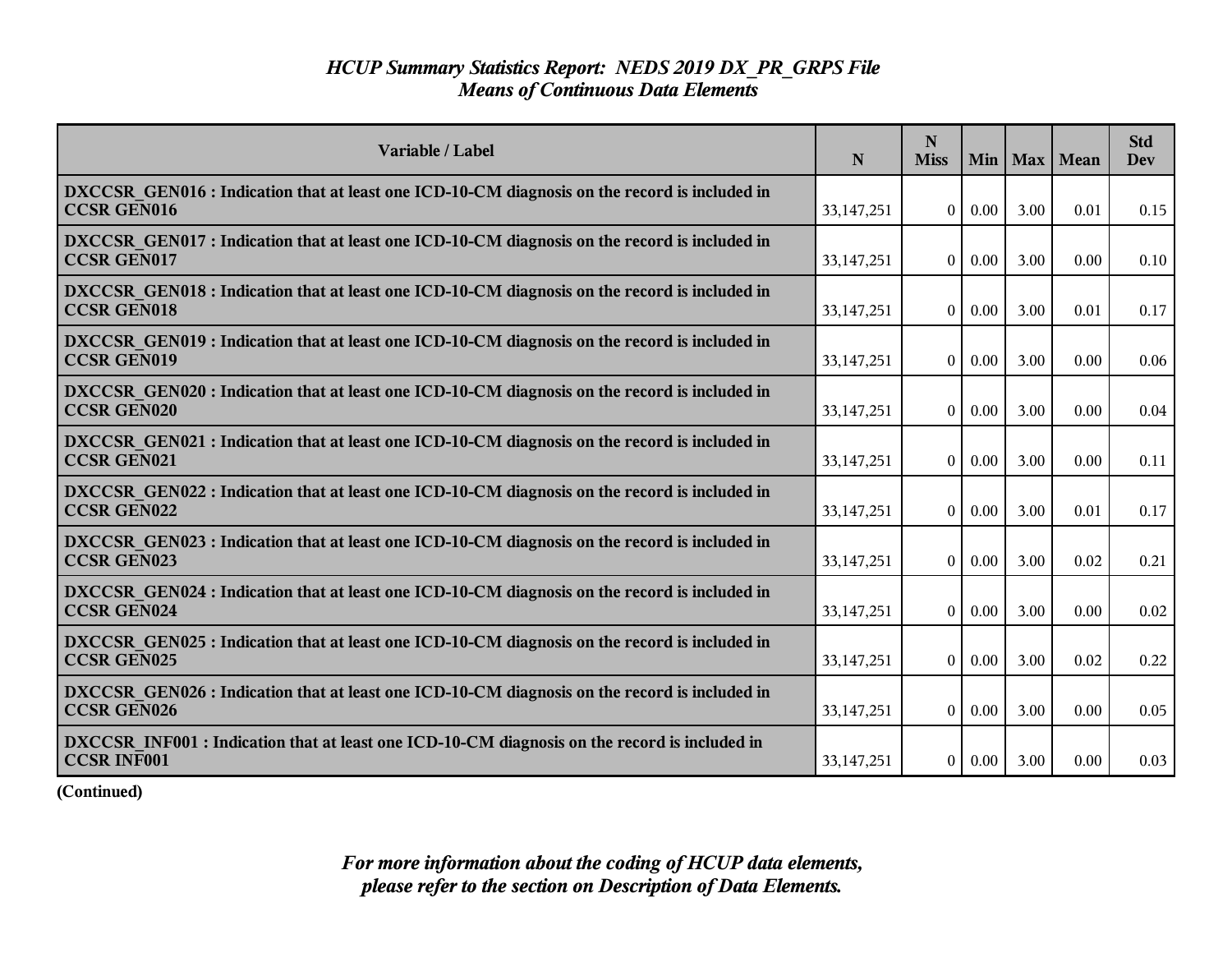# *HCUP Summary Statistics Report: NEDS 2019 DX_PR_GRPS File*
## *Means of Continuous Data Elements*

| Variable / Label | N | N Miss | Min | Max | Mean | Std Dev |
|---|---|---|---|---|---|---|
| **DXCCSR_GEN016 : Indication that at least one ICD-10-CM diagnosis on the record is included in CCSR GEN016** | 33,147,251 | 0 | 0.00 | 3.00 | 0.01 | 0.15 |
| **DXCCSR_GEN017 : Indication that at least one ICD-10-CM diagnosis on the record is included in CCSR GEN017** | 33,147,251 | 0 | 0.00 | 3.00 | 0.00 | 0.10 |
| **DXCCSR_GEN018 : Indication that at least one ICD-10-CM diagnosis on the record is included in CCSR GEN018** | 33,147,251 | 0 | 0.00 | 3.00 | 0.01 | 0.17 |
| **DXCCSR_GEN019 : Indication that at least one ICD-10-CM diagnosis on the record is included in CCSR GEN019** | 33,147,251 | 0 | 0.00 | 3.00 | 0.00 | 0.06 |
| **DXCCSR_GEN020 : Indication that at least one ICD-10-CM diagnosis on the record is included in CCSR GEN020** | 33,147,251 | 0 | 0.00 | 3.00 | 0.00 | 0.04 |
| **DXCCSR_GEN021 : Indication that at least one ICD-10-CM diagnosis on the record is included in CCSR GEN021** | 33,147,251 | 0 | 0.00 | 3.00 | 0.00 | 0.11 |
| **DXCCSR_GEN022 : Indication that at least one ICD-10-CM diagnosis on the record is included in CCSR GEN022** | 33,147,251 | 0 | 0.00 | 3.00 | 0.01 | 0.17 |
| **DXCCSR_GEN023 : Indication that at least one ICD-10-CM diagnosis on the record is included in CCSR GEN023** | 33,147,251 | 0 | 0.00 | 3.00 | 0.02 | 0.21 |
| **DXCCSR_GEN024 : Indication that at least one ICD-10-CM diagnosis on the record is included in CCSR GEN024** | 33,147,251 | 0 | 0.00 | 3.00 | 0.00 | 0.02 |
| **DXCCSR_GEN025 : Indication that at least one ICD-10-CM diagnosis on the record is included in CCSR GEN025** | 33,147,251 | 0 | 0.00 | 3.00 | 0.02 | 0.22 |
| **DXCCSR_GEN026 : Indication that at least one ICD-10-CM diagnosis on the record is included in CCSR GEN026** | 33,147,251 | 0 | 0.00 | 3.00 | 0.00 | 0.05 |
| **DXCCSR_INF001 : Indication that at least one ICD-10-CM diagnosis on the record is included in CCSR INF001** | 33,147,251 | 0 | 0.00 | 3.00 | 0.00 | 0.03 |

**(Continued)**

*For more information about the coding of HCUP data elements, please refer to the section on Description of Data Elements.*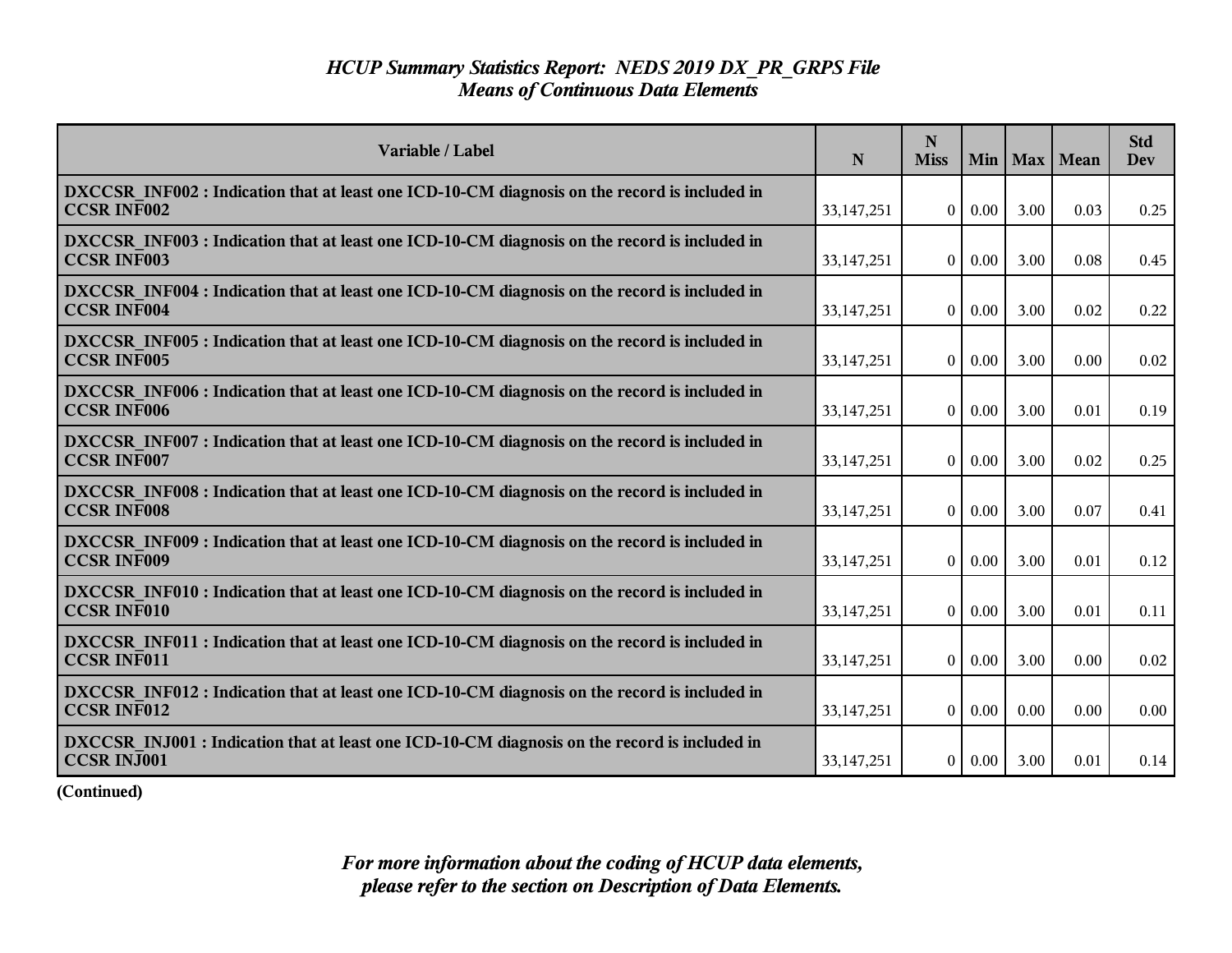# *HCUP Summary Statistics Report: NEDS 2019 DX_PR_GRPS File*
## *Means of Continuous Data Elements*

| Variable / Label | N | N Miss | Min | Max | Mean | Std Dev |
|---|---|---|---|---|---|---|
| **DXCCSR_INF002 : Indication that at least one ICD-10-CM diagnosis on the record is included in CCSR INF002** | 33,147,251 | 0 | 0.00 | 3.00 | 0.03 | 0.25 |
| **DXCCSR_INF003 : Indication that at least one ICD-10-CM diagnosis on the record is included in CCSR INF003** | 33,147,251 | 0 | 0.00 | 3.00 | 0.08 | 0.45 |
| **DXCCSR_INF004 : Indication that at least one ICD-10-CM diagnosis on the record is included in CCSR INF004** | 33,147,251 | 0 | 0.00 | 3.00 | 0.02 | 0.22 |
| **DXCCSR_INF005 : Indication that at least one ICD-10-CM diagnosis on the record is included in CCSR INF005** | 33,147,251 | 0 | 0.00 | 3.00 | 0.00 | 0.02 |
| **DXCCSR_INF006 : Indication that at least one ICD-10-CM diagnosis on the record is included in CCSR INF006** | 33,147,251 | 0 | 0.00 | 3.00 | 0.01 | 0.19 |
| **DXCCSR_INF007 : Indication that at least one ICD-10-CM diagnosis on the record is included in CCSR INF007** | 33,147,251 | 0 | 0.00 | 3.00 | 0.02 | 0.25 |
| **DXCCSR_INF008 : Indication that at least one ICD-10-CM diagnosis on the record is included in CCSR INF008** | 33,147,251 | 0 | 0.00 | 3.00 | 0.07 | 0.41 |
| **DXCCSR_INF009 : Indication that at least one ICD-10-CM diagnosis on the record is included in CCSR INF009** | 33,147,251 | 0 | 0.00 | 3.00 | 0.01 | 0.12 |
| **DXCCSR_INF010 : Indication that at least one ICD-10-CM diagnosis on the record is included in CCSR INF010** | 33,147,251 | 0 | 0.00 | 3.00 | 0.01 | 0.11 |
| **DXCCSR_INF011 : Indication that at least one ICD-10-CM diagnosis on the record is included in CCSR INF011** | 33,147,251 | 0 | 0.00 | 3.00 | 0.00 | 0.02 |
| **DXCCSR_INF012 : Indication that at least one ICD-10-CM diagnosis on the record is included in CCSR INF012** | 33,147,251 | 0 | 0.00 | 0.00 | 0.00 | 0.00 |
| **DXCCSR_INJ001 : Indication that at least one ICD-10-CM diagnosis on the record is included in CCSR INJ001** | 33,147,251 | 0 | 0.00 | 3.00 | 0.01 | 0.14 |

**(Continued)**

***For more information about the coding of HCUP data elements, please refer to the section on Description of Data Elements.***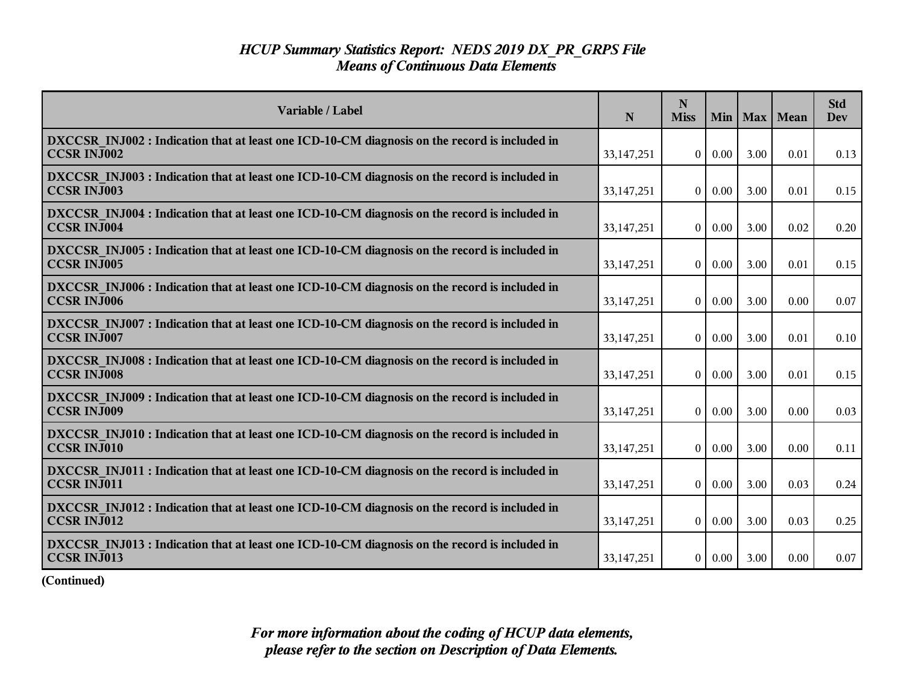# *HCUP Summary Statistics Report: NEDS 2019 DX_PR_GRPS File*
## *Means of Continuous Data Elements*

| Variable / Label | N | N Miss | Min | Max | Mean | Std Dev |
|---|---|---|---|---|---|---|
| **DXCCSR_INJ002 : Indication that at least one ICD-10-CM diagnosis on the record is included in CCSR INJ002** | 33,147,251 | 0 | 0.00 | 3.00 | 0.01 | 0.13 |
| **DXCCSR_INJ003 : Indication that at least one ICD-10-CM diagnosis on the record is included in CCSR INJ003** | 33,147,251 | 0 | 0.00 | 3.00 | 0.01 | 0.15 |
| **DXCCSR_INJ004 : Indication that at least one ICD-10-CM diagnosis on the record is included in CCSR INJ004** | 33,147,251 | 0 | 0.00 | 3.00 | 0.02 | 0.20 |
| **DXCCSR_INJ005 : Indication that at least one ICD-10-CM diagnosis on the record is included in CCSR INJ005** | 33,147,251 | 0 | 0.00 | 3.00 | 0.01 | 0.15 |
| **DXCCSR_INJ006 : Indication that at least one ICD-10-CM diagnosis on the record is included in CCSR INJ006** | 33,147,251 | 0 | 0.00 | 3.00 | 0.00 | 0.07 |
| **DXCCSR_INJ007 : Indication that at least one ICD-10-CM diagnosis on the record is included in CCSR INJ007** | 33,147,251 | 0 | 0.00 | 3.00 | 0.01 | 0.10 |
| **DXCCSR_INJ008 : Indication that at least one ICD-10-CM diagnosis on the record is included in CCSR INJ008** | 33,147,251 | 0 | 0.00 | 3.00 | 0.01 | 0.15 |
| **DXCCSR_INJ009 : Indication that at least one ICD-10-CM diagnosis on the record is included in CCSR INJ009** | 33,147,251 | 0 | 0.00 | 3.00 | 0.00 | 0.03 |
| **DXCCSR_INJ010 : Indication that at least one ICD-10-CM diagnosis on the record is included in CCSR INJ010** | 33,147,251 | 0 | 0.00 | 3.00 | 0.00 | 0.11 |
| **DXCCSR_INJ011 : Indication that at least one ICD-10-CM diagnosis on the record is included in CCSR INJ011** | 33,147,251 | 0 | 0.00 | 3.00 | 0.03 | 0.24 |
| **DXCCSR_INJ012 : Indication that at least one ICD-10-CM diagnosis on the record is included in CCSR INJ012** | 33,147,251 | 0 | 0.00 | 3.00 | 0.03 | 0.25 |
| **DXCCSR_INJ013 : Indication that at least one ICD-10-CM diagnosis on the record is included in CCSR INJ013** | 33,147,251 | 0 | 0.00 | 3.00 | 0.00 | 0.07 |

**(Continued)**

*For more information about the coding of HCUP data elements, please refer to the section on Description of Data Elements.*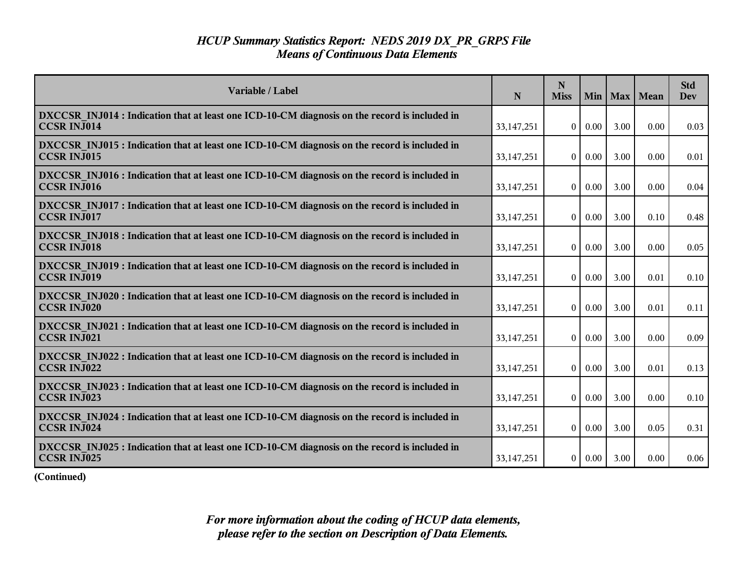# HCUP Summary Statistics Report: NEDS 2019 DX_PR_GRPS File
## Means of Continuous Data Elements

| Variable / Label | N | N Miss | Min | Max | Mean | Std Dev |
|---|---|---|---|---|---|---|
| **DXCCSR_INJ014 : Indication that at least one ICD-10-CM diagnosis on the record is included in CCSR INJ014** | 33,147,251 | 0 | 0.00 | 3.00 | 0.00 | 0.03 |
| **DXCCSR_INJ015 : Indication that at least one ICD-10-CM diagnosis on the record is included in CCSR INJ015** | 33,147,251 | 0 | 0.00 | 3.00 | 0.00 | 0.01 |
| **DXCCSR_INJ016 : Indication that at least one ICD-10-CM diagnosis on the record is included in CCSR INJ016** | 33,147,251 | 0 | 0.00 | 3.00 | 0.00 | 0.04 |
| **DXCCSR_INJ017 : Indication that at least one ICD-10-CM diagnosis on the record is included in CCSR INJ017** | 33,147,251 | 0 | 0.00 | 3.00 | 0.10 | 0.48 |
| **DXCCSR_INJ018 : Indication that at least one ICD-10-CM diagnosis on the record is included in CCSR INJ018** | 33,147,251 | 0 | 0.00 | 3.00 | 0.00 | 0.05 |
| **DXCCSR_INJ019 : Indication that at least one ICD-10-CM diagnosis on the record is included in CCSR INJ019** | 33,147,251 | 0 | 0.00 | 3.00 | 0.01 | 0.10 |
| **DXCCSR_INJ020 : Indication that at least one ICD-10-CM diagnosis on the record is included in CCSR INJ020** | 33,147,251 | 0 | 0.00 | 3.00 | 0.01 | 0.11 |
| **DXCCSR_INJ021 : Indication that at least one ICD-10-CM diagnosis on the record is included in CCSR INJ021** | 33,147,251 | 0 | 0.00 | 3.00 | 0.00 | 0.09 |
| **DXCCSR_INJ022 : Indication that at least one ICD-10-CM diagnosis on the record is included in CCSR INJ022** | 33,147,251 | 0 | 0.00 | 3.00 | 0.01 | 0.13 |
| **DXCCSR_INJ023 : Indication that at least one ICD-10-CM diagnosis on the record is included in CCSR INJ023** | 33,147,251 | 0 | 0.00 | 3.00 | 0.00 | 0.10 |
| **DXCCSR_INJ024 : Indication that at least one ICD-10-CM diagnosis on the record is included in CCSR INJ024** | 33,147,251 | 0 | 0.00 | 3.00 | 0.05 | 0.31 |
| **DXCCSR_INJ025 : Indication that at least one ICD-10-CM diagnosis on the record is included in CCSR INJ025** | 33,147,251 | 0 | 0.00 | 3.00 | 0.00 | 0.06 |

**(Continued)**

*For more information about the coding of HCUP data elements, please refer to the section on Description of Data Elements.*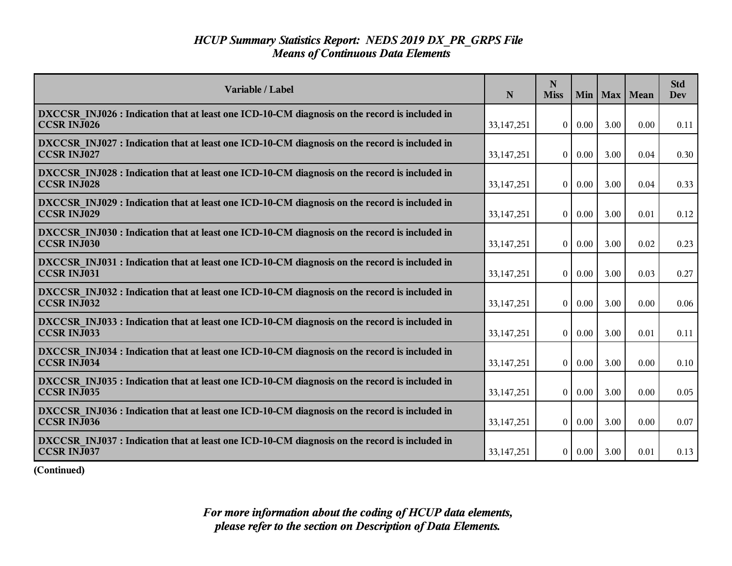# *HCUP Summary Statistics Report: NEDS 2019 DX_PR_GRPS File*
## *Means of Continuous Data Elements*

| Variable / Label | N | N Miss | Min | Max | Mean | Std Dev |
|---|---|---|---|---|---|---|
| **DXCCSR_INJ026 : Indication that at least one ICD-10-CM diagnosis on the record is included in CCSR INJ026** | 33,147,251 | 0 | 0.00 | 3.00 | 0.00 | 0.11 |
| **DXCCSR_INJ027 : Indication that at least one ICD-10-CM diagnosis on the record is included in CCSR INJ027** | 33,147,251 | 0 | 0.00 | 3.00 | 0.04 | 0.30 |
| **DXCCSR_INJ028 : Indication that at least one ICD-10-CM diagnosis on the record is included in CCSR INJ028** | 33,147,251 | 0 | 0.00 | 3.00 | 0.04 | 0.33 |
| **DXCCSR_INJ029 : Indication that at least one ICD-10-CM diagnosis on the record is included in CCSR INJ029** | 33,147,251 | 0 | 0.00 | 3.00 | 0.01 | 0.12 |
| **DXCCSR_INJ030 : Indication that at least one ICD-10-CM diagnosis on the record is included in CCSR INJ030** | 33,147,251 | 0 | 0.00 | 3.00 | 0.02 | 0.23 |
| **DXCCSR_INJ031 : Indication that at least one ICD-10-CM diagnosis on the record is included in CCSR INJ031** | 33,147,251 | 0 | 0.00 | 3.00 | 0.03 | 0.27 |
| **DXCCSR_INJ032 : Indication that at least one ICD-10-CM diagnosis on the record is included in CCSR INJ032** | 33,147,251 | 0 | 0.00 | 3.00 | 0.00 | 0.06 |
| **DXCCSR_INJ033 : Indication that at least one ICD-10-CM diagnosis on the record is included in CCSR INJ033** | 33,147,251 | 0 | 0.00 | 3.00 | 0.01 | 0.11 |
| **DXCCSR_INJ034 : Indication that at least one ICD-10-CM diagnosis on the record is included in CCSR INJ034** | 33,147,251 | 0 | 0.00 | 3.00 | 0.00 | 0.10 |
| **DXCCSR_INJ035 : Indication that at least one ICD-10-CM diagnosis on the record is included in CCSR INJ035** | 33,147,251 | 0 | 0.00 | 3.00 | 0.00 | 0.05 |
| **DXCCSR_INJ036 : Indication that at least one ICD-10-CM diagnosis on the record is included in CCSR INJ036** | 33,147,251 | 0 | 0.00 | 3.00 | 0.00 | 0.07 |
| **DXCCSR_INJ037 : Indication that at least one ICD-10-CM diagnosis on the record is included in CCSR INJ037** | 33,147,251 | 0 | 0.00 | 3.00 | 0.01 | 0.13 |

**(Continued)**

*For more information about the coding of HCUP data elements, please refer to the section on Description of Data Elements.*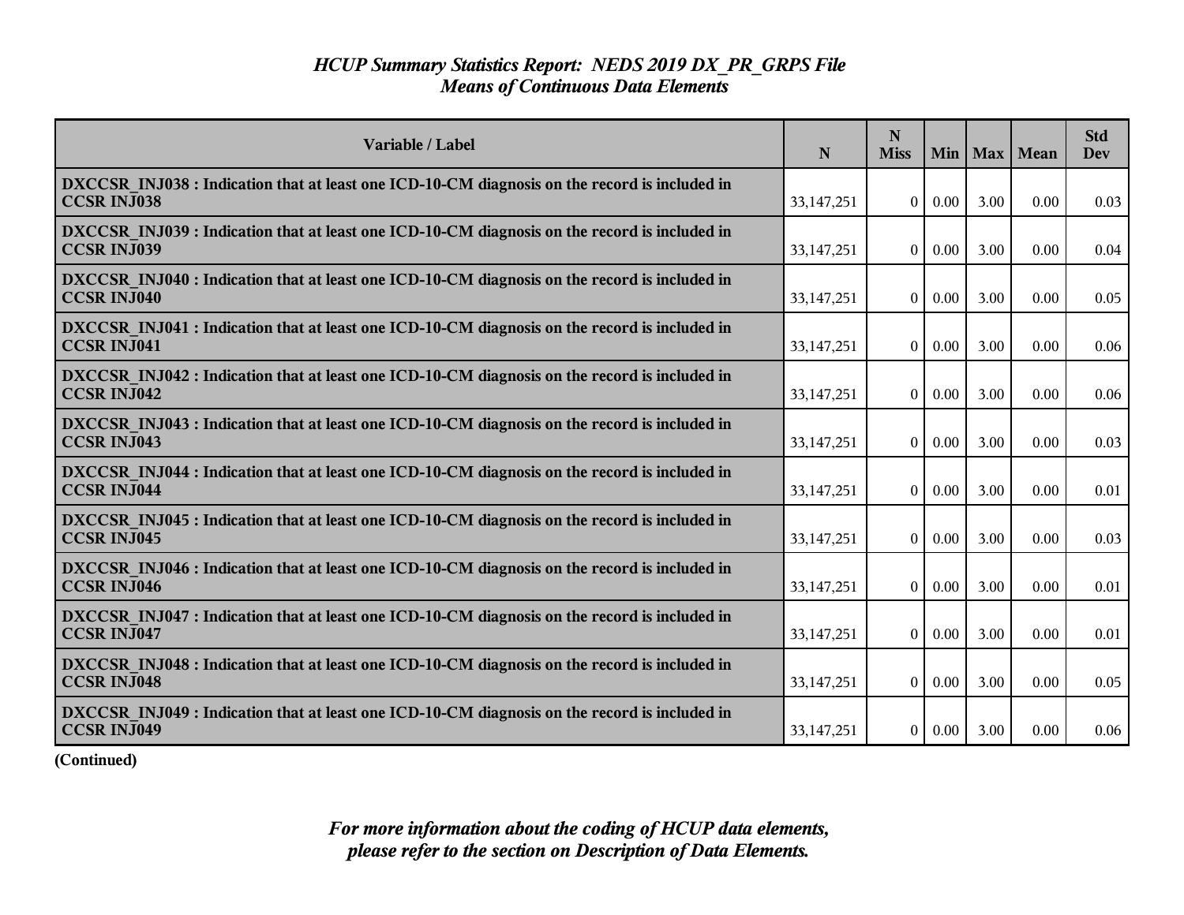# *HCUP Summary Statistics Report: NEDS 2019 DX_PR_GRPS File*
## *Means of Continuous Data Elements*

| Variable / Label | N | N Miss | Min | Max | Mean | Std Dev |
|---|---|---|---|---|---|---|
| **DXCCSR_INJ038 : Indication that at least one ICD-10-CM diagnosis on the record is included in CCSR INJ038** | 33,147,251 | 0 | 0.00 | 3.00 | 0.00 | 0.03 |
| **DXCCSR_INJ039 : Indication that at least one ICD-10-CM diagnosis on the record is included in CCSR INJ039** | 33,147,251 | 0 | 0.00 | 3.00 | 0.00 | 0.04 |
| **DXCCSR_INJ040 : Indication that at least one ICD-10-CM diagnosis on the record is included in CCSR INJ040** | 33,147,251 | 0 | 0.00 | 3.00 | 0.00 | 0.05 |
| **DXCCSR_INJ041 : Indication that at least one ICD-10-CM diagnosis on the record is included in CCSR INJ041** | 33,147,251 | 0 | 0.00 | 3.00 | 0.00 | 0.06 |
| **DXCCSR_INJ042 : Indication that at least one ICD-10-CM diagnosis on the record is included in CCSR INJ042** | 33,147,251 | 0 | 0.00 | 3.00 | 0.00 | 0.06 |
| **DXCCSR_INJ043 : Indication that at least one ICD-10-CM diagnosis on the record is included in CCSR INJ043** | 33,147,251 | 0 | 0.00 | 3.00 | 0.00 | 0.03 |
| **DXCCSR_INJ044 : Indication that at least one ICD-10-CM diagnosis on the record is included in CCSR INJ044** | 33,147,251 | 0 | 0.00 | 3.00 | 0.00 | 0.01 |
| **DXCCSR_INJ045 : Indication that at least one ICD-10-CM diagnosis on the record is included in CCSR INJ045** | 33,147,251 | 0 | 0.00 | 3.00 | 0.00 | 0.03 |
| **DXCCSR_INJ046 : Indication that at least one ICD-10-CM diagnosis on the record is included in CCSR INJ046** | 33,147,251 | 0 | 0.00 | 3.00 | 0.00 | 0.01 |
| **DXCCSR_INJ047 : Indication that at least one ICD-10-CM diagnosis on the record is included in CCSR INJ047** | 33,147,251 | 0 | 0.00 | 3.00 | 0.00 | 0.01 |
| **DXCCSR_INJ048 : Indication that at least one ICD-10-CM diagnosis on the record is included in CCSR INJ048** | 33,147,251 | 0 | 0.00 | 3.00 | 0.00 | 0.05 |
| **DXCCSR_INJ049 : Indication that at least one ICD-10-CM diagnosis on the record is included in CCSR INJ049** | 33,147,251 | 0 | 0.00 | 3.00 | 0.00 | 0.06 |

**(Continued)**

***For more information about the coding of HCUP data elements, please refer to the section on Description of Data Elements.***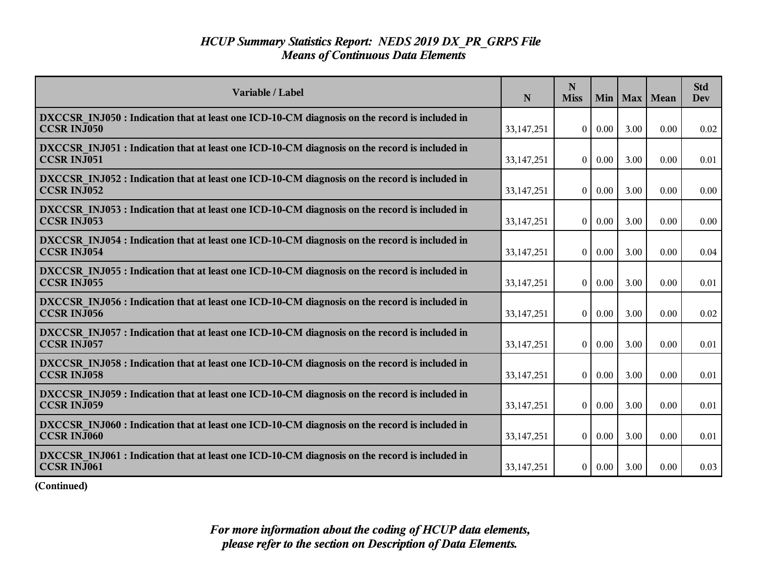# *HCUP Summary Statistics Report: NEDS 2019 DX_PR_GRPS File*
## *Means of Continuous Data Elements*

| Variable / Label | N | N Miss | Min | Max | Mean | Std Dev |
|---|---|---|---|---|---|---|
| **DXCCSR_INJ050 : Indication that at least one ICD-10-CM diagnosis on the record is included in CCSR INJ050** | 33,147,251 | 0 | 0.00 | 3.00 | 0.00 | 0.02 |
| **DXCCSR_INJ051 : Indication that at least one ICD-10-CM diagnosis on the record is included in CCSR INJ051** | 33,147,251 | 0 | 0.00 | 3.00 | 0.00 | 0.01 |
| **DXCCSR_INJ052 : Indication that at least one ICD-10-CM diagnosis on the record is included in CCSR INJ052** | 33,147,251 | 0 | 0.00 | 3.00 | 0.00 | 0.00 |
| **DXCCSR_INJ053 : Indication that at least one ICD-10-CM diagnosis on the record is included in CCSR INJ053** | 33,147,251 | 0 | 0.00 | 3.00 | 0.00 | 0.00 |
| **DXCCSR_INJ054 : Indication that at least one ICD-10-CM diagnosis on the record is included in CCSR INJ054** | 33,147,251 | 0 | 0.00 | 3.00 | 0.00 | 0.04 |
| **DXCCSR_INJ055 : Indication that at least one ICD-10-CM diagnosis on the record is included in CCSR INJ055** | 33,147,251 | 0 | 0.00 | 3.00 | 0.00 | 0.01 |
| **DXCCSR_INJ056 : Indication that at least one ICD-10-CM diagnosis on the record is included in CCSR INJ056** | 33,147,251 | 0 | 0.00 | 3.00 | 0.00 | 0.02 |
| **DXCCSR_INJ057 : Indication that at least one ICD-10-CM diagnosis on the record is included in CCSR INJ057** | 33,147,251 | 0 | 0.00 | 3.00 | 0.00 | 0.01 |
| **DXCCSR_INJ058 : Indication that at least one ICD-10-CM diagnosis on the record is included in CCSR INJ058** | 33,147,251 | 0 | 0.00 | 3.00 | 0.00 | 0.01 |
| **DXCCSR_INJ059 : Indication that at least one ICD-10-CM diagnosis on the record is included in CCSR INJ059** | 33,147,251 | 0 | 0.00 | 3.00 | 0.00 | 0.01 |
| **DXCCSR_INJ060 : Indication that at least one ICD-10-CM diagnosis on the record is included in CCSR INJ060** | 33,147,251 | 0 | 0.00 | 3.00 | 0.00 | 0.01 |
| **DXCCSR_INJ061 : Indication that at least one ICD-10-CM diagnosis on the record is included in CCSR INJ061** | 33,147,251 | 0 | 0.00 | 3.00 | 0.00 | 0.03 |

**(Continued)**

*For more information about the coding of HCUP data elements, please refer to the section on Description of Data Elements.*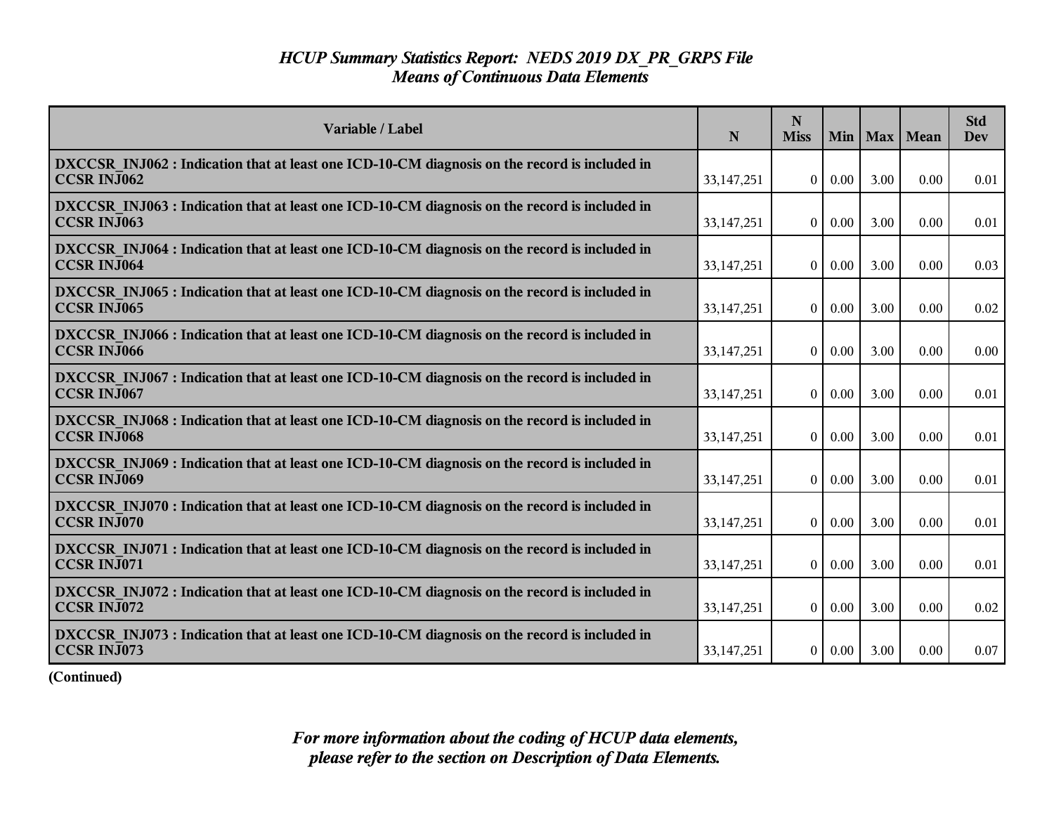# *HCUP Summary Statistics Report: NEDS 2019 DX_PR_GRPS File*
## *Means of Continuous Data Elements*

| Variable / Label | N | N Miss | Min | Max | Mean | Std Dev |
|---|---|---|---|---|---|---|
| **DXCCSR_INJ062 : Indication that at least one ICD-10-CM diagnosis on the record is included in CCSR INJ062** | 33,147,251 | 0 | 0.00 | 3.00 | 0.00 | 0.01 |
| **DXCCSR_INJ063 : Indication that at least one ICD-10-CM diagnosis on the record is included in CCSR INJ063** | 33,147,251 | 0 | 0.00 | 3.00 | 0.00 | 0.01 |
| **DXCCSR_INJ064 : Indication that at least one ICD-10-CM diagnosis on the record is included in CCSR INJ064** | 33,147,251 | 0 | 0.00 | 3.00 | 0.00 | 0.03 |
| **DXCCSR_INJ065 : Indication that at least one ICD-10-CM diagnosis on the record is included in CCSR INJ065** | 33,147,251 | 0 | 0.00 | 3.00 | 0.00 | 0.02 |
| **DXCCSR_INJ066 : Indication that at least one ICD-10-CM diagnosis on the record is included in CCSR INJ066** | 33,147,251 | 0 | 0.00 | 3.00 | 0.00 | 0.00 |
| **DXCCSR_INJ067 : Indication that at least one ICD-10-CM diagnosis on the record is included in CCSR INJ067** | 33,147,251 | 0 | 0.00 | 3.00 | 0.00 | 0.01 |
| **DXCCSR_INJ068 : Indication that at least one ICD-10-CM diagnosis on the record is included in CCSR INJ068** | 33,147,251 | 0 | 0.00 | 3.00 | 0.00 | 0.01 |
| **DXCCSR_INJ069 : Indication that at least one ICD-10-CM diagnosis on the record is included in CCSR INJ069** | 33,147,251 | 0 | 0.00 | 3.00 | 0.00 | 0.01 |
| **DXCCSR_INJ070 : Indication that at least one ICD-10-CM diagnosis on the record is included in CCSR INJ070** | 33,147,251 | 0 | 0.00 | 3.00 | 0.00 | 0.01 |
| **DXCCSR_INJ071 : Indication that at least one ICD-10-CM diagnosis on the record is included in CCSR INJ071** | 33,147,251 | 0 | 0.00 | 3.00 | 0.00 | 0.01 |
| **DXCCSR_INJ072 : Indication that at least one ICD-10-CM diagnosis on the record is included in CCSR INJ072** | 33,147,251 | 0 | 0.00 | 3.00 | 0.00 | 0.02 |
| **DXCCSR_INJ073 : Indication that at least one ICD-10-CM diagnosis on the record is included in CCSR INJ073** | 33,147,251 | 0 | 0.00 | 3.00 | 0.00 | 0.07 |

**(Continued)**

*For more information about the coding of HCUP data elements, please refer to the section on Description of Data Elements.*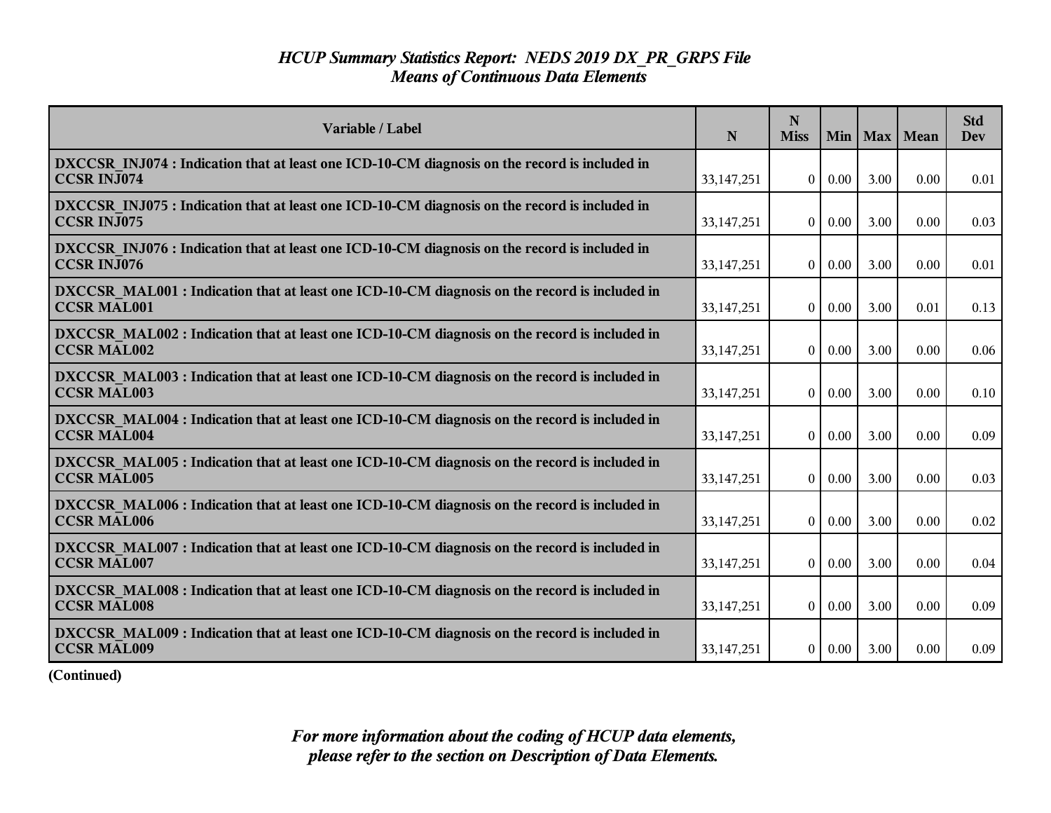# *HCUP Summary Statistics Report: NEDS 2019 DX_PR_GRPS File*
## *Means of Continuous Data Elements*

| Variable / Label | N | N Miss | Min | Max | Mean | Std Dev |
|---|---|---|---|---|---|---|
| **DXCCSR_INJ074 : Indication that at least one ICD-10-CM diagnosis on the record is included in CCSR INJ074** | 33,147,251 | 0 | 0.00 | 3.00 | 0.00 | 0.01 |
| **DXCCSR_INJ075 : Indication that at least one ICD-10-CM diagnosis on the record is included in CCSR INJ075** | 33,147,251 | 0 | 0.00 | 3.00 | 0.00 | 0.03 |
| **DXCCSR_INJ076 : Indication that at least one ICD-10-CM diagnosis on the record is included in CCSR INJ076** | 33,147,251 | 0 | 0.00 | 3.00 | 0.00 | 0.01 |
| **DXCCSR_MAL001 : Indication that at least one ICD-10-CM diagnosis on the record is included in CCSR MAL001** | 33,147,251 | 0 | 0.00 | 3.00 | 0.01 | 0.13 |
| **DXCCSR_MAL002 : Indication that at least one ICD-10-CM diagnosis on the record is included in CCSR MAL002** | 33,147,251 | 0 | 0.00 | 3.00 | 0.00 | 0.06 |
| **DXCCSR_MAL003 : Indication that at least one ICD-10-CM diagnosis on the record is included in CCSR MAL003** | 33,147,251 | 0 | 0.00 | 3.00 | 0.00 | 0.10 |
| **DXCCSR_MAL004 : Indication that at least one ICD-10-CM diagnosis on the record is included in CCSR MAL004** | 33,147,251 | 0 | 0.00 | 3.00 | 0.00 | 0.09 |
| **DXCCSR_MAL005 : Indication that at least one ICD-10-CM diagnosis on the record is included in CCSR MAL005** | 33,147,251 | 0 | 0.00 | 3.00 | 0.00 | 0.03 |
| **DXCCSR_MAL006 : Indication that at least one ICD-10-CM diagnosis on the record is included in CCSR MAL006** | 33,147,251 | 0 | 0.00 | 3.00 | 0.00 | 0.02 |
| **DXCCSR_MAL007 : Indication that at least one ICD-10-CM diagnosis on the record is included in CCSR MAL007** | 33,147,251 | 0 | 0.00 | 3.00 | 0.00 | 0.04 |
| **DXCCSR_MAL008 : Indication that at least one ICD-10-CM diagnosis on the record is included in CCSR MAL008** | 33,147,251 | 0 | 0.00 | 3.00 | 0.00 | 0.09 |
| **DXCCSR_MAL009 : Indication that at least one ICD-10-CM diagnosis on the record is included in CCSR MAL009** | 33,147,251 | 0 | 0.00 | 3.00 | 0.00 | 0.09 |

**(Continued)**

*For more information about the coding of HCUP data elements, please refer to the section on Description of Data Elements.*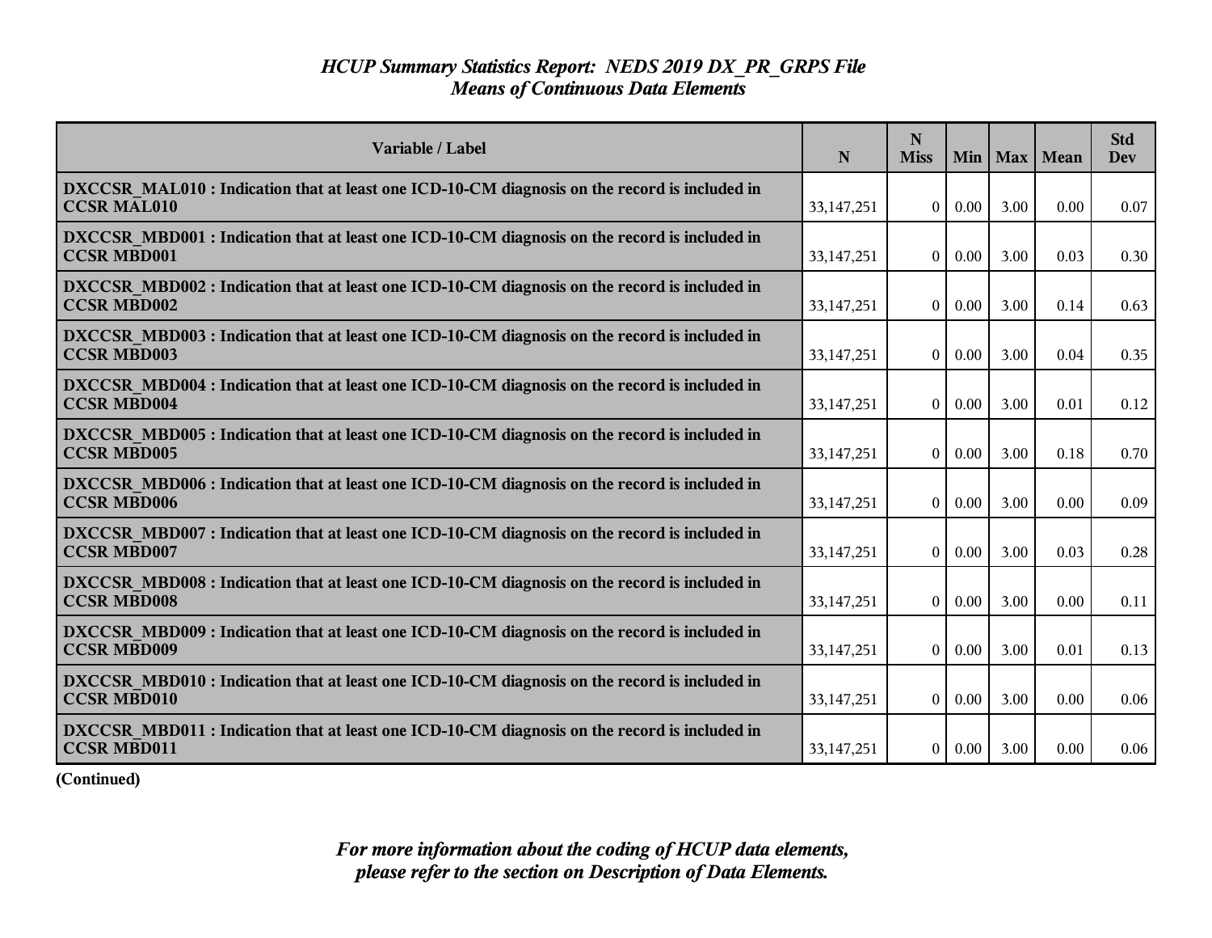# *HCUP Summary Statistics Report: NEDS 2019 DX_PR_GRPS File*
## *Means of Continuous Data Elements*

| Variable / Label | N | N Miss | Min | Max | Mean | Std Dev |
|---|---|---|---|---|---|---|
| **DXCCSR_MAL010 : Indication that at least one ICD-10-CM diagnosis on the record is included in CCSR MAL010** | 33,147,251 | 0 | 0.00 | 3.00 | 0.00 | 0.07 |
| **DXCCSR_MBD001 : Indication that at least one ICD-10-CM diagnosis on the record is included in CCSR MBD001** | 33,147,251 | 0 | 0.00 | 3.00 | 0.03 | 0.30 |
| **DXCCSR_MBD002 : Indication that at least one ICD-10-CM diagnosis on the record is included in CCSR MBD002** | 33,147,251 | 0 | 0.00 | 3.00 | 0.14 | 0.63 |
| **DXCCSR_MBD003 : Indication that at least one ICD-10-CM diagnosis on the record is included in CCSR MBD003** | 33,147,251 | 0 | 0.00 | 3.00 | 0.04 | 0.35 |
| **DXCCSR_MBD004 : Indication that at least one ICD-10-CM diagnosis on the record is included in CCSR MBD004** | 33,147,251 | 0 | 0.00 | 3.00 | 0.01 | 0.12 |
| **DXCCSR_MBD005 : Indication that at least one ICD-10-CM diagnosis on the record is included in CCSR MBD005** | 33,147,251 | 0 | 0.00 | 3.00 | 0.18 | 0.70 |
| **DXCCSR_MBD006 : Indication that at least one ICD-10-CM diagnosis on the record is included in CCSR MBD006** | 33,147,251 | 0 | 0.00 | 3.00 | 0.00 | 0.09 |
| **DXCCSR_MBD007 : Indication that at least one ICD-10-CM diagnosis on the record is included in CCSR MBD007** | 33,147,251 | 0 | 0.00 | 3.00 | 0.03 | 0.28 |
| **DXCCSR_MBD008 : Indication that at least one ICD-10-CM diagnosis on the record is included in CCSR MBD008** | 33,147,251 | 0 | 0.00 | 3.00 | 0.00 | 0.11 |
| **DXCCSR_MBD009 : Indication that at least one ICD-10-CM diagnosis on the record is included in CCSR MBD009** | 33,147,251 | 0 | 0.00 | 3.00 | 0.01 | 0.13 |
| **DXCCSR_MBD010 : Indication that at least one ICD-10-CM diagnosis on the record is included in CCSR MBD010** | 33,147,251 | 0 | 0.00 | 3.00 | 0.00 | 0.06 |
| **DXCCSR_MBD011 : Indication that at least one ICD-10-CM diagnosis on the record is included in CCSR MBD011** | 33,147,251 | 0 | 0.00 | 3.00 | 0.00 | 0.06 |

**(Continued)**

***For more information about the coding of HCUP data elements, please refer to the section on Description of Data Elements.***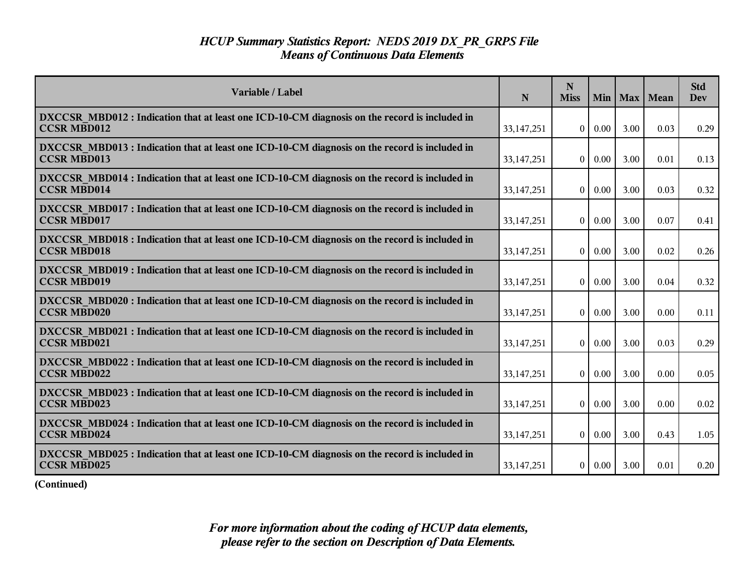# *HCUP Summary Statistics Report: NEDS 2019 DX_PR_GRPS File*
## *Means of Continuous Data Elements*

| Variable / Label | N | N Miss | Min | Max | Mean | Std Dev |
|---|---|---|---|---|---|---|
| **DXCCSR_MBD012 : Indication that at least one ICD-10-CM diagnosis on the record is included in CCSR MBD012** | 33,147,251 | 0 | 0.00 | 3.00 | 0.03 | 0.29 |
| **DXCCSR_MBD013 : Indication that at least one ICD-10-CM diagnosis on the record is included in CCSR MBD013** | 33,147,251 | 0 | 0.00 | 3.00 | 0.01 | 0.13 |
| **DXCCSR_MBD014 : Indication that at least one ICD-10-CM diagnosis on the record is included in CCSR MBD014** | 33,147,251 | 0 | 0.00 | 3.00 | 0.03 | 0.32 |
| **DXCCSR_MBD017 : Indication that at least one ICD-10-CM diagnosis on the record is included in CCSR MBD017** | 33,147,251 | 0 | 0.00 | 3.00 | 0.07 | 0.41 |
| **DXCCSR_MBD018 : Indication that at least one ICD-10-CM diagnosis on the record is included in CCSR MBD018** | 33,147,251 | 0 | 0.00 | 3.00 | 0.02 | 0.26 |
| **DXCCSR_MBD019 : Indication that at least one ICD-10-CM diagnosis on the record is included in CCSR MBD019** | 33,147,251 | 0 | 0.00 | 3.00 | 0.04 | 0.32 |
| **DXCCSR_MBD020 : Indication that at least one ICD-10-CM diagnosis on the record is included in CCSR MBD020** | 33,147,251 | 0 | 0.00 | 3.00 | 0.00 | 0.11 |
| **DXCCSR_MBD021 : Indication that at least one ICD-10-CM diagnosis on the record is included in CCSR MBD021** | 33,147,251 | 0 | 0.00 | 3.00 | 0.03 | 0.29 |
| **DXCCSR_MBD022 : Indication that at least one ICD-10-CM diagnosis on the record is included in CCSR MBD022** | 33,147,251 | 0 | 0.00 | 3.00 | 0.00 | 0.05 |
| **DXCCSR_MBD023 : Indication that at least one ICD-10-CM diagnosis on the record is included in CCSR MBD023** | 33,147,251 | 0 | 0.00 | 3.00 | 0.00 | 0.02 |
| **DXCCSR_MBD024 : Indication that at least one ICD-10-CM diagnosis on the record is included in CCSR MBD024** | 33,147,251 | 0 | 0.00 | 3.00 | 0.43 | 1.05 |
| **DXCCSR_MBD025 : Indication that at least one ICD-10-CM diagnosis on the record is included in CCSR MBD025** | 33,147,251 | 0 | 0.00 | 3.00 | 0.01 | 0.20 |

**(Continued)**

*For more information about the coding of HCUP data elements, please refer to the section on Description of Data Elements.*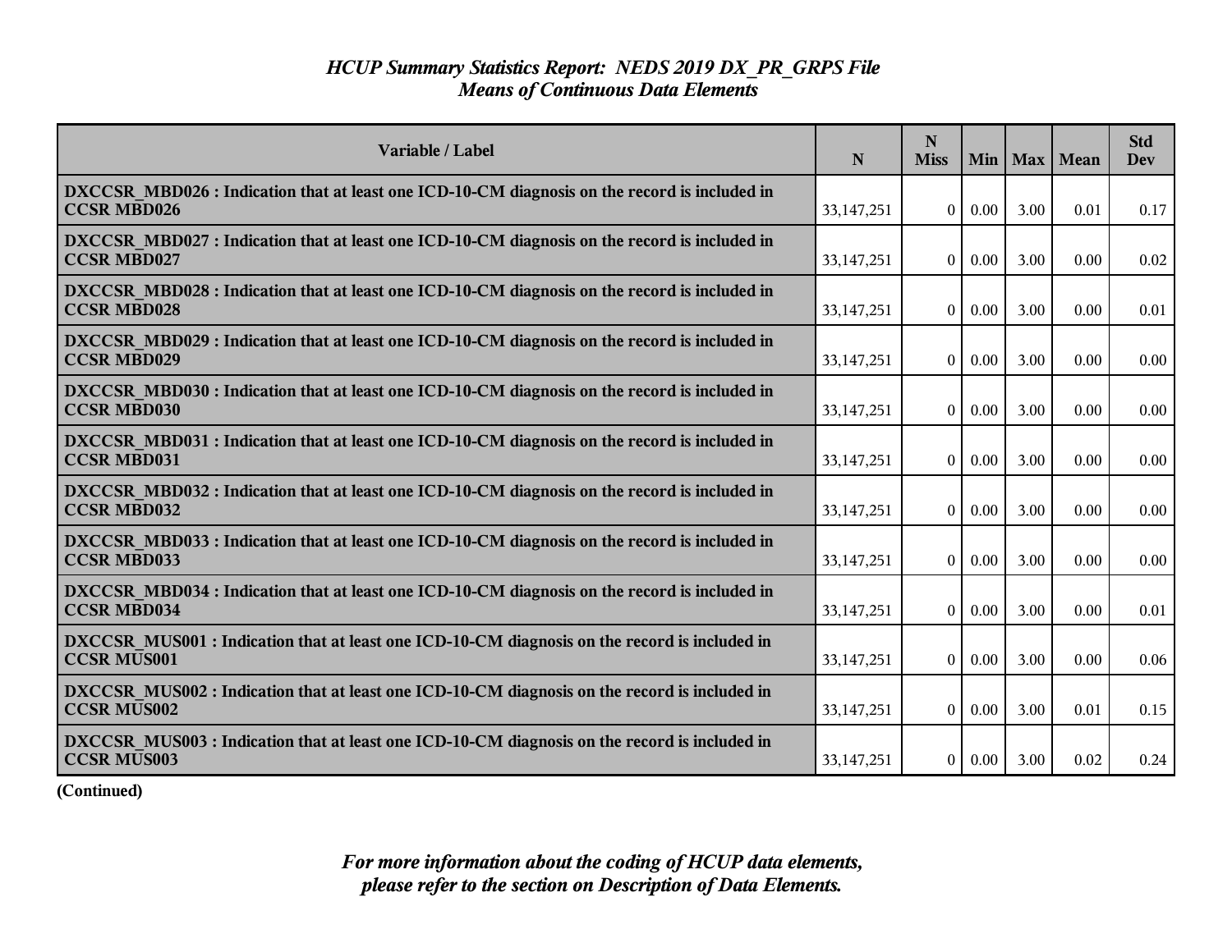# *HCUP Summary Statistics Report: NEDS 2019 DX_PR_GRPS File*
## *Means of Continuous Data Elements*

| Variable / Label | N | N Miss | Min | Max | Mean | Std Dev |
|---|---|---|---|---|---|---|
| **DXCCSR_MBD026 : Indication that at least one ICD-10-CM diagnosis on the record is included in CCSR MBD026** | 33,147,251 | 0 | 0.00 | 3.00 | 0.01 | 0.17 |
| **DXCCSR_MBD027 : Indication that at least one ICD-10-CM diagnosis on the record is included in CCSR MBD027** | 33,147,251 | 0 | 0.00 | 3.00 | 0.00 | 0.02 |
| **DXCCSR_MBD028 : Indication that at least one ICD-10-CM diagnosis on the record is included in CCSR MBD028** | 33,147,251 | 0 | 0.00 | 3.00 | 0.00 | 0.01 |
| **DXCCSR_MBD029 : Indication that at least one ICD-10-CM diagnosis on the record is included in CCSR MBD029** | 33,147,251 | 0 | 0.00 | 3.00 | 0.00 | 0.00 |
| **DXCCSR_MBD030 : Indication that at least one ICD-10-CM diagnosis on the record is included in CCSR MBD030** | 33,147,251 | 0 | 0.00 | 3.00 | 0.00 | 0.00 |
| **DXCCSR_MBD031 : Indication that at least one ICD-10-CM diagnosis on the record is included in CCSR MBD031** | 33,147,251 | 0 | 0.00 | 3.00 | 0.00 | 0.00 |
| **DXCCSR_MBD032 : Indication that at least one ICD-10-CM diagnosis on the record is included in CCSR MBD032** | 33,147,251 | 0 | 0.00 | 3.00 | 0.00 | 0.00 |
| **DXCCSR_MBD033 : Indication that at least one ICD-10-CM diagnosis on the record is included in CCSR MBD033** | 33,147,251 | 0 | 0.00 | 3.00 | 0.00 | 0.00 |
| **DXCCSR_MBD034 : Indication that at least one ICD-10-CM diagnosis on the record is included in CCSR MBD034** | 33,147,251 | 0 | 0.00 | 3.00 | 0.00 | 0.01 |
| **DXCCSR_MUS001 : Indication that at least one ICD-10-CM diagnosis on the record is included in CCSR MUS001** | 33,147,251 | 0 | 0.00 | 3.00 | 0.00 | 0.06 |
| **DXCCSR_MUS002 : Indication that at least one ICD-10-CM diagnosis on the record is included in CCSR MUS002** | 33,147,251 | 0 | 0.00 | 3.00 | 0.01 | 0.15 |
| **DXCCSR_MUS003 : Indication that at least one ICD-10-CM diagnosis on the record is included in CCSR MUS003** | 33,147,251 | 0 | 0.00 | 3.00 | 0.02 | 0.24 |

**(Continued)**

*For more information about the coding of HCUP data elements, please refer to the section on Description of Data Elements.*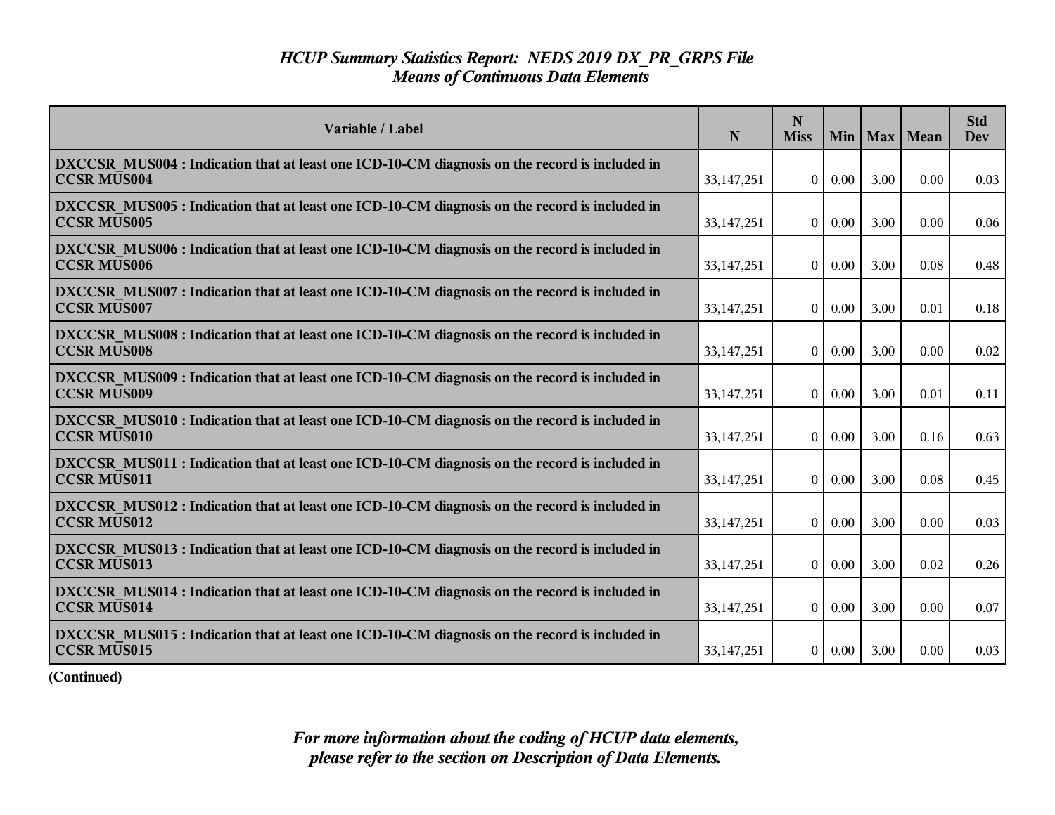## *HCUP Summary Statistics Report: NEDS 2019 DX_PR_GRPS File*
## *Means of Continuous Data Elements*

| Variable / Label | N | N Miss | Min | Max | Mean | Std Dev |
|---|---|---|---|---|---|---|
| **DXCCSR_MUS004 : Indication that at least one ICD-10-CM diagnosis on the record is included in CCSR MUS004** | 33,147,251 | 0 | 0.00 | 3.00 | 0.00 | 0.03 |
| **DXCCSR_MUS005 : Indication that at least one ICD-10-CM diagnosis on the record is included in CCSR MUS005** | 33,147,251 | 0 | 0.00 | 3.00 | 0.00 | 0.06 |
| **DXCCSR_MUS006 : Indication that at least one ICD-10-CM diagnosis on the record is included in CCSR MUS006** | 33,147,251 | 0 | 0.00 | 3.00 | 0.08 | 0.48 |
| **DXCCSR_MUS007 : Indication that at least one ICD-10-CM diagnosis on the record is included in CCSR MUS007** | 33,147,251 | 0 | 0.00 | 3.00 | 0.01 | 0.18 |
| **DXCCSR_MUS008 : Indication that at least one ICD-10-CM diagnosis on the record is included in CCSR MUS008** | 33,147,251 | 0 | 0.00 | 3.00 | 0.00 | 0.02 |
| **DXCCSR_MUS009 : Indication that at least one ICD-10-CM diagnosis on the record is included in CCSR MUS009** | 33,147,251 | 0 | 0.00 | 3.00 | 0.01 | 0.11 |
| **DXCCSR_MUS010 : Indication that at least one ICD-10-CM diagnosis on the record is included in CCSR MUS010** | 33,147,251 | 0 | 0.00 | 3.00 | 0.16 | 0.63 |
| **DXCCSR_MUS011 : Indication that at least one ICD-10-CM diagnosis on the record is included in CCSR MUS011** | 33,147,251 | 0 | 0.00 | 3.00 | 0.08 | 0.45 |
| **DXCCSR_MUS012 : Indication that at least one ICD-10-CM diagnosis on the record is included in CCSR MUS012** | 33,147,251 | 0 | 0.00 | 3.00 | 0.00 | 0.03 |
| **DXCCSR_MUS013 : Indication that at least one ICD-10-CM diagnosis on the record is included in CCSR MUS013** | 33,147,251 | 0 | 0.00 | 3.00 | 0.02 | 0.26 |
| **DXCCSR_MUS014 : Indication that at least one ICD-10-CM diagnosis on the record is included in CCSR MUS014** | 33,147,251 | 0 | 0.00 | 3.00 | 0.00 | 0.07 |
| **DXCCSR_MUS015 : Indication that at least one ICD-10-CM diagnosis on the record is included in CCSR MUS015** | 33,147,251 | 0 | 0.00 | 3.00 | 0.00 | 0.03 |

**(Continued)**

*For more information about the coding of HCUP data elements, please refer to the section on Description of Data Elements.*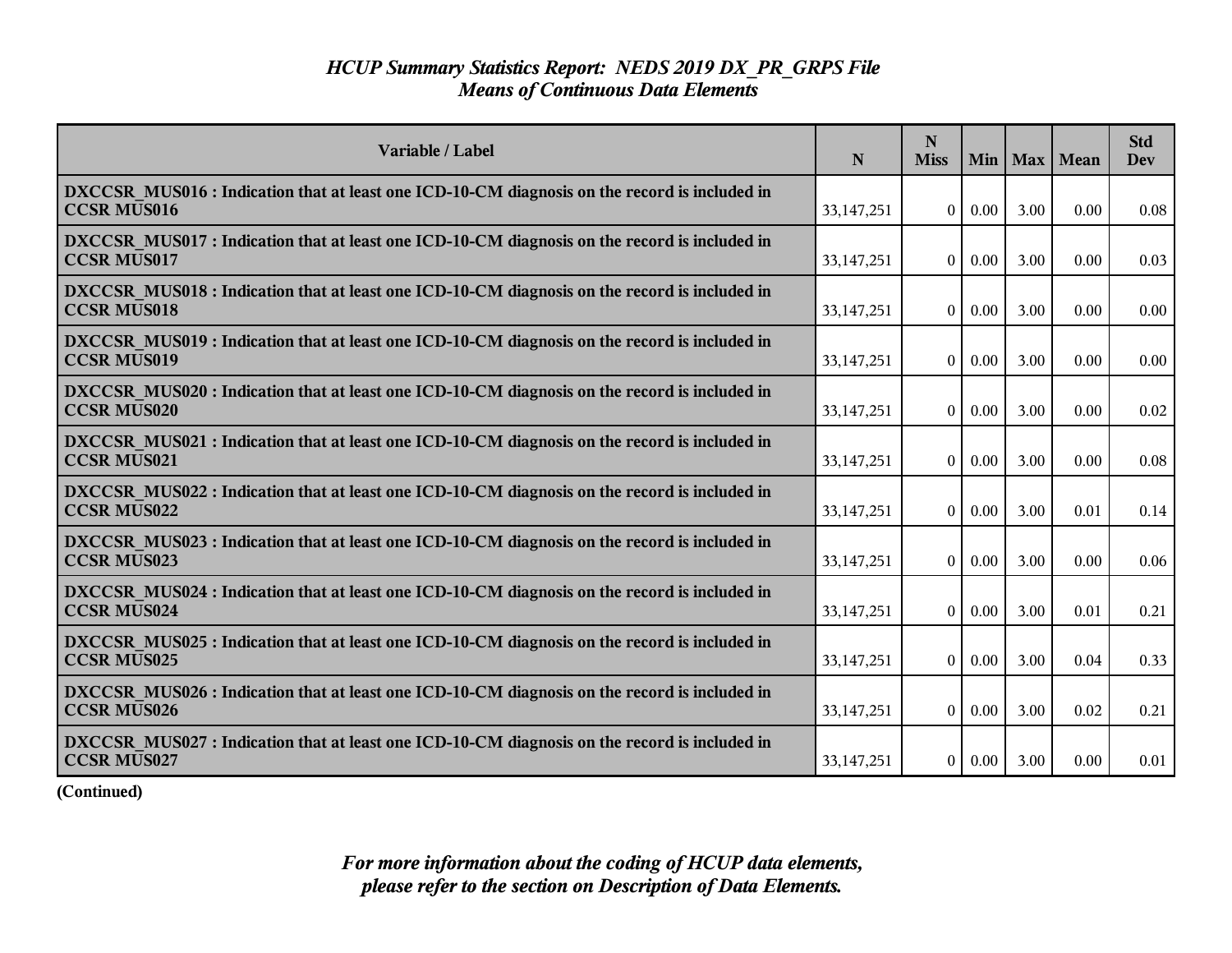# *HCUP Summary Statistics Report: NEDS 2019 DX_PR_GRPS File*
## *Means of Continuous Data Elements*

| Variable / Label | N | N Miss | Min | Max | Mean | Std Dev |
|---|---|---|---|---|---|---|
| **DXCCSR_MUS016 : Indication that at least one ICD-10-CM diagnosis on the record is included in CCSR MUS016** | 33,147,251 | 0 | 0.00 | 3.00 | 0.00 | 0.08 |
| **DXCCSR_MUS017 : Indication that at least one ICD-10-CM diagnosis on the record is included in CCSR MUS017** | 33,147,251 | 0 | 0.00 | 3.00 | 0.00 | 0.03 |
| **DXCCSR_MUS018 : Indication that at least one ICD-10-CM diagnosis on the record is included in CCSR MUS018** | 33,147,251 | 0 | 0.00 | 3.00 | 0.00 | 0.00 |
| **DXCCSR_MUS019 : Indication that at least one ICD-10-CM diagnosis on the record is included in CCSR MUS019** | 33,147,251 | 0 | 0.00 | 3.00 | 0.00 | 0.00 |
| **DXCCSR_MUS020 : Indication that at least one ICD-10-CM diagnosis on the record is included in CCSR MUS020** | 33,147,251 | 0 | 0.00 | 3.00 | 0.00 | 0.02 |
| **DXCCSR_MUS021 : Indication that at least one ICD-10-CM diagnosis on the record is included in CCSR MUS021** | 33,147,251 | 0 | 0.00 | 3.00 | 0.00 | 0.08 |
| **DXCCSR_MUS022 : Indication that at least one ICD-10-CM diagnosis on the record is included in CCSR MUS022** | 33,147,251 | 0 | 0.00 | 3.00 | 0.01 | 0.14 |
| **DXCCSR_MUS023 : Indication that at least one ICD-10-CM diagnosis on the record is included in CCSR MUS023** | 33,147,251 | 0 | 0.00 | 3.00 | 0.00 | 0.06 |
| **DXCCSR_MUS024 : Indication that at least one ICD-10-CM diagnosis on the record is included in CCSR MUS024** | 33,147,251 | 0 | 0.00 | 3.00 | 0.01 | 0.21 |
| **DXCCSR_MUS025 : Indication that at least one ICD-10-CM diagnosis on the record is included in CCSR MUS025** | 33,147,251 | 0 | 0.00 | 3.00 | 0.04 | 0.33 |
| **DXCCSR_MUS026 : Indication that at least one ICD-10-CM diagnosis on the record is included in CCSR MUS026** | 33,147,251 | 0 | 0.00 | 3.00 | 0.02 | 0.21 |
| **DXCCSR_MUS027 : Indication that at least one ICD-10-CM diagnosis on the record is included in CCSR MUS027** | 33,147,251 | 0 | 0.00 | 3.00 | 0.00 | 0.01 |

**(Continued)**

***For more information about the coding of HCUP data elements, please refer to the section on Description of Data Elements.***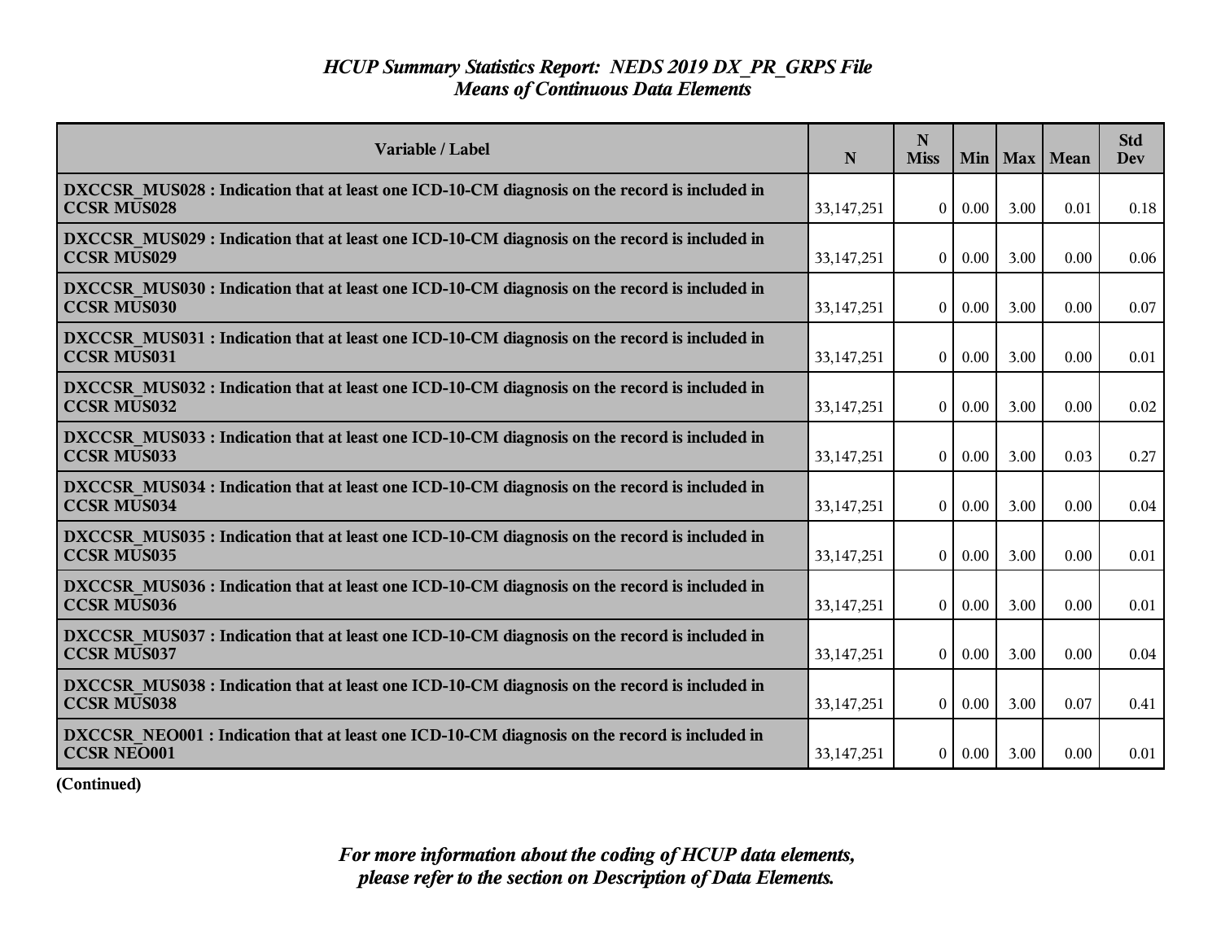# *HCUP Summary Statistics Report: NEDS 2019 DX_PR_GRPS File*
## *Means of Continuous Data Elements*

| Variable / Label | N | N Miss | Min | Max | Mean | Std Dev |
|---|---|---|---|---|---|---|
| **DXCCSR_MUS028 : Indication that at least one ICD-10-CM diagnosis on the record is included in CCSR MUS028** | 33,147,251 | 0 | 0.00 | 3.00 | 0.01 | 0.18 |
| **DXCCSR_MUS029 : Indication that at least one ICD-10-CM diagnosis on the record is included in CCSR MUS029** | 33,147,251 | 0 | 0.00 | 3.00 | 0.00 | 0.06 |
| **DXCCSR_MUS030 : Indication that at least one ICD-10-CM diagnosis on the record is included in CCSR MUS030** | 33,147,251 | 0 | 0.00 | 3.00 | 0.00 | 0.07 |
| **DXCCSR_MUS031 : Indication that at least one ICD-10-CM diagnosis on the record is included in CCSR MUS031** | 33,147,251 | 0 | 0.00 | 3.00 | 0.00 | 0.01 |
| **DXCCSR_MUS032 : Indication that at least one ICD-10-CM diagnosis on the record is included in CCSR MUS032** | 33,147,251 | 0 | 0.00 | 3.00 | 0.00 | 0.02 |
| **DXCCSR_MUS033 : Indication that at least one ICD-10-CM diagnosis on the record is included in CCSR MUS033** | 33,147,251 | 0 | 0.00 | 3.00 | 0.03 | 0.27 |
| **DXCCSR_MUS034 : Indication that at least one ICD-10-CM diagnosis on the record is included in CCSR MUS034** | 33,147,251 | 0 | 0.00 | 3.00 | 0.00 | 0.04 |
| **DXCCSR_MUS035 : Indication that at least one ICD-10-CM diagnosis on the record is included in CCSR MUS035** | 33,147,251 | 0 | 0.00 | 3.00 | 0.00 | 0.01 |
| **DXCCSR_MUS036 : Indication that at least one ICD-10-CM diagnosis on the record is included in CCSR MUS036** | 33,147,251 | 0 | 0.00 | 3.00 | 0.00 | 0.01 |
| **DXCCSR_MUS037 : Indication that at least one ICD-10-CM diagnosis on the record is included in CCSR MUS037** | 33,147,251 | 0 | 0.00 | 3.00 | 0.00 | 0.04 |
| **DXCCSR_MUS038 : Indication that at least one ICD-10-CM diagnosis on the record is included in CCSR MUS038** | 33,147,251 | 0 | 0.00 | 3.00 | 0.07 | 0.41 |
| **DXCCSR_NEO001 : Indication that at least one ICD-10-CM diagnosis on the record is included in CCSR NEO001** | 33,147,251 | 0 | 0.00 | 3.00 | 0.00 | 0.01 |

**(Continued)**

***For more information about the coding of HCUP data elements, please refer to the section on Description of Data Elements.***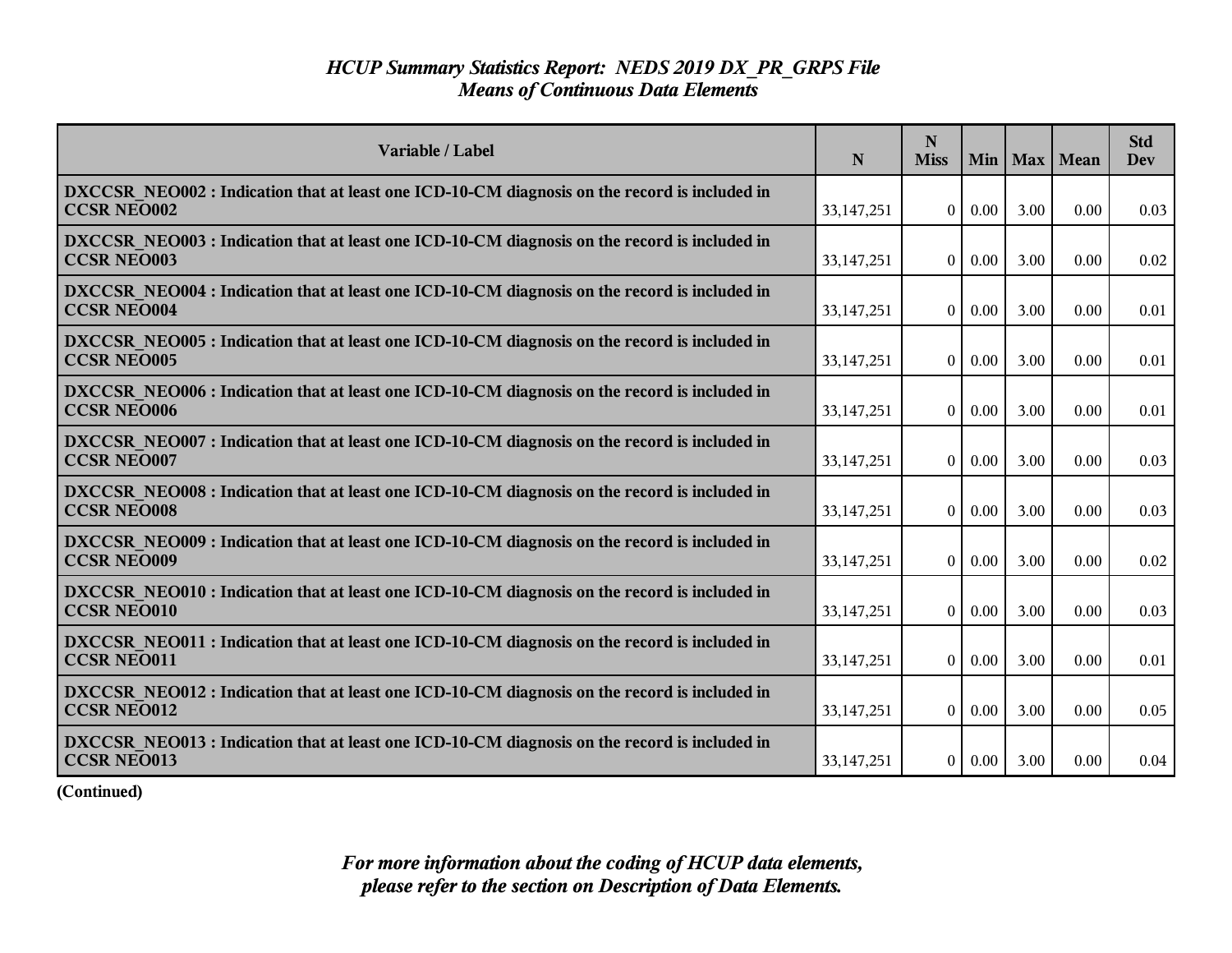# *HCUP Summary Statistics Report: NEDS 2019 DX_PR_GRPS File*
## *Means of Continuous Data Elements*

| Variable / Label | N | N Miss | Min | Max | Mean | Std Dev |
|---|---|---|---|---|---|---|
| **DXCCSR_NEO002 : Indication that at least one ICD-10-CM diagnosis on the record is included in CCSR NEO002** | 33,147,251 | 0 | 0.00 | 3.00 | 0.00 | 0.03 |
| **DXCCSR_NEO003 : Indication that at least one ICD-10-CM diagnosis on the record is included in CCSR NEO003** | 33,147,251 | 0 | 0.00 | 3.00 | 0.00 | 0.02 |
| **DXCCSR_NEO004 : Indication that at least one ICD-10-CM diagnosis on the record is included in CCSR NEO004** | 33,147,251 | 0 | 0.00 | 3.00 | 0.00 | 0.01 |
| **DXCCSR_NEO005 : Indication that at least one ICD-10-CM diagnosis on the record is included in CCSR NEO005** | 33,147,251 | 0 | 0.00 | 3.00 | 0.00 | 0.01 |
| **DXCCSR_NEO006 : Indication that at least one ICD-10-CM diagnosis on the record is included in CCSR NEO006** | 33,147,251 | 0 | 0.00 | 3.00 | 0.00 | 0.01 |
| **DXCCSR_NEO007 : Indication that at least one ICD-10-CM diagnosis on the record is included in CCSR NEO007** | 33,147,251 | 0 | 0.00 | 3.00 | 0.00 | 0.03 |
| **DXCCSR_NEO008 : Indication that at least one ICD-10-CM diagnosis on the record is included in CCSR NEO008** | 33,147,251 | 0 | 0.00 | 3.00 | 0.00 | 0.03 |
| **DXCCSR_NEO009 : Indication that at least one ICD-10-CM diagnosis on the record is included in CCSR NEO009** | 33,147,251 | 0 | 0.00 | 3.00 | 0.00 | 0.02 |
| **DXCCSR_NEO010 : Indication that at least one ICD-10-CM diagnosis on the record is included in CCSR NEO010** | 33,147,251 | 0 | 0.00 | 3.00 | 0.00 | 0.03 |
| **DXCCSR_NEO011 : Indication that at least one ICD-10-CM diagnosis on the record is included in CCSR NEO011** | 33,147,251 | 0 | 0.00 | 3.00 | 0.00 | 0.01 |
| **DXCCSR_NEO012 : Indication that at least one ICD-10-CM diagnosis on the record is included in CCSR NEO012** | 33,147,251 | 0 | 0.00 | 3.00 | 0.00 | 0.05 |
| **DXCCSR_NEO013 : Indication that at least one ICD-10-CM diagnosis on the record is included in CCSR NEO013** | 33,147,251 | 0 | 0.00 | 3.00 | 0.00 | 0.04 |

**(Continued)**

*For more information about the coding of HCUP data elements, please refer to the section on Description of Data Elements.*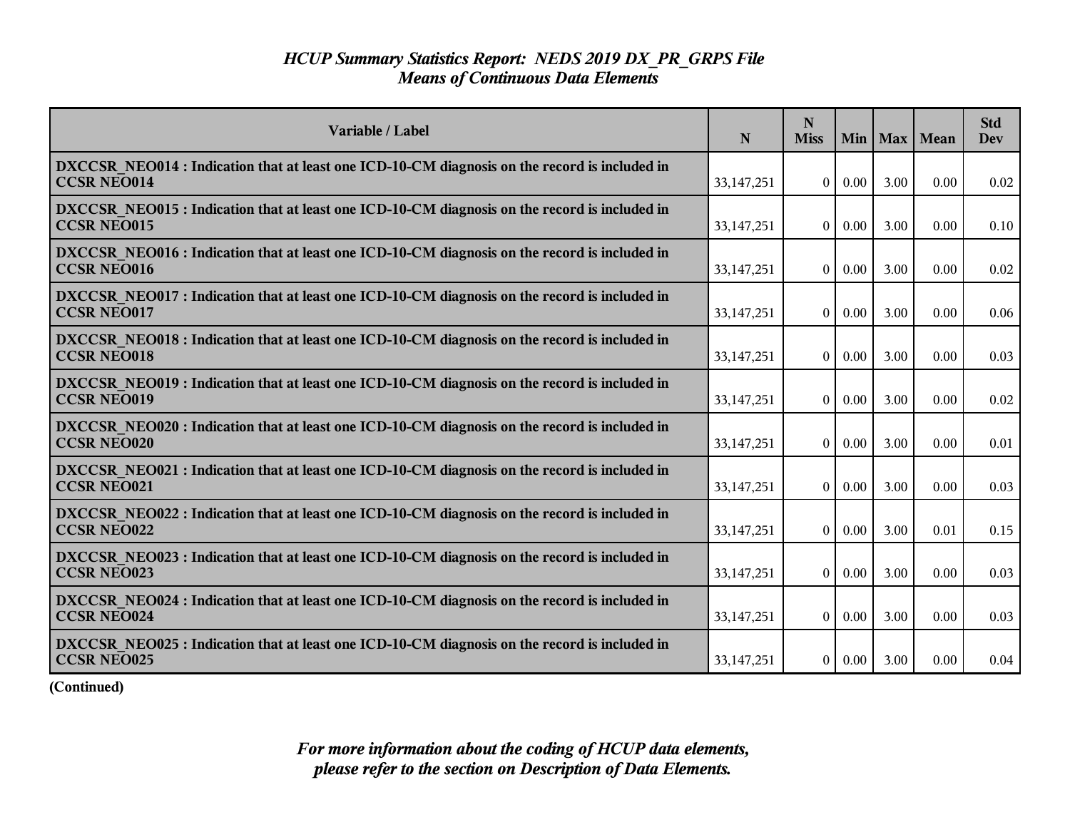# *HCUP Summary Statistics Report: NEDS 2019 DX_PR_GRPS File*
## *Means of Continuous Data Elements*

| Variable / Label | N | N Miss | Min | Max | Mean | Std Dev |
|---|---|---|---|---|---|---|
| **DXCCSR_NEO014 : Indication that at least one ICD-10-CM diagnosis on the record is included in CCSR NEO014** | 33,147,251 | 0 | 0.00 | 3.00 | 0.00 | 0.02 |
| **DXCCSR_NEO015 : Indication that at least one ICD-10-CM diagnosis on the record is included in CCSR NEO015** | 33,147,251 | 0 | 0.00 | 3.00 | 0.00 | 0.10 |
| **DXCCSR_NEO016 : Indication that at least one ICD-10-CM diagnosis on the record is included in CCSR NEO016** | 33,147,251 | 0 | 0.00 | 3.00 | 0.00 | 0.02 |
| **DXCCSR_NEO017 : Indication that at least one ICD-10-CM diagnosis on the record is included in CCSR NEO017** | 33,147,251 | 0 | 0.00 | 3.00 | 0.00 | 0.06 |
| **DXCCSR_NEO018 : Indication that at least one ICD-10-CM diagnosis on the record is included in CCSR NEO018** | 33,147,251 | 0 | 0.00 | 3.00 | 0.00 | 0.03 |
| **DXCCSR_NEO019 : Indication that at least one ICD-10-CM diagnosis on the record is included in CCSR NEO019** | 33,147,251 | 0 | 0.00 | 3.00 | 0.00 | 0.02 |
| **DXCCSR_NEO020 : Indication that at least one ICD-10-CM diagnosis on the record is included in CCSR NEO020** | 33,147,251 | 0 | 0.00 | 3.00 | 0.00 | 0.01 |
| **DXCCSR_NEO021 : Indication that at least one ICD-10-CM diagnosis on the record is included in CCSR NEO021** | 33,147,251 | 0 | 0.00 | 3.00 | 0.00 | 0.03 |
| **DXCCSR_NEO022 : Indication that at least one ICD-10-CM diagnosis on the record is included in CCSR NEO022** | 33,147,251 | 0 | 0.00 | 3.00 | 0.01 | 0.15 |
| **DXCCSR_NEO023 : Indication that at least one ICD-10-CM diagnosis on the record is included in CCSR NEO023** | 33,147,251 | 0 | 0.00 | 3.00 | 0.00 | 0.03 |
| **DXCCSR_NEO024 : Indication that at least one ICD-10-CM diagnosis on the record is included in CCSR NEO024** | 33,147,251 | 0 | 0.00 | 3.00 | 0.00 | 0.03 |
| **DXCCSR_NEO025 : Indication that at least one ICD-10-CM diagnosis on the record is included in CCSR NEO025** | 33,147,251 | 0 | 0.00 | 3.00 | 0.00 | 0.04 |

**(Continued)**

***For more information about the coding of HCUP data elements, please refer to the section on Description of Data Elements.***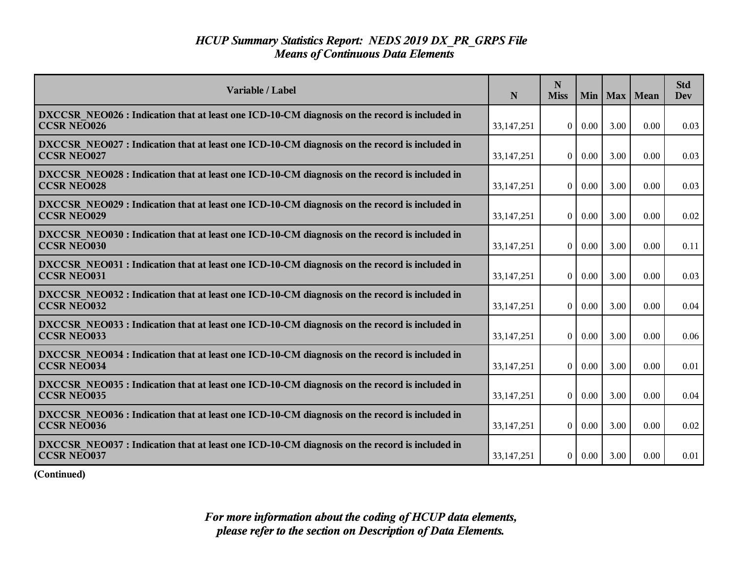# *HCUP Summary Statistics Report: NEDS 2019 DX_PR_GRPS File*
## *Means of Continuous Data Elements*

| Variable / Label | N | N Miss | Min | Max | Mean | Std Dev |
|---|---|---|---|---|---|---|
| **DXCCSR_NEO026 : Indication that at least one ICD-10-CM diagnosis on the record is included in CCSR NEO026** | 33,147,251 | 0 | 0.00 | 3.00 | 0.00 | 0.03 |
| **DXCCSR_NEO027 : Indication that at least one ICD-10-CM diagnosis on the record is included in CCSR NEO027** | 33,147,251 | 0 | 0.00 | 3.00 | 0.00 | 0.03 |
| **DXCCSR_NEO028 : Indication that at least one ICD-10-CM diagnosis on the record is included in CCSR NEO028** | 33,147,251 | 0 | 0.00 | 3.00 | 0.00 | 0.03 |
| **DXCCSR_NEO029 : Indication that at least one ICD-10-CM diagnosis on the record is included in CCSR NEO029** | 33,147,251 | 0 | 0.00 | 3.00 | 0.00 | 0.02 |
| **DXCCSR_NEO030 : Indication that at least one ICD-10-CM diagnosis on the record is included in CCSR NEO030** | 33,147,251 | 0 | 0.00 | 3.00 | 0.00 | 0.11 |
| **DXCCSR_NEO031 : Indication that at least one ICD-10-CM diagnosis on the record is included in CCSR NEO031** | 33,147,251 | 0 | 0.00 | 3.00 | 0.00 | 0.03 |
| **DXCCSR_NEO032 : Indication that at least one ICD-10-CM diagnosis on the record is included in CCSR NEO032** | 33,147,251 | 0 | 0.00 | 3.00 | 0.00 | 0.04 |
| **DXCCSR_NEO033 : Indication that at least one ICD-10-CM diagnosis on the record is included in CCSR NEO033** | 33,147,251 | 0 | 0.00 | 3.00 | 0.00 | 0.06 |
| **DXCCSR_NEO034 : Indication that at least one ICD-10-CM diagnosis on the record is included in CCSR NEO034** | 33,147,251 | 0 | 0.00 | 3.00 | 0.00 | 0.01 |
| **DXCCSR_NEO035 : Indication that at least one ICD-10-CM diagnosis on the record is included in CCSR NEO035** | 33,147,251 | 0 | 0.00 | 3.00 | 0.00 | 0.04 |
| **DXCCSR_NEO036 : Indication that at least one ICD-10-CM diagnosis on the record is included in CCSR NEO036** | 33,147,251 | 0 | 0.00 | 3.00 | 0.00 | 0.02 |
| **DXCCSR_NEO037 : Indication that at least one ICD-10-CM diagnosis on the record is included in CCSR NEO037** | 33,147,251 | 0 | 0.00 | 3.00 | 0.00 | 0.01 |

**(Continued)**

***For more information about the coding of HCUP data elements, please refer to the section on Description of Data Elements.***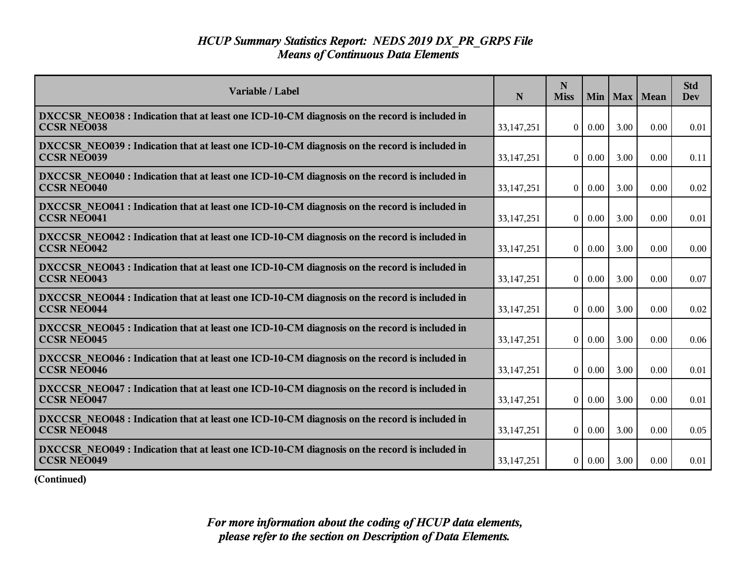# *HCUP Summary Statistics Report: NEDS 2019 DX_PR_GRPS File*
## *Means of Continuous Data Elements*

| Variable / Label | N | N Miss | Min | Max | Mean | Std Dev |
|---|---|---|---|---|---|---|
| **DXCCSR_NEO038 : Indication that at least one ICD-10-CM diagnosis on the record is included in CCSR NEO038** | 33,147,251 | 0 | 0.00 | 3.00 | 0.00 | 0.01 |
| **DXCCSR_NEO039 : Indication that at least one ICD-10-CM diagnosis on the record is included in CCSR NEO039** | 33,147,251 | 0 | 0.00 | 3.00 | 0.00 | 0.11 |
| **DXCCSR_NEO040 : Indication that at least one ICD-10-CM diagnosis on the record is included in CCSR NEO040** | 33,147,251 | 0 | 0.00 | 3.00 | 0.00 | 0.02 |
| **DXCCSR_NEO041 : Indication that at least one ICD-10-CM diagnosis on the record is included in CCSR NEO041** | 33,147,251 | 0 | 0.00 | 3.00 | 0.00 | 0.01 |
| **DXCCSR_NEO042 : Indication that at least one ICD-10-CM diagnosis on the record is included in CCSR NEO042** | 33,147,251 | 0 | 0.00 | 3.00 | 0.00 | 0.00 |
| **DXCCSR_NEO043 : Indication that at least one ICD-10-CM diagnosis on the record is included in CCSR NEO043** | 33,147,251 | 0 | 0.00 | 3.00 | 0.00 | 0.07 |
| **DXCCSR_NEO044 : Indication that at least one ICD-10-CM diagnosis on the record is included in CCSR NEO044** | 33,147,251 | 0 | 0.00 | 3.00 | 0.00 | 0.02 |
| **DXCCSR_NEO045 : Indication that at least one ICD-10-CM diagnosis on the record is included in CCSR NEO045** | 33,147,251 | 0 | 0.00 | 3.00 | 0.00 | 0.06 |
| **DXCCSR_NEO046 : Indication that at least one ICD-10-CM diagnosis on the record is included in CCSR NEO046** | 33,147,251 | 0 | 0.00 | 3.00 | 0.00 | 0.01 |
| **DXCCSR_NEO047 : Indication that at least one ICD-10-CM diagnosis on the record is included in CCSR NEO047** | 33,147,251 | 0 | 0.00 | 3.00 | 0.00 | 0.01 |
| **DXCCSR_NEO048 : Indication that at least one ICD-10-CM diagnosis on the record is included in CCSR NEO048** | 33,147,251 | 0 | 0.00 | 3.00 | 0.00 | 0.05 |
| **DXCCSR_NEO049 : Indication that at least one ICD-10-CM diagnosis on the record is included in CCSR NEO049** | 33,147,251 | 0 | 0.00 | 3.00 | 0.00 | 0.01 |

**(Continued)**

***For more information about the coding of HCUP data elements, please refer to the section on Description of Data Elements.***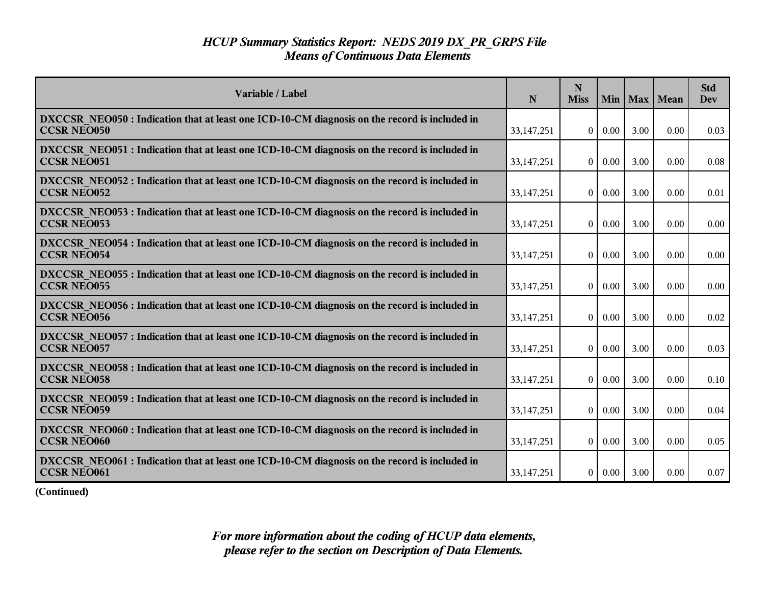# *HCUP Summary Statistics Report: NEDS 2019 DX_PR_GRPS File*
## *Means of Continuous Data Elements*

| Variable / Label | N | N Miss | Min | Max | Mean | Std Dev |
|---|---|---|---|---|---|---|
| **DXCCSR_NEO050 : Indication that at least one ICD-10-CM diagnosis on the record is included in CCSR NEO050** | 33,147,251 | 0 | 0.00 | 3.00 | 0.00 | 0.03 |
| **DXCCSR_NEO051 : Indication that at least one ICD-10-CM diagnosis on the record is included in CCSR NEO051** | 33,147,251 | 0 | 0.00 | 3.00 | 0.00 | 0.08 |
| **DXCCSR_NEO052 : Indication that at least one ICD-10-CM diagnosis on the record is included in CCSR NEO052** | 33,147,251 | 0 | 0.00 | 3.00 | 0.00 | 0.01 |
| **DXCCSR_NEO053 : Indication that at least one ICD-10-CM diagnosis on the record is included in CCSR NEO053** | 33,147,251 | 0 | 0.00 | 3.00 | 0.00 | 0.00 |
| **DXCCSR_NEO054 : Indication that at least one ICD-10-CM diagnosis on the record is included in CCSR NEO054** | 33,147,251 | 0 | 0.00 | 3.00 | 0.00 | 0.00 |
| **DXCCSR_NEO055 : Indication that at least one ICD-10-CM diagnosis on the record is included in CCSR NEO055** | 33,147,251 | 0 | 0.00 | 3.00 | 0.00 | 0.00 |
| **DXCCSR_NEO056 : Indication that at least one ICD-10-CM diagnosis on the record is included in CCSR NEO056** | 33,147,251 | 0 | 0.00 | 3.00 | 0.00 | 0.02 |
| **DXCCSR_NEO057 : Indication that at least one ICD-10-CM diagnosis on the record is included in CCSR NEO057** | 33,147,251 | 0 | 0.00 | 3.00 | 0.00 | 0.03 |
| **DXCCSR_NEO058 : Indication that at least one ICD-10-CM diagnosis on the record is included in CCSR NEO058** | 33,147,251 | 0 | 0.00 | 3.00 | 0.00 | 0.10 |
| **DXCCSR_NEO059 : Indication that at least one ICD-10-CM diagnosis on the record is included in CCSR NEO059** | 33,147,251 | 0 | 0.00 | 3.00 | 0.00 | 0.04 |
| **DXCCSR_NEO060 : Indication that at least one ICD-10-CM diagnosis on the record is included in CCSR NEO060** | 33,147,251 | 0 | 0.00 | 3.00 | 0.00 | 0.05 |
| **DXCCSR_NEO061 : Indication that at least one ICD-10-CM diagnosis on the record is included in CCSR NEO061** | 33,147,251 | 0 | 0.00 | 3.00 | 0.00 | 0.07 |

**(Continued)**

*For more information about the coding of HCUP data elements, please refer to the section on Description of Data Elements.*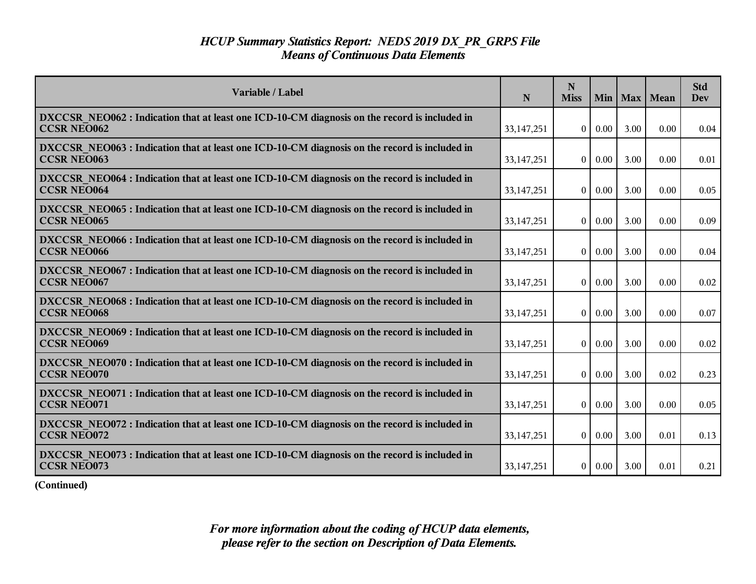# *HCUP Summary Statistics Report: NEDS 2019 DX_PR_GRPS File*
## *Means of Continuous Data Elements*

| Variable / Label | N | N Miss | Min | Max | Mean | Std Dev |
|---|---|---|---|---|---|---|
| **DXCCSR_NEO062 : Indication that at least one ICD-10-CM diagnosis on the record is included in CCSR NEO062** | 33,147,251 | 0 | 0.00 | 3.00 | 0.00 | 0.04 |
| **DXCCSR_NEO063 : Indication that at least one ICD-10-CM diagnosis on the record is included in CCSR NEO063** | 33,147,251 | 0 | 0.00 | 3.00 | 0.00 | 0.01 |
| **DXCCSR_NEO064 : Indication that at least one ICD-10-CM diagnosis on the record is included in CCSR NEO064** | 33,147,251 | 0 | 0.00 | 3.00 | 0.00 | 0.05 |
| **DXCCSR_NEO065 : Indication that at least one ICD-10-CM diagnosis on the record is included in CCSR NEO065** | 33,147,251 | 0 | 0.00 | 3.00 | 0.00 | 0.09 |
| **DXCCSR_NEO066 : Indication that at least one ICD-10-CM diagnosis on the record is included in CCSR NEO066** | 33,147,251 | 0 | 0.00 | 3.00 | 0.00 | 0.04 |
| **DXCCSR_NEO067 : Indication that at least one ICD-10-CM diagnosis on the record is included in CCSR NEO067** | 33,147,251 | 0 | 0.00 | 3.00 | 0.00 | 0.02 |
| **DXCCSR_NEO068 : Indication that at least one ICD-10-CM diagnosis on the record is included in CCSR NEO068** | 33,147,251 | 0 | 0.00 | 3.00 | 0.00 | 0.07 |
| **DXCCSR_NEO069 : Indication that at least one ICD-10-CM diagnosis on the record is included in CCSR NEO069** | 33,147,251 | 0 | 0.00 | 3.00 | 0.00 | 0.02 |
| **DXCCSR_NEO070 : Indication that at least one ICD-10-CM diagnosis on the record is included in CCSR NEO070** | 33,147,251 | 0 | 0.00 | 3.00 | 0.02 | 0.23 |
| **DXCCSR_NEO071 : Indication that at least one ICD-10-CM diagnosis on the record is included in CCSR NEO071** | 33,147,251 | 0 | 0.00 | 3.00 | 0.00 | 0.05 |
| **DXCCSR_NEO072 : Indication that at least one ICD-10-CM diagnosis on the record is included in CCSR NEO072** | 33,147,251 | 0 | 0.00 | 3.00 | 0.01 | 0.13 |
| **DXCCSR_NEO073 : Indication that at least one ICD-10-CM diagnosis on the record is included in CCSR NEO073** | 33,147,251 | 0 | 0.00 | 3.00 | 0.01 | 0.21 |

**(Continued)**

***For more information about the coding of HCUP data elements, please refer to the section on Description of Data Elements.***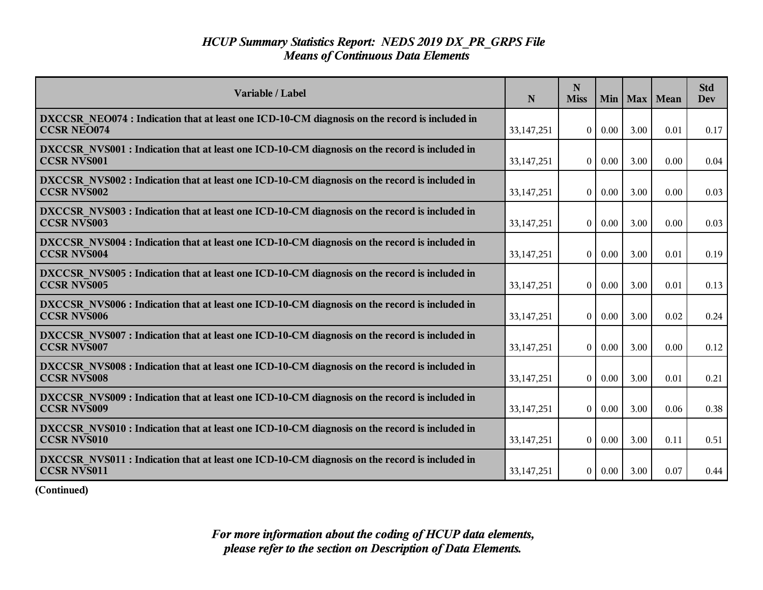*HCUP Summary Statistics Report: NEDS 2019 DX_PR_GRPS File*
*Means of Continuous Data Elements*

| Variable / Label | N | N Miss | Min | Max | Mean | Std Dev |
|---|---|---|---|---|---|---|
| **DXCCSR_NEO074 : Indication that at least one ICD-10-CM diagnosis on the record is included in CCSR NEO074** | 33,147,251 | 0 | 0.00 | 3.00 | 0.01 | 0.17 |
| **DXCCSR_NVS001 : Indication that at least one ICD-10-CM diagnosis on the record is included in CCSR NVS001** | 33,147,251 | 0 | 0.00 | 3.00 | 0.00 | 0.04 |
| **DXCCSR_NVS002 : Indication that at least one ICD-10-CM diagnosis on the record is included in CCSR NVS002** | 33,147,251 | 0 | 0.00 | 3.00 | 0.00 | 0.03 |
| **DXCCSR_NVS003 : Indication that at least one ICD-10-CM diagnosis on the record is included in CCSR NVS003** | 33,147,251 | 0 | 0.00 | 3.00 | 0.00 | 0.03 |
| **DXCCSR_NVS004 : Indication that at least one ICD-10-CM diagnosis on the record is included in CCSR NVS004** | 33,147,251 | 0 | 0.00 | 3.00 | 0.01 | 0.19 |
| **DXCCSR_NVS005 : Indication that at least one ICD-10-CM diagnosis on the record is included in CCSR NVS005** | 33,147,251 | 0 | 0.00 | 3.00 | 0.01 | 0.13 |
| **DXCCSR_NVS006 : Indication that at least one ICD-10-CM diagnosis on the record is included in CCSR NVS006** | 33,147,251 | 0 | 0.00 | 3.00 | 0.02 | 0.24 |
| **DXCCSR_NVS007 : Indication that at least one ICD-10-CM diagnosis on the record is included in CCSR NVS007** | 33,147,251 | 0 | 0.00 | 3.00 | 0.00 | 0.12 |
| **DXCCSR_NVS008 : Indication that at least one ICD-10-CM diagnosis on the record is included in CCSR NVS008** | 33,147,251 | 0 | 0.00 | 3.00 | 0.01 | 0.21 |
| **DXCCSR_NVS009 : Indication that at least one ICD-10-CM diagnosis on the record is included in CCSR NVS009** | 33,147,251 | 0 | 0.00 | 3.00 | 0.06 | 0.38 |
| **DXCCSR_NVS010 : Indication that at least one ICD-10-CM diagnosis on the record is included in CCSR NVS010** | 33,147,251 | 0 | 0.00 | 3.00 | 0.11 | 0.51 |
| **DXCCSR_NVS011 : Indication that at least one ICD-10-CM diagnosis on the record is included in CCSR NVS011** | 33,147,251 | 0 | 0.00 | 3.00 | 0.07 | 0.44 |

**(Continued)**

*For more information about the coding of HCUP data elements, please refer to the section on Description of Data Elements.*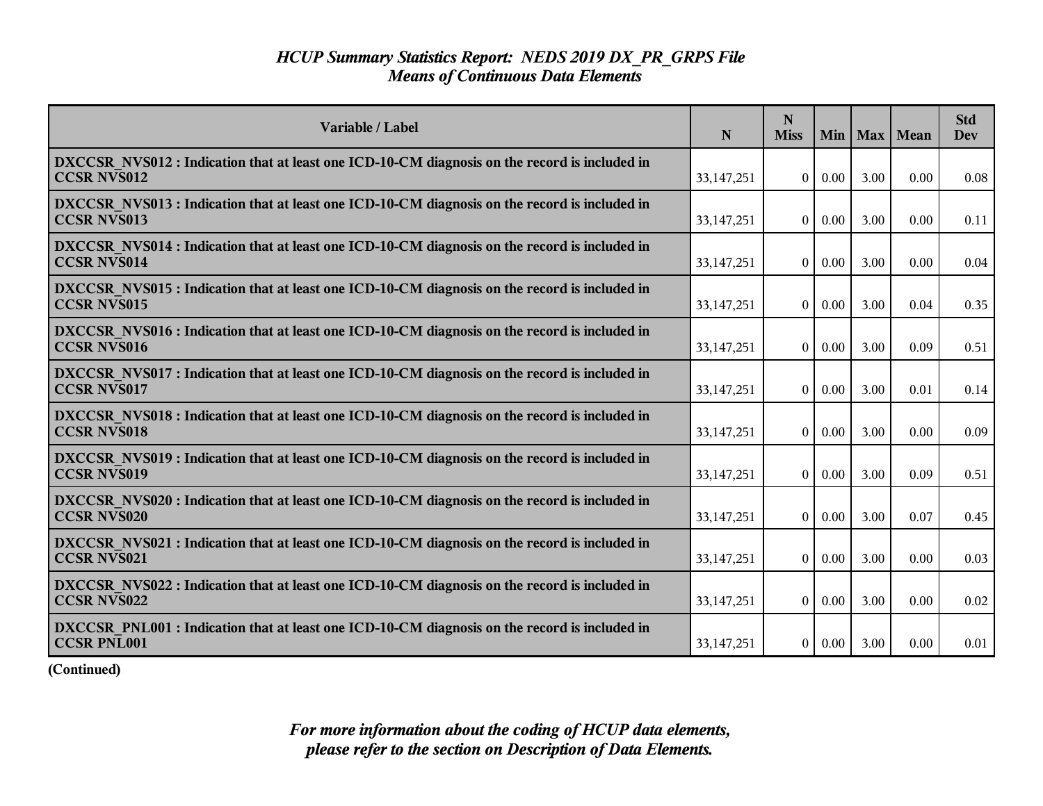# *HCUP Summary Statistics Report: NEDS 2019 DX_PR_GRPS File*
## *Means of Continuous Data Elements*

| Variable / Label | N | N Miss | Min | Max | Mean | Std Dev |
|---|---|---|---|---|---|---|
| **DXCCSR_NVS012 : Indication that at least one ICD-10-CM diagnosis on the record is included in CCSR NVS012** | 33,147,251 | 0 | 0.00 | 3.00 | 0.00 | 0.08 |
| **DXCCSR_NVS013 : Indication that at least one ICD-10-CM diagnosis on the record is included in CCSR NVS013** | 33,147,251 | 0 | 0.00 | 3.00 | 0.00 | 0.11 |
| **DXCCSR_NVS014 : Indication that at least one ICD-10-CM diagnosis on the record is included in CCSR NVS014** | 33,147,251 | 0 | 0.00 | 3.00 | 0.00 | 0.04 |
| **DXCCSR_NVS015 : Indication that at least one ICD-10-CM diagnosis on the record is included in CCSR NVS015** | 33,147,251 | 0 | 0.00 | 3.00 | 0.04 | 0.35 |
| **DXCCSR_NVS016 : Indication that at least one ICD-10-CM diagnosis on the record is included in CCSR NVS016** | 33,147,251 | 0 | 0.00 | 3.00 | 0.09 | 0.51 |
| **DXCCSR_NVS017 : Indication that at least one ICD-10-CM diagnosis on the record is included in CCSR NVS017** | 33,147,251 | 0 | 0.00 | 3.00 | 0.01 | 0.14 |
| **DXCCSR_NVS018 : Indication that at least one ICD-10-CM diagnosis on the record is included in CCSR NVS018** | 33,147,251 | 0 | 0.00 | 3.00 | 0.00 | 0.09 |
| **DXCCSR_NVS019 : Indication that at least one ICD-10-CM diagnosis on the record is included in CCSR NVS019** | 33,147,251 | 0 | 0.00 | 3.00 | 0.09 | 0.51 |
| **DXCCSR_NVS020 : Indication that at least one ICD-10-CM diagnosis on the record is included in CCSR NVS020** | 33,147,251 | 0 | 0.00 | 3.00 | 0.07 | 0.45 |
| **DXCCSR_NVS021 : Indication that at least one ICD-10-CM diagnosis on the record is included in CCSR NVS021** | 33,147,251 | 0 | 0.00 | 3.00 | 0.00 | 0.03 |
| **DXCCSR_NVS022 : Indication that at least one ICD-10-CM diagnosis on the record is included in CCSR NVS022** | 33,147,251 | 0 | 0.00 | 3.00 | 0.00 | 0.02 |
| **DXCCSR_PNL001 : Indication that at least one ICD-10-CM diagnosis on the record is included in CCSR PNL001** | 33,147,251 | 0 | 0.00 | 3.00 | 0.00 | 0.01 |

**(Continued)**

*For more information about the coding of HCUP data elements, please refer to the section on Description of Data Elements.*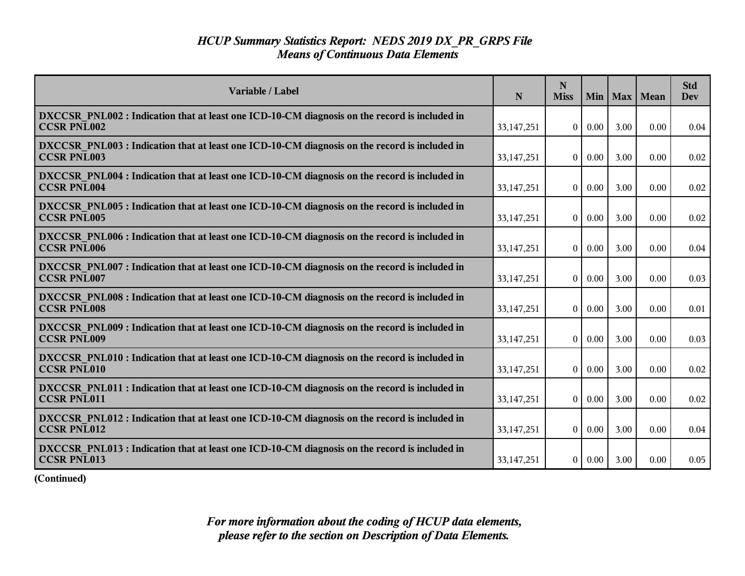*HCUP Summary Statistics Report: NEDS 2019 DX_PR_GRPS File*
*Means of Continuous Data Elements*

| Variable / Label | N | N Miss | Min | Max | Mean | Std Dev |
|---|---|---|---|---|---|---|
| **DXCCSR_PNL002 : Indication that at least one ICD-10-CM diagnosis on the record is included in CCSR PNL002** | 33,147,251 | 0 | 0.00 | 3.00 | 0.00 | 0.04 |
| **DXCCSR_PNL003 : Indication that at least one ICD-10-CM diagnosis on the record is included in CCSR PNL003** | 33,147,251 | 0 | 0.00 | 3.00 | 0.00 | 0.02 |
| **DXCCSR_PNL004 : Indication that at least one ICD-10-CM diagnosis on the record is included in CCSR PNL004** | 33,147,251 | 0 | 0.00 | 3.00 | 0.00 | 0.02 |
| **DXCCSR_PNL005 : Indication that at least one ICD-10-CM diagnosis on the record is included in CCSR PNL005** | 33,147,251 | 0 | 0.00 | 3.00 | 0.00 | 0.02 |
| **DXCCSR_PNL006 : Indication that at least one ICD-10-CM diagnosis on the record is included in CCSR PNL006** | 33,147,251 | 0 | 0.00 | 3.00 | 0.00 | 0.04 |
| **DXCCSR_PNL007 : Indication that at least one ICD-10-CM diagnosis on the record is included in CCSR PNL007** | 33,147,251 | 0 | 0.00 | 3.00 | 0.00 | 0.03 |
| **DXCCSR_PNL008 : Indication that at least one ICD-10-CM diagnosis on the record is included in CCSR PNL008** | 33,147,251 | 0 | 0.00 | 3.00 | 0.00 | 0.01 |
| **DXCCSR_PNL009 : Indication that at least one ICD-10-CM diagnosis on the record is included in CCSR PNL009** | 33,147,251 | 0 | 0.00 | 3.00 | 0.00 | 0.03 |
| **DXCCSR_PNL010 : Indication that at least one ICD-10-CM diagnosis on the record is included in CCSR PNL010** | 33,147,251 | 0 | 0.00 | 3.00 | 0.00 | 0.02 |
| **DXCCSR_PNL011 : Indication that at least one ICD-10-CM diagnosis on the record is included in CCSR PNL011** | 33,147,251 | 0 | 0.00 | 3.00 | 0.00 | 0.02 |
| **DXCCSR_PNL012 : Indication that at least one ICD-10-CM diagnosis on the record is included in CCSR PNL012** | 33,147,251 | 0 | 0.00 | 3.00 | 0.00 | 0.04 |
| **DXCCSR_PNL013 : Indication that at least one ICD-10-CM diagnosis on the record is included in CCSR PNL013** | 33,147,251 | 0 | 0.00 | 3.00 | 0.00 | 0.05 |

**(Continued)**

*For more information about the coding of HCUP data elements, please refer to the section on Description of Data Elements.*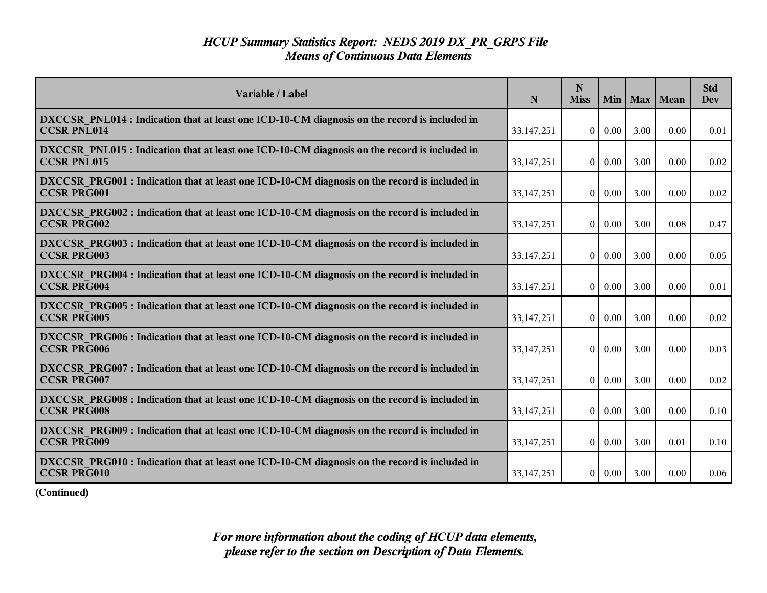# *HCUP Summary Statistics Report: NEDS 2019 DX_PR_GRPS File*
## *Means of Continuous Data Elements*

| Variable / Label | N | N Miss | Min | Max | Mean | Std Dev |
|---|---|---|---|---|---|---|
| **DXCCSR_PNL014 : Indication that at least one ICD-10-CM diagnosis on the record is included in CCSR PNL014** | 33,147,251 | 0 | 0.00 | 3.00 | 0.00 | 0.01 |
| **DXCCSR_PNL015 : Indication that at least one ICD-10-CM diagnosis on the record is included in CCSR PNL015** | 33,147,251 | 0 | 0.00 | 3.00 | 0.00 | 0.02 |
| **DXCCSR_PRG001 : Indication that at least one ICD-10-CM diagnosis on the record is included in CCSR PRG001** | 33,147,251 | 0 | 0.00 | 3.00 | 0.00 | 0.02 |
| **DXCCSR_PRG002 : Indication that at least one ICD-10-CM diagnosis on the record is included in CCSR PRG002** | 33,147,251 | 0 | 0.00 | 3.00 | 0.08 | 0.47 |
| **DXCCSR_PRG003 : Indication that at least one ICD-10-CM diagnosis on the record is included in CCSR PRG003** | 33,147,251 | 0 | 0.00 | 3.00 | 0.00 | 0.05 |
| **DXCCSR_PRG004 : Indication that at least one ICD-10-CM diagnosis on the record is included in CCSR PRG004** | 33,147,251 | 0 | 0.00 | 3.00 | 0.00 | 0.01 |
| **DXCCSR_PRG005 : Indication that at least one ICD-10-CM diagnosis on the record is included in CCSR PRG005** | 33,147,251 | 0 | 0.00 | 3.00 | 0.00 | 0.02 |
| **DXCCSR_PRG006 : Indication that at least one ICD-10-CM diagnosis on the record is included in CCSR PRG006** | 33,147,251 | 0 | 0.00 | 3.00 | 0.00 | 0.03 |
| **DXCCSR_PRG007 : Indication that at least one ICD-10-CM diagnosis on the record is included in CCSR PRG007** | 33,147,251 | 0 | 0.00 | 3.00 | 0.00 | 0.02 |
| **DXCCSR_PRG008 : Indication that at least one ICD-10-CM diagnosis on the record is included in CCSR PRG008** | 33,147,251 | 0 | 0.00 | 3.00 | 0.00 | 0.10 |
| **DXCCSR_PRG009 : Indication that at least one ICD-10-CM diagnosis on the record is included in CCSR PRG009** | 33,147,251 | 0 | 0.00 | 3.00 | 0.01 | 0.10 |
| **DXCCSR_PRG010 : Indication that at least one ICD-10-CM diagnosis on the record is included in CCSR PRG010** | 33,147,251 | 0 | 0.00 | 3.00 | 0.00 | 0.06 |

**(Continued)**

***For more information about the coding of HCUP data elements, please refer to the section on Description of Data Elements.***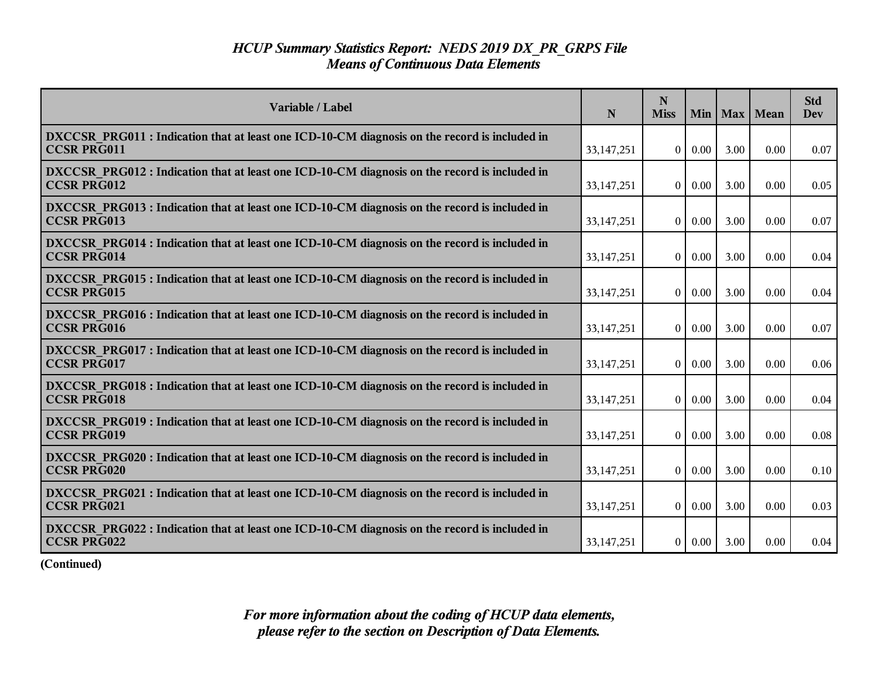# *HCUP Summary Statistics Report: NEDS 2019 DX_PR_GRPS File*
## *Means of Continuous Data Elements*

| Variable / Label | N | N Miss | Min | Max | Mean | Std Dev |
|---|---|---|---|---|---|---|
| **DXCCSR_PRG011 : Indication that at least one ICD-10-CM diagnosis on the record is included in CCSR PRG011** | 33,147,251 | 0 | 0.00 | 3.00 | 0.00 | 0.07 |
| **DXCCSR_PRG012 : Indication that at least one ICD-10-CM diagnosis on the record is included in CCSR PRG012** | 33,147,251 | 0 | 0.00 | 3.00 | 0.00 | 0.05 |
| **DXCCSR_PRG013 : Indication that at least one ICD-10-CM diagnosis on the record is included in CCSR PRG013** | 33,147,251 | 0 | 0.00 | 3.00 | 0.00 | 0.07 |
| **DXCCSR_PRG014 : Indication that at least one ICD-10-CM diagnosis on the record is included in CCSR PRG014** | 33,147,251 | 0 | 0.00 | 3.00 | 0.00 | 0.04 |
| **DXCCSR_PRG015 : Indication that at least one ICD-10-CM diagnosis on the record is included in CCSR PRG015** | 33,147,251 | 0 | 0.00 | 3.00 | 0.00 | 0.04 |
| **DXCCSR_PRG016 : Indication that at least one ICD-10-CM diagnosis on the record is included in CCSR PRG016** | 33,147,251 | 0 | 0.00 | 3.00 | 0.00 | 0.07 |
| **DXCCSR_PRG017 : Indication that at least one ICD-10-CM diagnosis on the record is included in CCSR PRG017** | 33,147,251 | 0 | 0.00 | 3.00 | 0.00 | 0.06 |
| **DXCCSR_PRG018 : Indication that at least one ICD-10-CM diagnosis on the record is included in CCSR PRG018** | 33,147,251 | 0 | 0.00 | 3.00 | 0.00 | 0.04 |
| **DXCCSR_PRG019 : Indication that at least one ICD-10-CM diagnosis on the record is included in CCSR PRG019** | 33,147,251 | 0 | 0.00 | 3.00 | 0.00 | 0.08 |
| **DXCCSR_PRG020 : Indication that at least one ICD-10-CM diagnosis on the record is included in CCSR PRG020** | 33,147,251 | 0 | 0.00 | 3.00 | 0.00 | 0.10 |
| **DXCCSR_PRG021 : Indication that at least one ICD-10-CM diagnosis on the record is included in CCSR PRG021** | 33,147,251 | 0 | 0.00 | 3.00 | 0.00 | 0.03 |
| **DXCCSR_PRG022 : Indication that at least one ICD-10-CM diagnosis on the record is included in CCSR PRG022** | 33,147,251 | 0 | 0.00 | 3.00 | 0.00 | 0.04 |

**(Continued)**

***For more information about the coding of HCUP data elements, please refer to the section on Description of Data Elements.***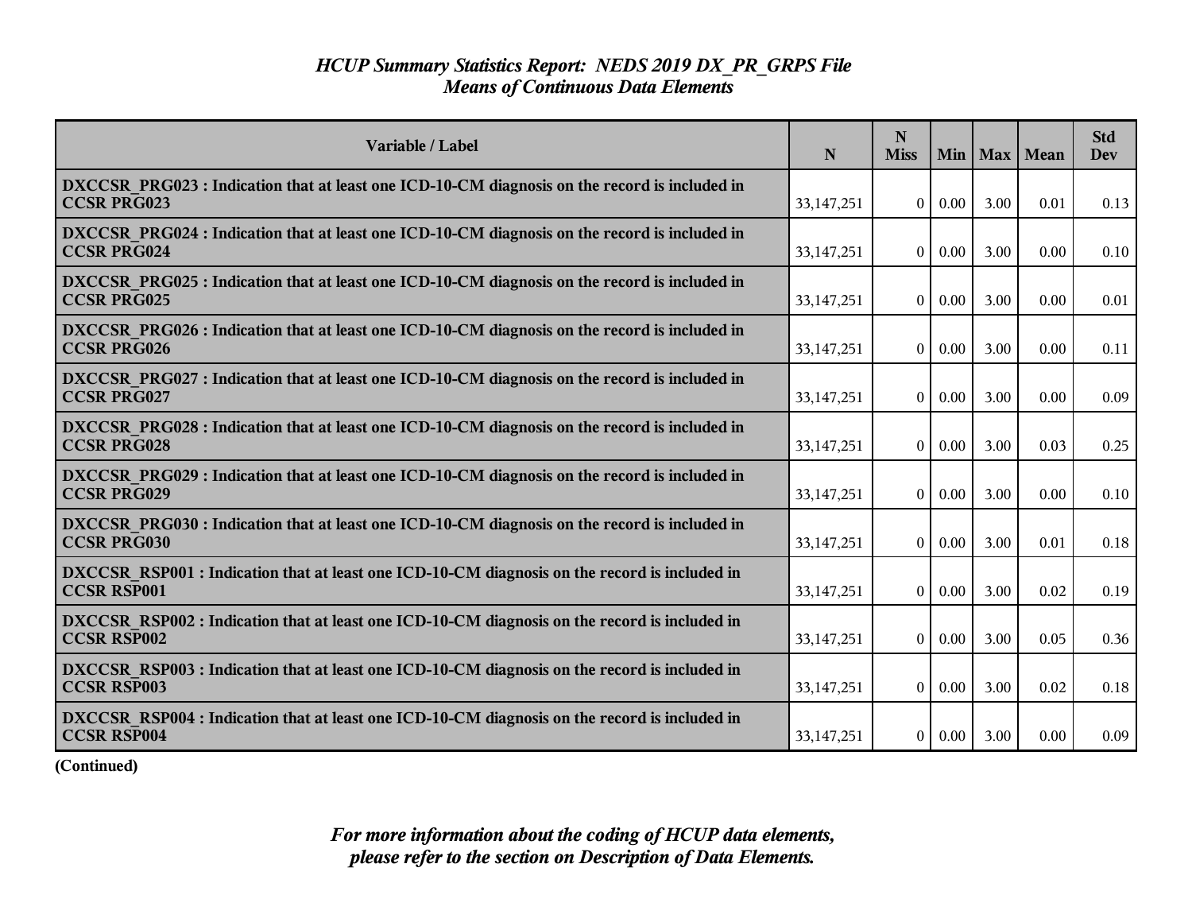# *HCUP Summary Statistics Report: NEDS 2019 DX_PR_GRPS File*
## *Means of Continuous Data Elements*

| Variable / Label | N | N Miss | Min | Max | Mean | Std Dev |
|---|---|---|---|---|---|---|
| **DXCCSR_PRG023 : Indication that at least one ICD-10-CM diagnosis on the record is included in CCSR PRG023** | 33,147,251 | 0 | 0.00 | 3.00 | 0.01 | 0.13 |
| **DXCCSR_PRG024 : Indication that at least one ICD-10-CM diagnosis on the record is included in CCSR PRG024** | 33,147,251 | 0 | 0.00 | 3.00 | 0.00 | 0.10 |
| **DXCCSR_PRG025 : Indication that at least one ICD-10-CM diagnosis on the record is included in CCSR PRG025** | 33,147,251 | 0 | 0.00 | 3.00 | 0.00 | 0.01 |
| **DXCCSR_PRG026 : Indication that at least one ICD-10-CM diagnosis on the record is included in CCSR PRG026** | 33,147,251 | 0 | 0.00 | 3.00 | 0.00 | 0.11 |
| **DXCCSR_PRG027 : Indication that at least one ICD-10-CM diagnosis on the record is included in CCSR PRG027** | 33,147,251 | 0 | 0.00 | 3.00 | 0.00 | 0.09 |
| **DXCCSR_PRG028 : Indication that at least one ICD-10-CM diagnosis on the record is included in CCSR PRG028** | 33,147,251 | 0 | 0.00 | 3.00 | 0.03 | 0.25 |
| **DXCCSR_PRG029 : Indication that at least one ICD-10-CM diagnosis on the record is included in CCSR PRG029** | 33,147,251 | 0 | 0.00 | 3.00 | 0.00 | 0.10 |
| **DXCCSR_PRG030 : Indication that at least one ICD-10-CM diagnosis on the record is included in CCSR PRG030** | 33,147,251 | 0 | 0.00 | 3.00 | 0.01 | 0.18 |
| **DXCCSR_RSP001 : Indication that at least one ICD-10-CM diagnosis on the record is included in CCSR RSP001** | 33,147,251 | 0 | 0.00 | 3.00 | 0.02 | 0.19 |
| **DXCCSR_RSP002 : Indication that at least one ICD-10-CM diagnosis on the record is included in CCSR RSP002** | 33,147,251 | 0 | 0.00 | 3.00 | 0.05 | 0.36 |
| **DXCCSR_RSP003 : Indication that at least one ICD-10-CM diagnosis on the record is included in CCSR RSP003** | 33,147,251 | 0 | 0.00 | 3.00 | 0.02 | 0.18 |
| **DXCCSR_RSP004 : Indication that at least one ICD-10-CM diagnosis on the record is included in CCSR RSP004** | 33,147,251 | 0 | 0.00 | 3.00 | 0.00 | 0.09 |

**(Continued)**

***For more information about the coding of HCUP data elements, please refer to the section on Description of Data Elements.***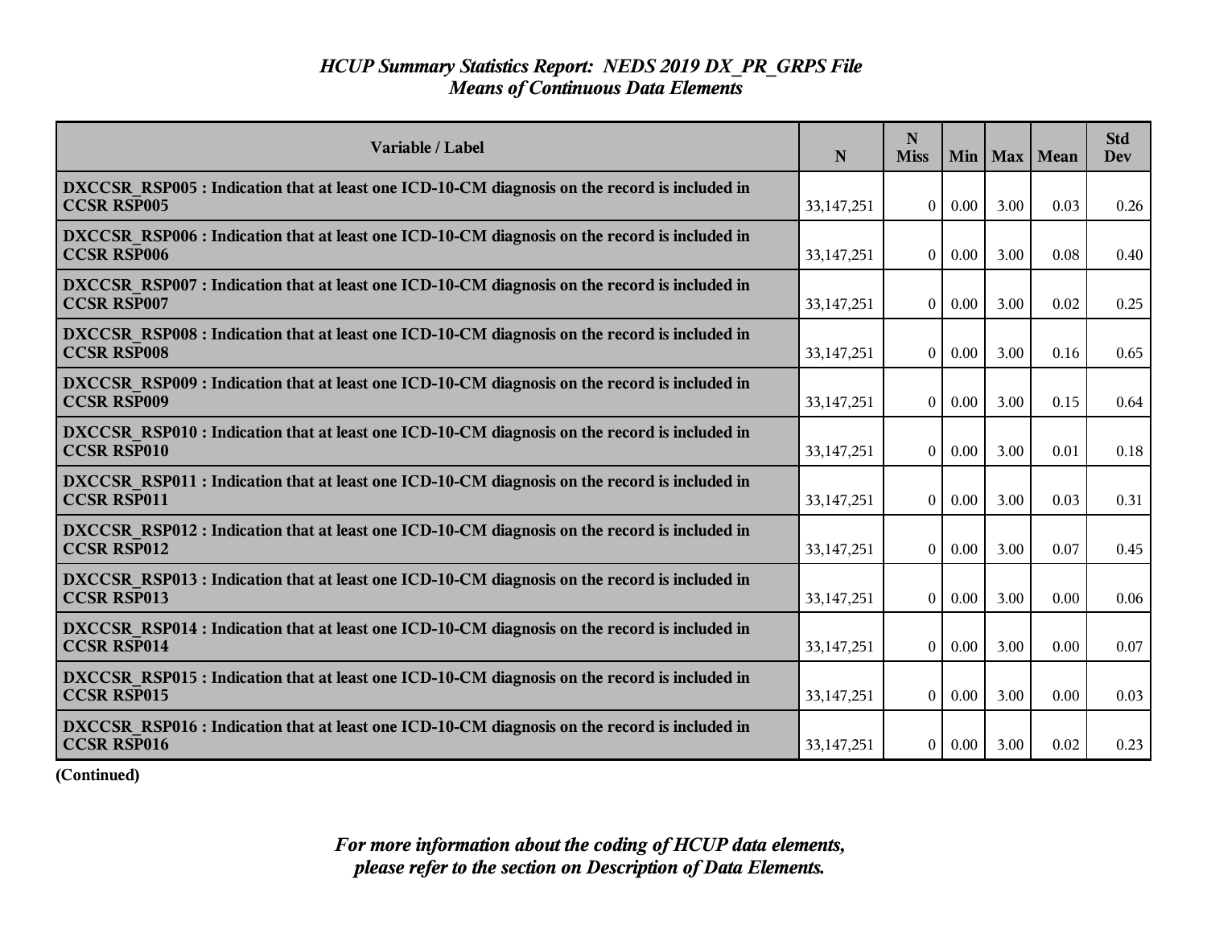## *HCUP Summary Statistics Report: NEDS 2019 DX_PR_GRPS File*
## *Means of Continuous Data Elements*

| Variable / Label | N | N Miss | Min | Max | Mean | Std Dev |
|---|---|---|---|---|---|---|
| **DXCCSR_RSP005 : Indication that at least one ICD-10-CM diagnosis on the record is included in CCSR RSP005** | 33,147,251 | 0 | 0.00 | 3.00 | 0.03 | 0.26 |
| **DXCCSR_RSP006 : Indication that at least one ICD-10-CM diagnosis on the record is included in CCSR RSP006** | 33,147,251 | 0 | 0.00 | 3.00 | 0.08 | 0.40 |
| **DXCCSR_RSP007 : Indication that at least one ICD-10-CM diagnosis on the record is included in CCSR RSP007** | 33,147,251 | 0 | 0.00 | 3.00 | 0.02 | 0.25 |
| **DXCCSR_RSP008 : Indication that at least one ICD-10-CM diagnosis on the record is included in CCSR RSP008** | 33,147,251 | 0 | 0.00 | 3.00 | 0.16 | 0.65 |
| **DXCCSR_RSP009 : Indication that at least one ICD-10-CM diagnosis on the record is included in CCSR RSP009** | 33,147,251 | 0 | 0.00 | 3.00 | 0.15 | 0.64 |
| **DXCCSR_RSP010 : Indication that at least one ICD-10-CM diagnosis on the record is included in CCSR RSP010** | 33,147,251 | 0 | 0.00 | 3.00 | 0.01 | 0.18 |
| **DXCCSR_RSP011 : Indication that at least one ICD-10-CM diagnosis on the record is included in CCSR RSP011** | 33,147,251 | 0 | 0.00 | 3.00 | 0.03 | 0.31 |
| **DXCCSR_RSP012 : Indication that at least one ICD-10-CM diagnosis on the record is included in CCSR RSP012** | 33,147,251 | 0 | 0.00 | 3.00 | 0.07 | 0.45 |
| **DXCCSR_RSP013 : Indication that at least one ICD-10-CM diagnosis on the record is included in CCSR RSP013** | 33,147,251 | 0 | 0.00 | 3.00 | 0.00 | 0.06 |
| **DXCCSR_RSP014 : Indication that at least one ICD-10-CM diagnosis on the record is included in CCSR RSP014** | 33,147,251 | 0 | 0.00 | 3.00 | 0.00 | 0.07 |
| **DXCCSR_RSP015 : Indication that at least one ICD-10-CM diagnosis on the record is included in CCSR RSP015** | 33,147,251 | 0 | 0.00 | 3.00 | 0.00 | 0.03 |
| **DXCCSR_RSP016 : Indication that at least one ICD-10-CM diagnosis on the record is included in CCSR RSP016** | 33,147,251 | 0 | 0.00 | 3.00 | 0.02 | 0.23 |

**(Continued)**

***For more information about the coding of HCUP data elements, please refer to the section on Description of Data Elements.***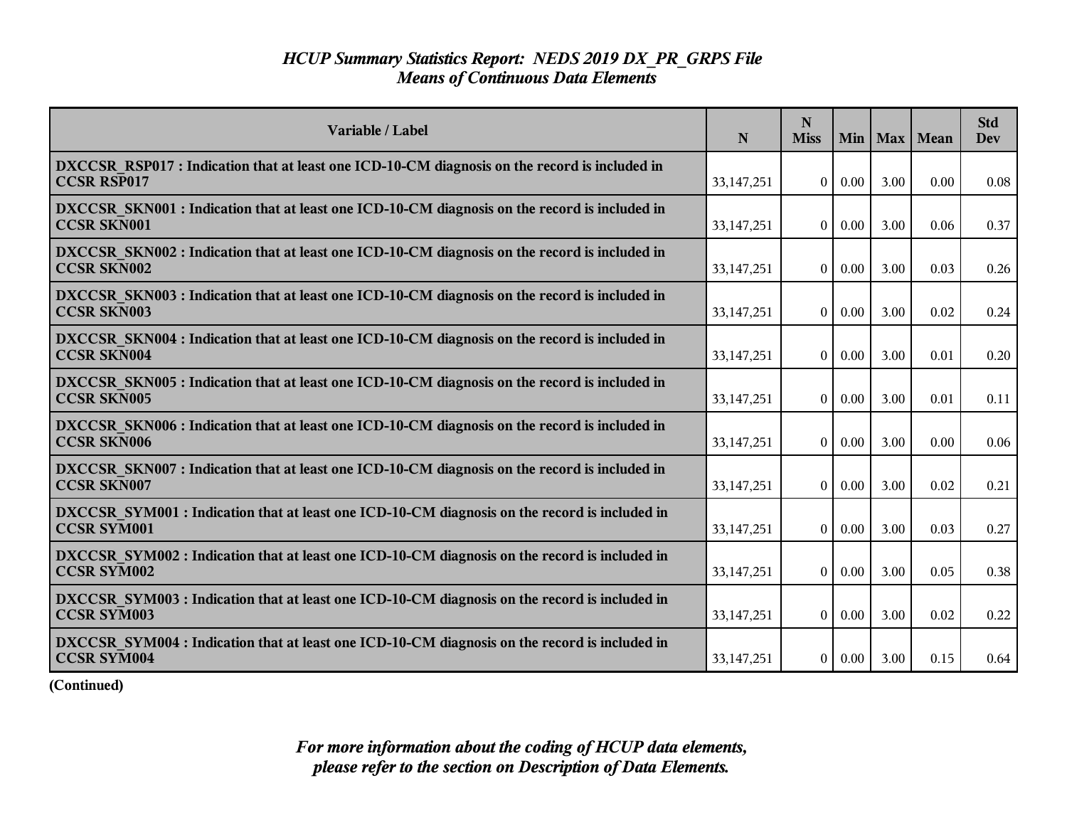# *HCUP Summary Statistics Report: NEDS 2019 DX_PR_GRPS File*
## *Means of Continuous Data Elements*

| Variable / Label | N | N Miss | Min | Max | Mean | Std Dev |
|---|---|---|---|---|---|---|
| **DXCCSR_RSP017 : Indication that at least one ICD-10-CM diagnosis on the record is included in CCSR RSP017** | 33,147,251 | 0 | 0.00 | 3.00 | 0.00 | 0.08 |
| **DXCCSR_SKN001 : Indication that at least one ICD-10-CM diagnosis on the record is included in CCSR SKN001** | 33,147,251 | 0 | 0.00 | 3.00 | 0.06 | 0.37 |
| **DXCCSR_SKN002 : Indication that at least one ICD-10-CM diagnosis on the record is included in CCSR SKN002** | 33,147,251 | 0 | 0.00 | 3.00 | 0.03 | 0.26 |
| **DXCCSR_SKN003 : Indication that at least one ICD-10-CM diagnosis on the record is included in CCSR SKN003** | 33,147,251 | 0 | 0.00 | 3.00 | 0.02 | 0.24 |
| **DXCCSR_SKN004 : Indication that at least one ICD-10-CM diagnosis on the record is included in CCSR SKN004** | 33,147,251 | 0 | 0.00 | 3.00 | 0.01 | 0.20 |
| **DXCCSR_SKN005 : Indication that at least one ICD-10-CM diagnosis on the record is included in CCSR SKN005** | 33,147,251 | 0 | 0.00 | 3.00 | 0.01 | 0.11 |
| **DXCCSR_SKN006 : Indication that at least one ICD-10-CM diagnosis on the record is included in CCSR SKN006** | 33,147,251 | 0 | 0.00 | 3.00 | 0.00 | 0.06 |
| **DXCCSR_SKN007 : Indication that at least one ICD-10-CM diagnosis on the record is included in CCSR SKN007** | 33,147,251 | 0 | 0.00 | 3.00 | 0.02 | 0.21 |
| **DXCCSR_SYM001 : Indication that at least one ICD-10-CM diagnosis on the record is included in CCSR SYM001** | 33,147,251 | 0 | 0.00 | 3.00 | 0.03 | 0.27 |
| **DXCCSR_SYM002 : Indication that at least one ICD-10-CM diagnosis on the record is included in CCSR SYM002** | 33,147,251 | 0 | 0.00 | 3.00 | 0.05 | 0.38 |
| **DXCCSR_SYM003 : Indication that at least one ICD-10-CM diagnosis on the record is included in CCSR SYM003** | 33,147,251 | 0 | 0.00 | 3.00 | 0.02 | 0.22 |
| **DXCCSR_SYM004 : Indication that at least one ICD-10-CM diagnosis on the record is included in CCSR SYM004** | 33,147,251 | 0 | 0.00 | 3.00 | 0.15 | 0.64 |

**(Continued)**

***For more information about the coding of HCUP data elements, please refer to the section on Description of Data Elements.***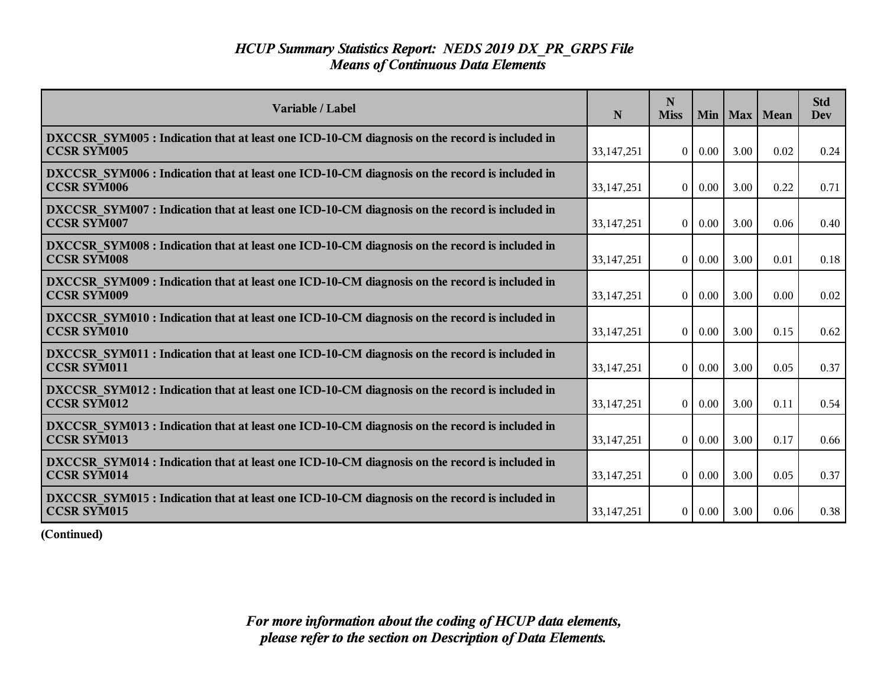# HCUP Summary Statistics Report: NEDS 2019 DX_PR_GRPS File
## Means of Continuous Data Elements

| Variable / Label | N | N Miss | Min | Max | Mean | Std Dev |
|---|---|---|---|---|---|---|
| **DXCCSR_SYM005 : Indication that at least one ICD-10-CM diagnosis on the record is included in CCSR SYM005** | 33,147,251 | 0 | 0.00 | 3.00 | 0.02 | 0.24 |
| **DXCCSR_SYM006 : Indication that at least one ICD-10-CM diagnosis on the record is included in CCSR SYM006** | 33,147,251 | 0 | 0.00 | 3.00 | 0.22 | 0.71 |
| **DXCCSR_SYM007 : Indication that at least one ICD-10-CM diagnosis on the record is included in CCSR SYM007** | 33,147,251 | 0 | 0.00 | 3.00 | 0.06 | 0.40 |
| **DXCCSR_SYM008 : Indication that at least one ICD-10-CM diagnosis on the record is included in CCSR SYM008** | 33,147,251 | 0 | 0.00 | 3.00 | 0.01 | 0.18 |
| **DXCCSR_SYM009 : Indication that at least one ICD-10-CM diagnosis on the record is included in CCSR SYM009** | 33,147,251 | 0 | 0.00 | 3.00 | 0.00 | 0.02 |
| **DXCCSR_SYM010 : Indication that at least one ICD-10-CM diagnosis on the record is included in CCSR SYM010** | 33,147,251 | 0 | 0.00 | 3.00 | 0.15 | 0.62 |
| **DXCCSR_SYM011 : Indication that at least one ICD-10-CM diagnosis on the record is included in CCSR SYM011** | 33,147,251 | 0 | 0.00 | 3.00 | 0.05 | 0.37 |
| **DXCCSR_SYM012 : Indication that at least one ICD-10-CM diagnosis on the record is included in CCSR SYM012** | 33,147,251 | 0 | 0.00 | 3.00 | 0.11 | 0.54 |
| **DXCCSR_SYM013 : Indication that at least one ICD-10-CM diagnosis on the record is included in CCSR SYM013** | 33,147,251 | 0 | 0.00 | 3.00 | 0.17 | 0.66 |
| **DXCCSR_SYM014 : Indication that at least one ICD-10-CM diagnosis on the record is included in CCSR SYM014** | 33,147,251 | 0 | 0.00 | 3.00 | 0.05 | 0.37 |
| **DXCCSR_SYM015 : Indication that at least one ICD-10-CM diagnosis on the record is included in CCSR SYM015** | 33,147,251 | 0 | 0.00 | 3.00 | 0.06 | 0.38 |

**(Continued)**

*For more information about the coding of HCUP data elements, please refer to the section on Description of Data Elements.*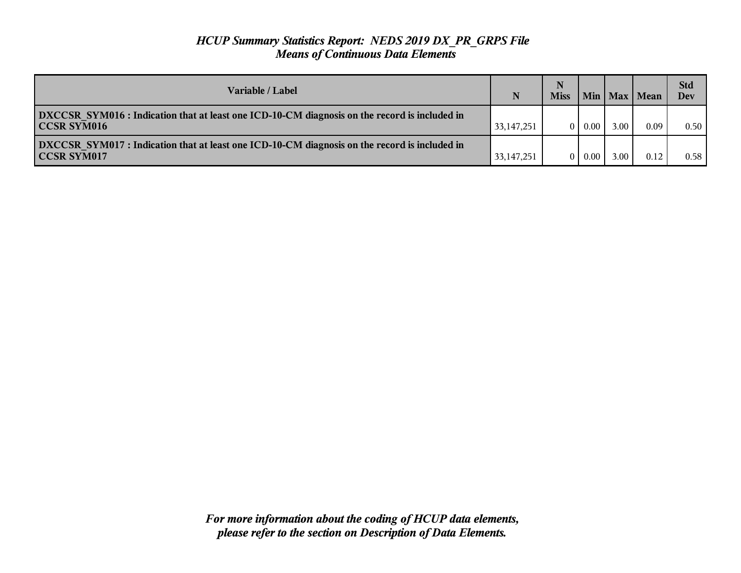# *HCUP Summary Statistics Report: NEDS 2019 DX_PR_GRPS File*
## *Means of Continuous Data Elements*

| Variable / Label | N | N Miss | Min | Max | Mean | Std Dev |
|---|---|---|---|---|---|---|
| **DXCCSR_SYM016 : Indication that at least one ICD-10-CM diagnosis on the record is included in CCSR SYM016** | 33,147,251 | 0 | 0.00 | 3.00 | 0.09 | 0.50 |
| **DXCCSR_SYM017 : Indication that at least one ICD-10-CM diagnosis on the record is included in CCSR SYM017** | 33,147,251 | 0 | 0.00 | 3.00 | 0.12 | 0.58 |

***For more information about the coding of HCUP data elements, please refer to the section on Description of Data Elements.***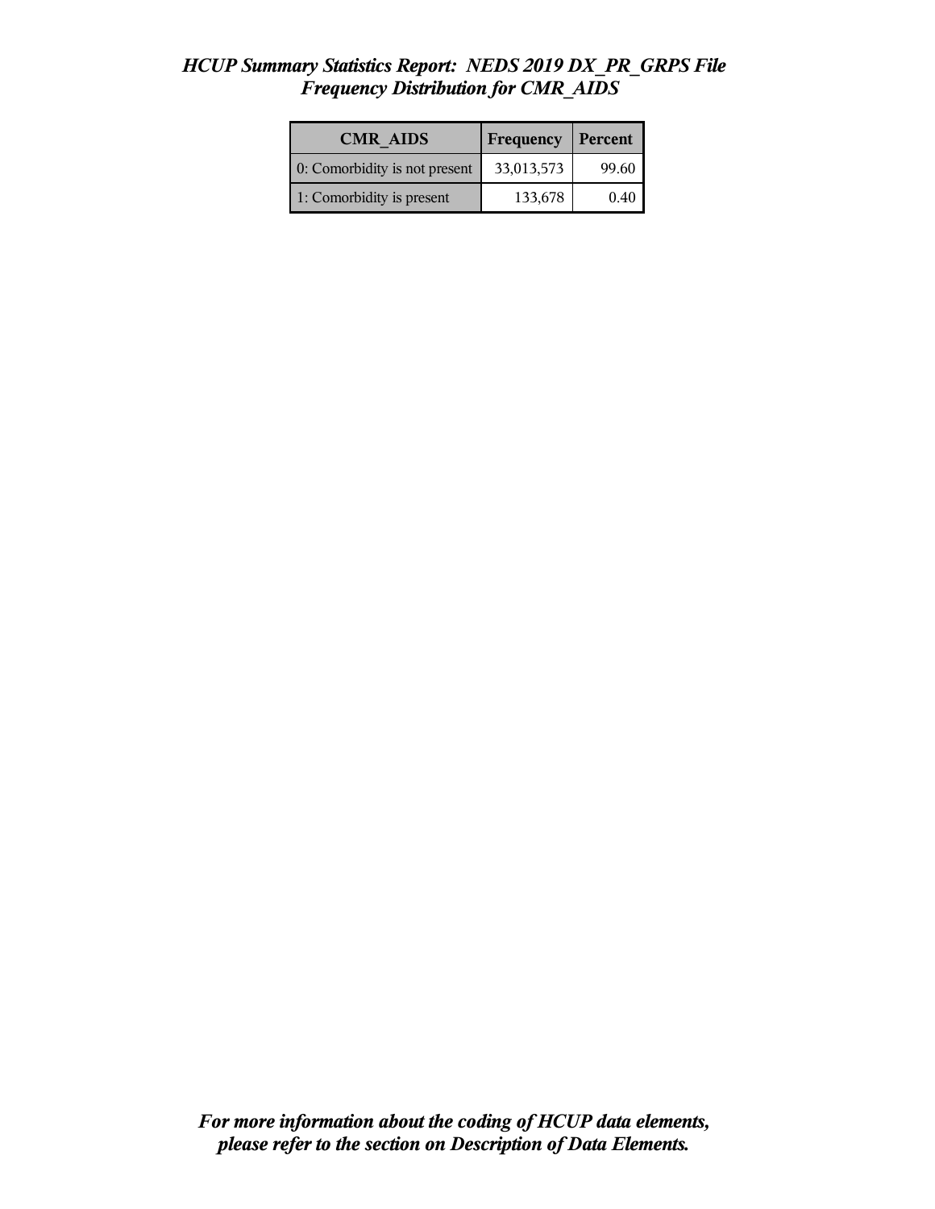*HCUP Summary Statistics Report: NEDS 2019 DX_PR_GRPS File*
*Frequency Distribution for CMR_AIDS*

| CMR_AIDS | Frequency | Percent |
|---|---|---|
| 0: Comorbidity is not present | 33,013,573 | 99.60 |
| 1: Comorbidity is present | 133,678 | 0.40 |

*For more information about the coding of HCUP data elements, please refer to the section on Description of Data Elements.*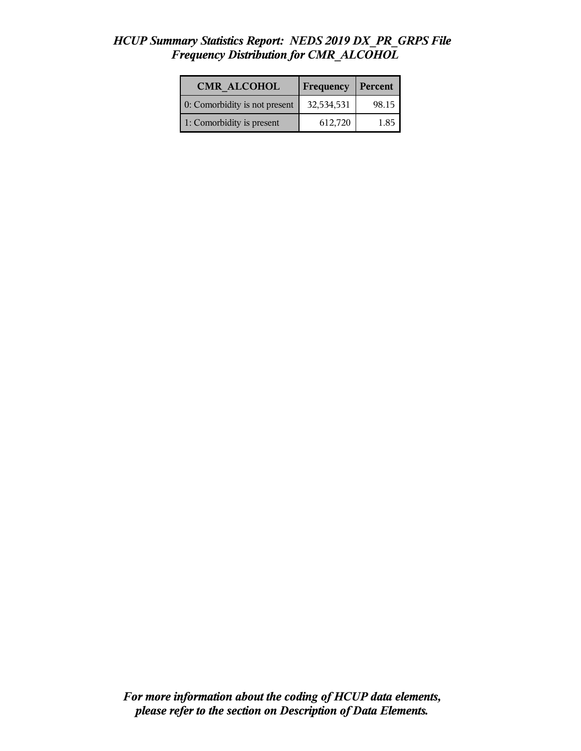# *HCUP Summary Statistics Report: NEDS 2019 DX_PR_GRPS File*
## *Frequency Distribution for CMR_ALCOHOL*

| CMR_ALCOHOL | Frequency | Percent |
|---|---|---|
| 0: Comorbidity is not present | 32,534,531 | 98.15 |
| 1: Comorbidity is present | 612,720 | 1.85 |

***For more information about the coding of HCUP data elements, please refer to the section on Description of Data Elements.***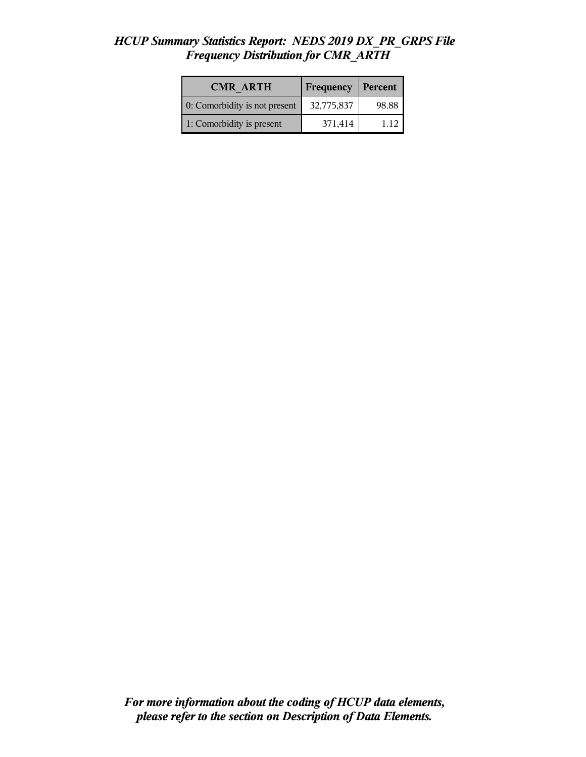*HCUP Summary Statistics Report: NEDS 2019 DX_PR_GRPS File*
*Frequency Distribution for CMR_ARTH*

| CMR_ARTH | Frequency | Percent |
|---|---|---|
| 0: Comorbidity is not present | 32,775,837 | 98.88 |
| 1: Comorbidity is present | 371,414 | 1.12 |

***For more information about the coding of HCUP data elements, please refer to the section on Description of Data Elements.***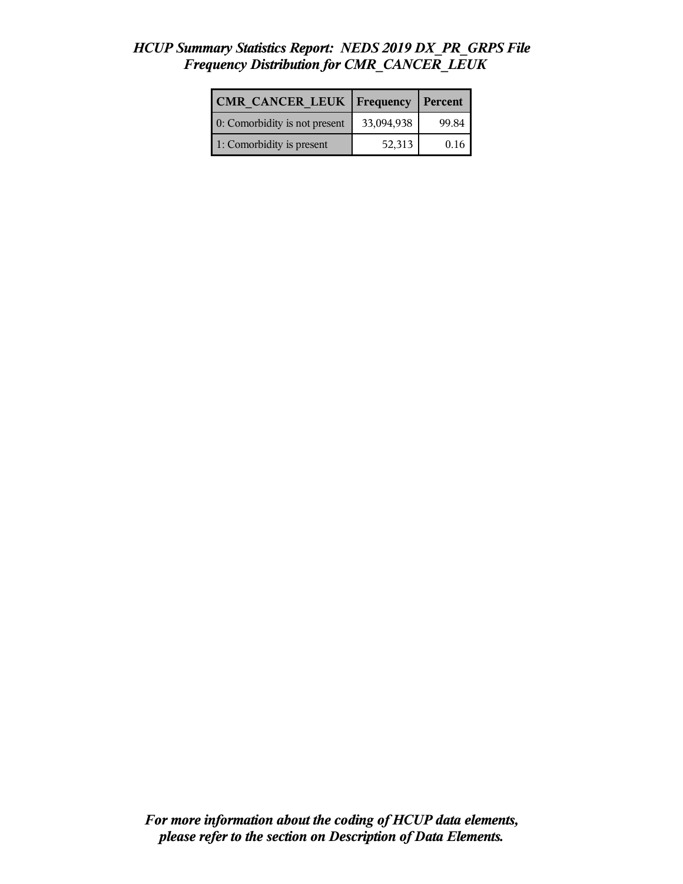*HCUP Summary Statistics Report: NEDS 2019 DX_PR_GRPS File*
*Frequency Distribution for CMR_CANCER_LEUK*

| CMR_CANCER_LEUK | Frequency | Percent |
|---|---|---|
| 0: Comorbidity is not present | 33,094,938 | 99.84 |
| 1: Comorbidity is present | 52,313 | 0.16 |

***For more information about the coding of HCUP data elements, please refer to the section on Description of Data Elements.***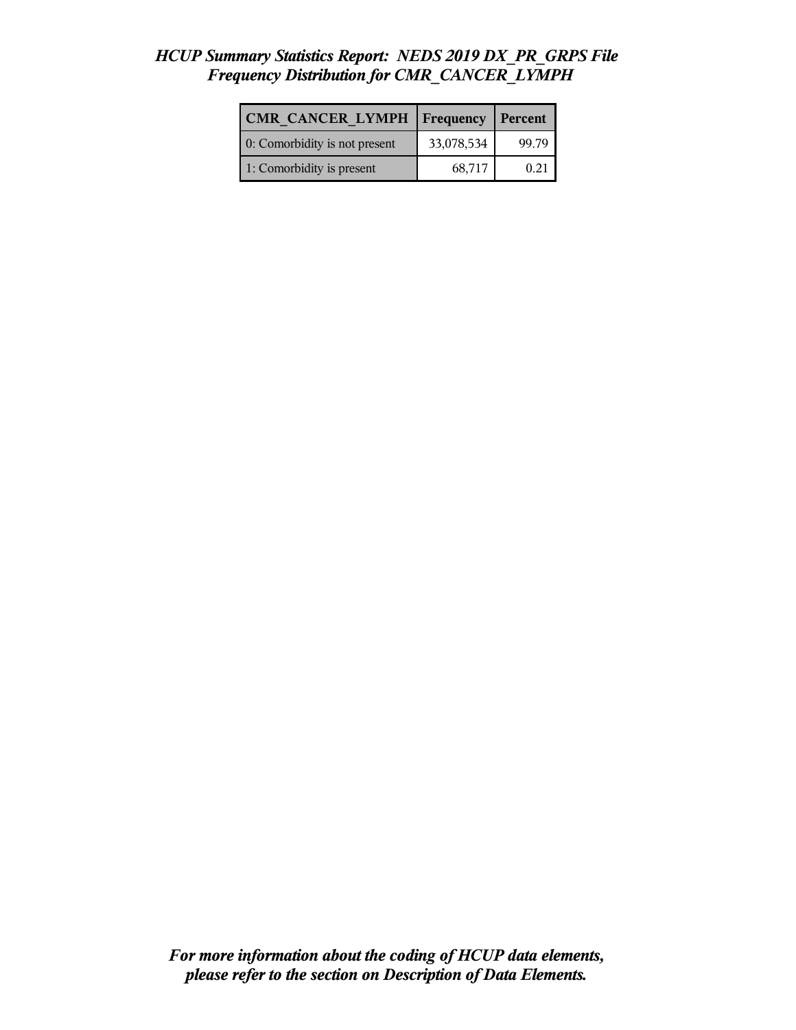*HCUP Summary Statistics Report: NEDS 2019 DX_PR_GRPS File*
*Frequency Distribution for CMR_CANCER_LYMPH*

| CMR_CANCER_LYMPH | Frequency | Percent |
|---|---|---|
| 0: Comorbidity is not present | 33,078,534 | 99.79 |
| 1: Comorbidity is present | 68,717 | 0.21 |

***For more information about the coding of HCUP data elements, please refer to the section on Description of Data Elements.***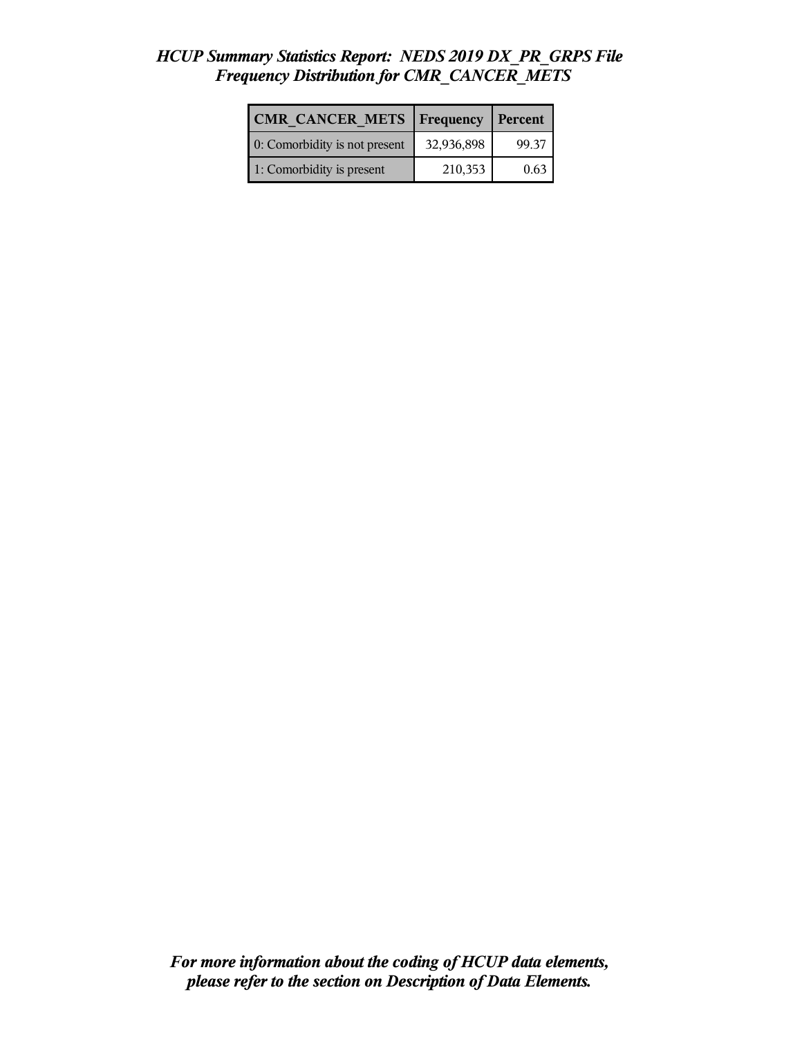# *HCUP Summary Statistics Report: NEDS 2019 DX_PR_GRPS File*
## *Frequency Distribution for CMR_CANCER_METS*

| CMR_CANCER_METS | Frequency | Percent |
|---|---|---|
| 0: Comorbidity is not present | 32,936,898 | 99.37 |
| 1: Comorbidity is present | 210,353 | 0.63 |

***For more information about the coding of HCUP data elements, please refer to the section on Description of Data Elements.***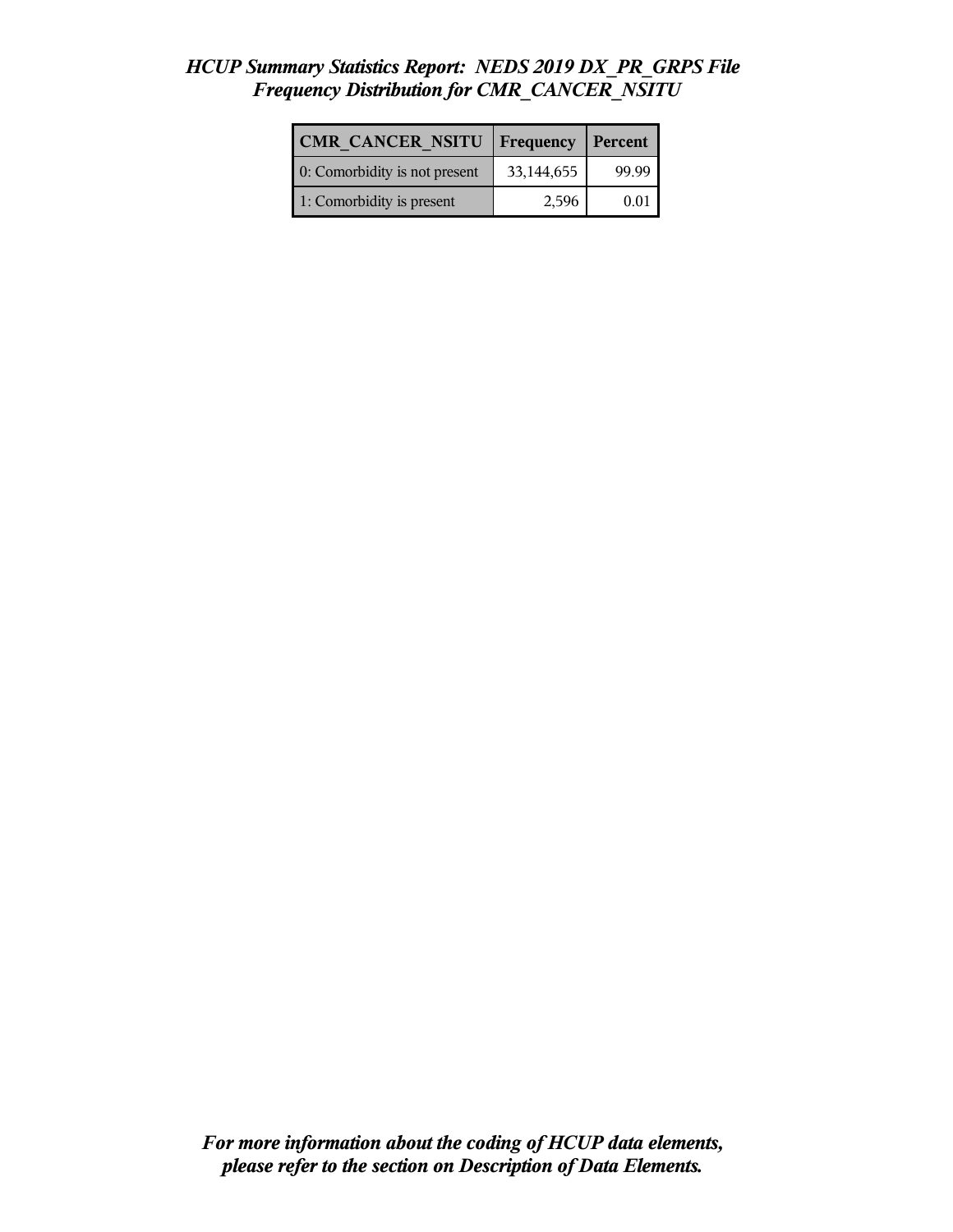# *HCUP Summary Statistics Report: NEDS 2019 DX_PR_GRPS File*
## *Frequency Distribution for CMR_CANCER_NSITU*

| CMR_CANCER_NSITU | Frequency | Percent |
|---|---|---|
| 0: Comorbidity is not present | 33,144,655 | 99.99 |
| 1: Comorbidity is present | 2,596 | 0.01 |

***For more information about the coding of HCUP data elements, please refer to the section on Description of Data Elements.***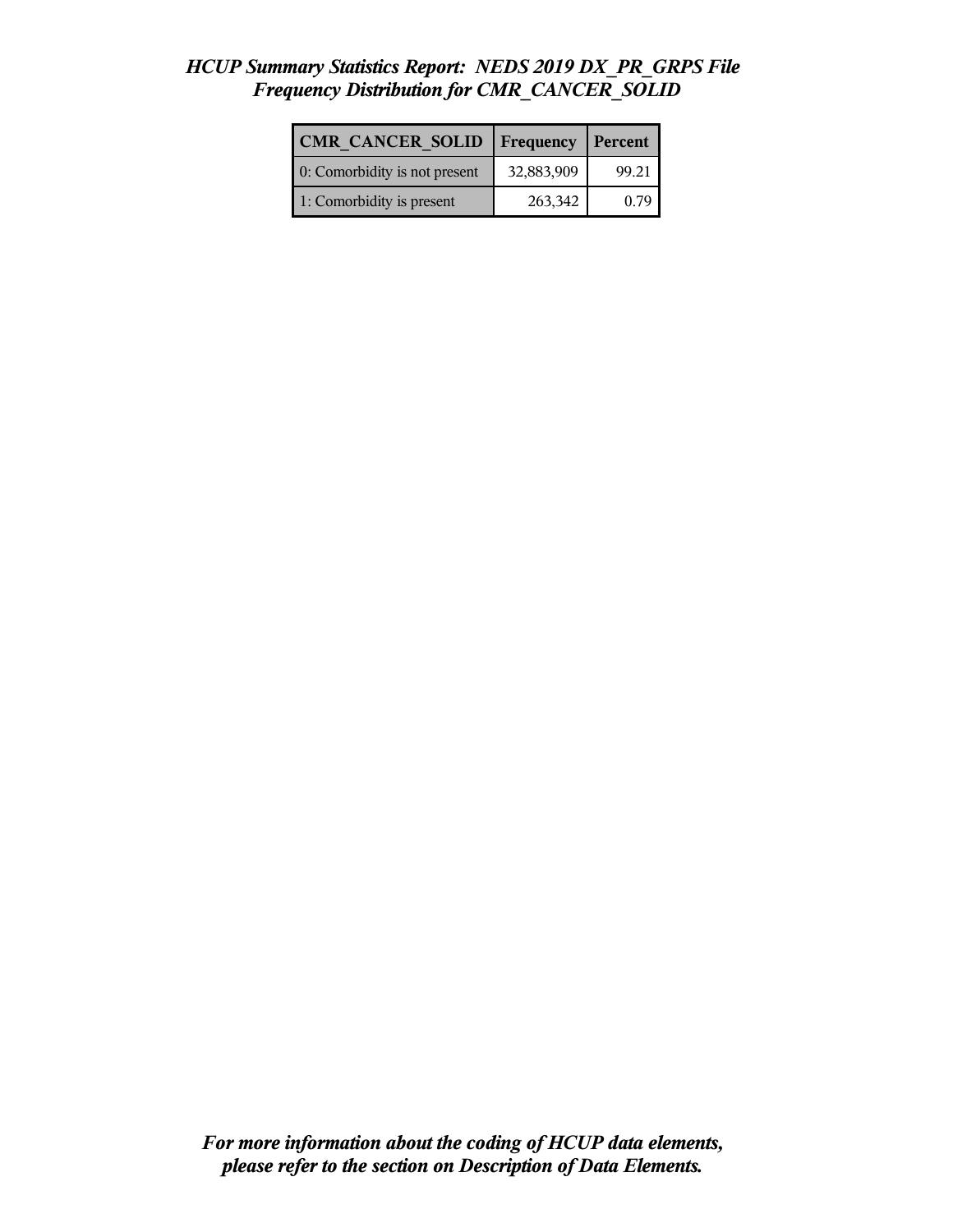# *HCUP Summary Statistics Report: NEDS 2019 DX_PR_GRPS File*
## *Frequency Distribution for CMR_CANCER_SOLID*

| CMR_CANCER_SOLID | Frequency | Percent |
|---|---|---|
| 0: Comorbidity is not present | 32,883,909 | 99.21 |
| 1: Comorbidity is present | 263,342 | 0.79 |

***For more information about the coding of HCUP data elements, please refer to the section on Description of Data Elements.***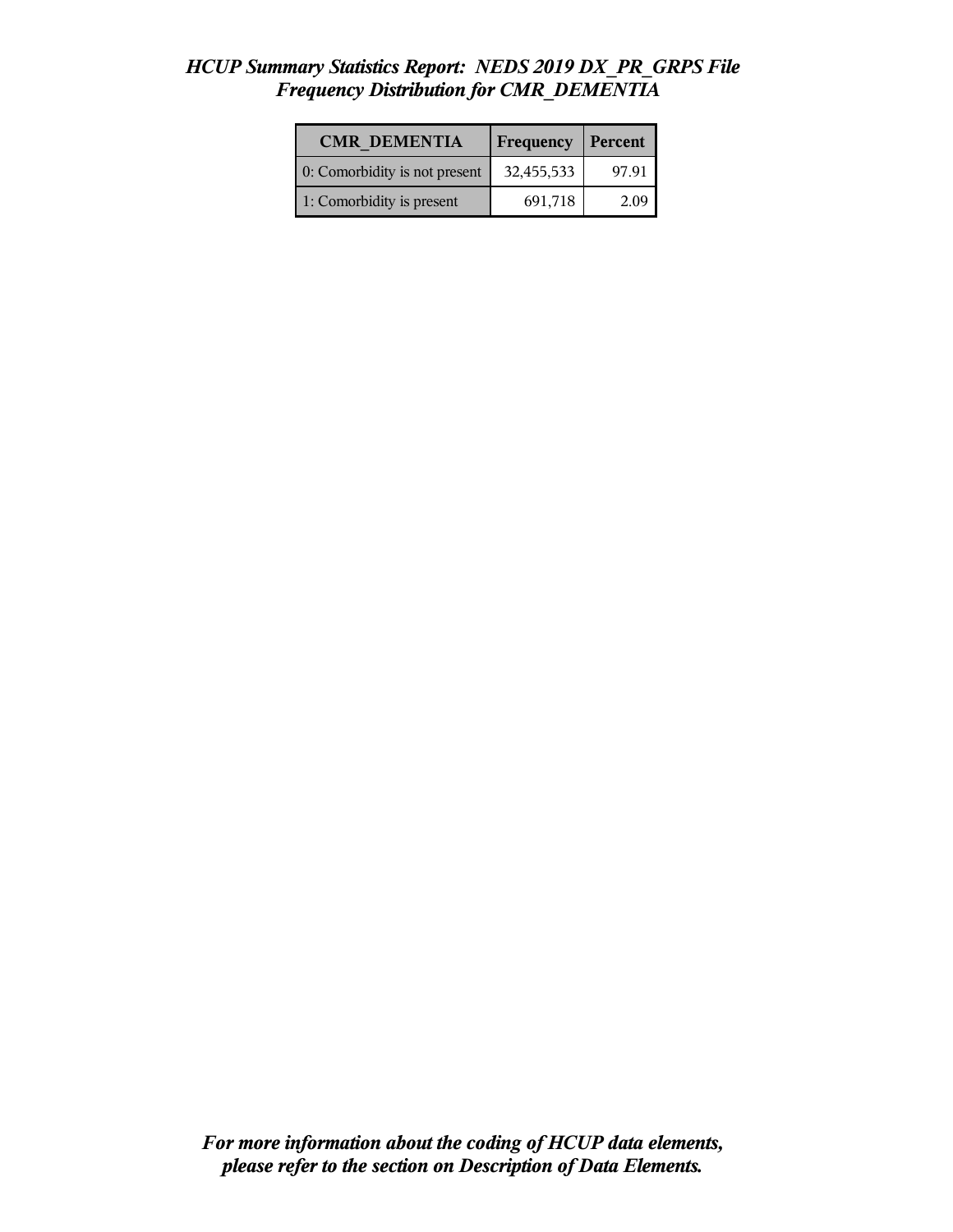*HCUP Summary Statistics Report: NEDS 2019 DX_PR_GRPS File*
*Frequency Distribution for CMR_DEMENTIA*

| CMR_DEMENTIA | Frequency | Percent |
|---|---|---|
| 0: Comorbidity is not present | 32,455,533 | 97.91 |
| 1: Comorbidity is present | 691,718 | 2.09 |

***For more information about the coding of HCUP data elements, please refer to the section on Description of Data Elements.***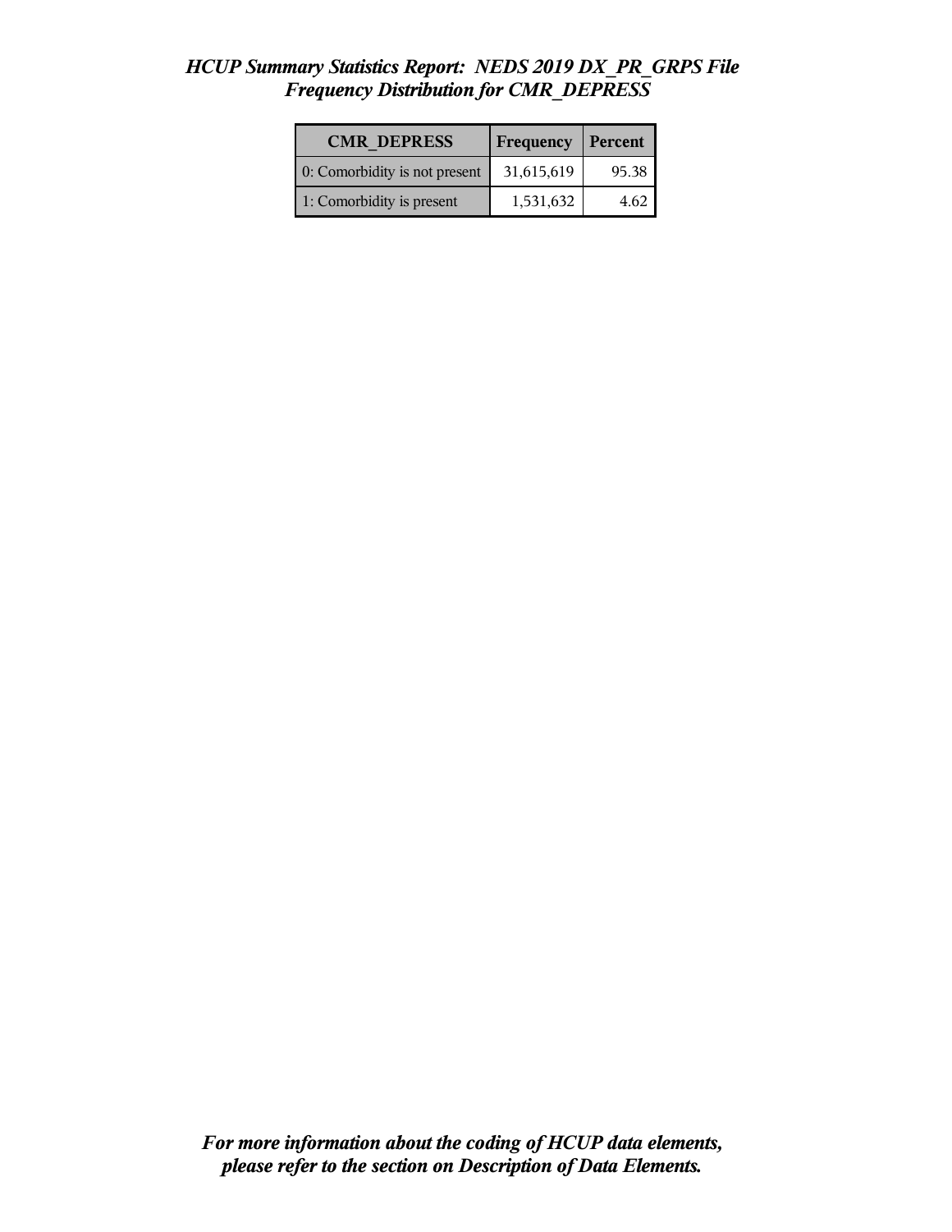# *HCUP Summary Statistics Report: NEDS 2019 DX_PR_GRPS File*
## *Frequency Distribution for CMR_DEPRESS*

| CMR_DEPRESS | Frequency | Percent |
|---|---|---|
| 0: Comorbidity is not present | 31,615,619 | 95.38 |
| 1: Comorbidity is present | 1,531,632 | 4.62 |

***For more information about the coding of HCUP data elements, please refer to the section on Description of Data Elements.***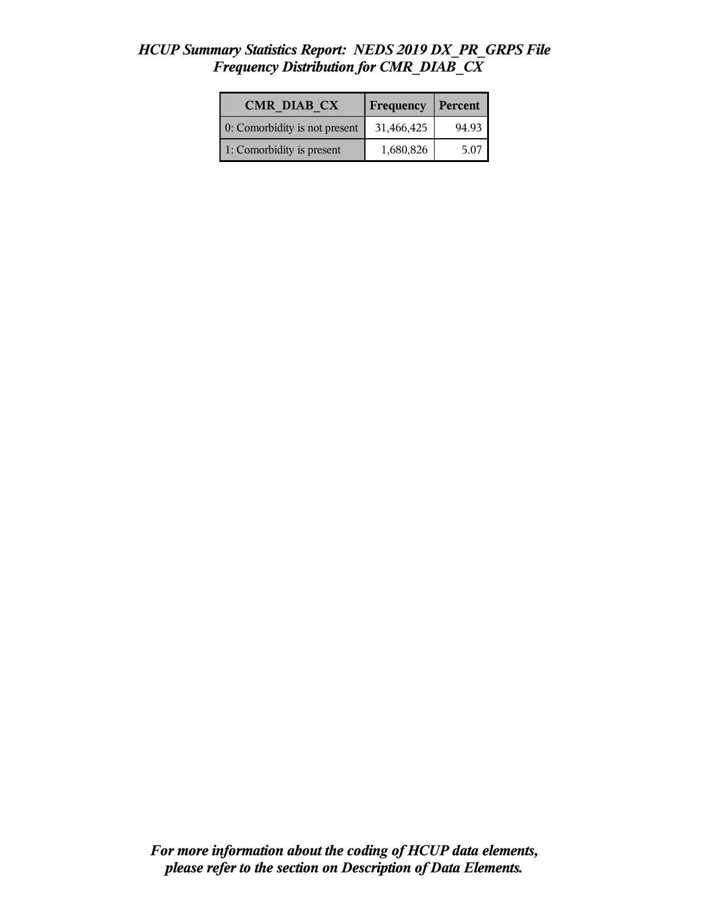# *HCUP Summary Statistics Report: NEDS 2019 DX_PR_GRPS File*
## *Frequency Distribution for CMR_DIAB_CX*

| CMR_DIAB_CX | Frequency | Percent |
|---|---|---|
| 0: Comorbidity is not present | 31,466,425 | 94.93 |
| 1: Comorbidity is present | 1,680,826 | 5.07 |

***For more information about the coding of HCUP data elements, please refer to the section on Description of Data Elements.***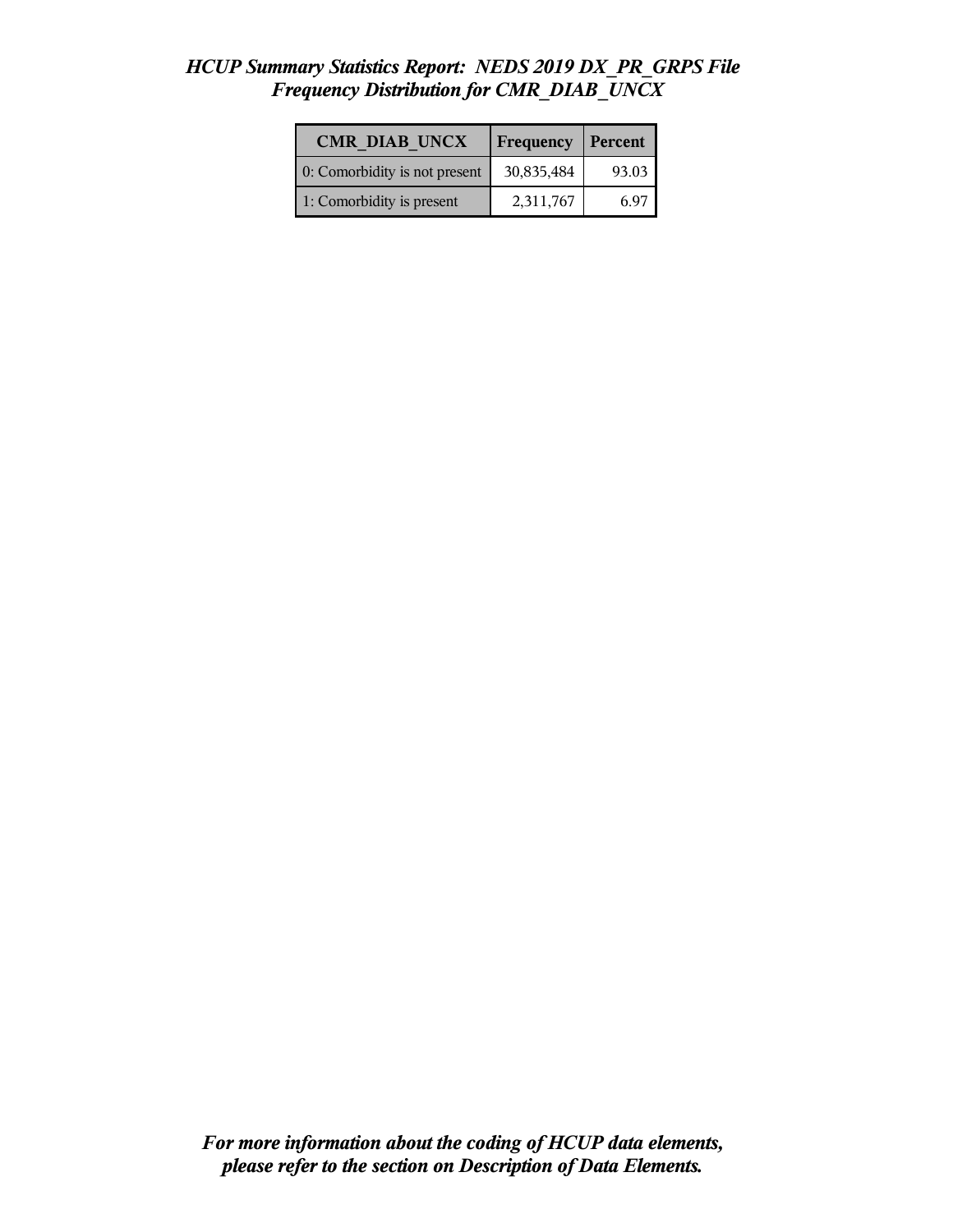# *HCUP Summary Statistics Report: NEDS 2019 DX_PR_GRPS File*
## *Frequency Distribution for CMR_DIAB_UNCX*

| CMR_DIAB_UNCX | Frequency | Percent |
|---|---|---|
| 0: Comorbidity is not present | 30,835,484 | 93.03 |
| 1: Comorbidity is present | 2,311,767 | 6.97 |

***For more information about the coding of HCUP data elements, please refer to the section on Description of Data Elements.***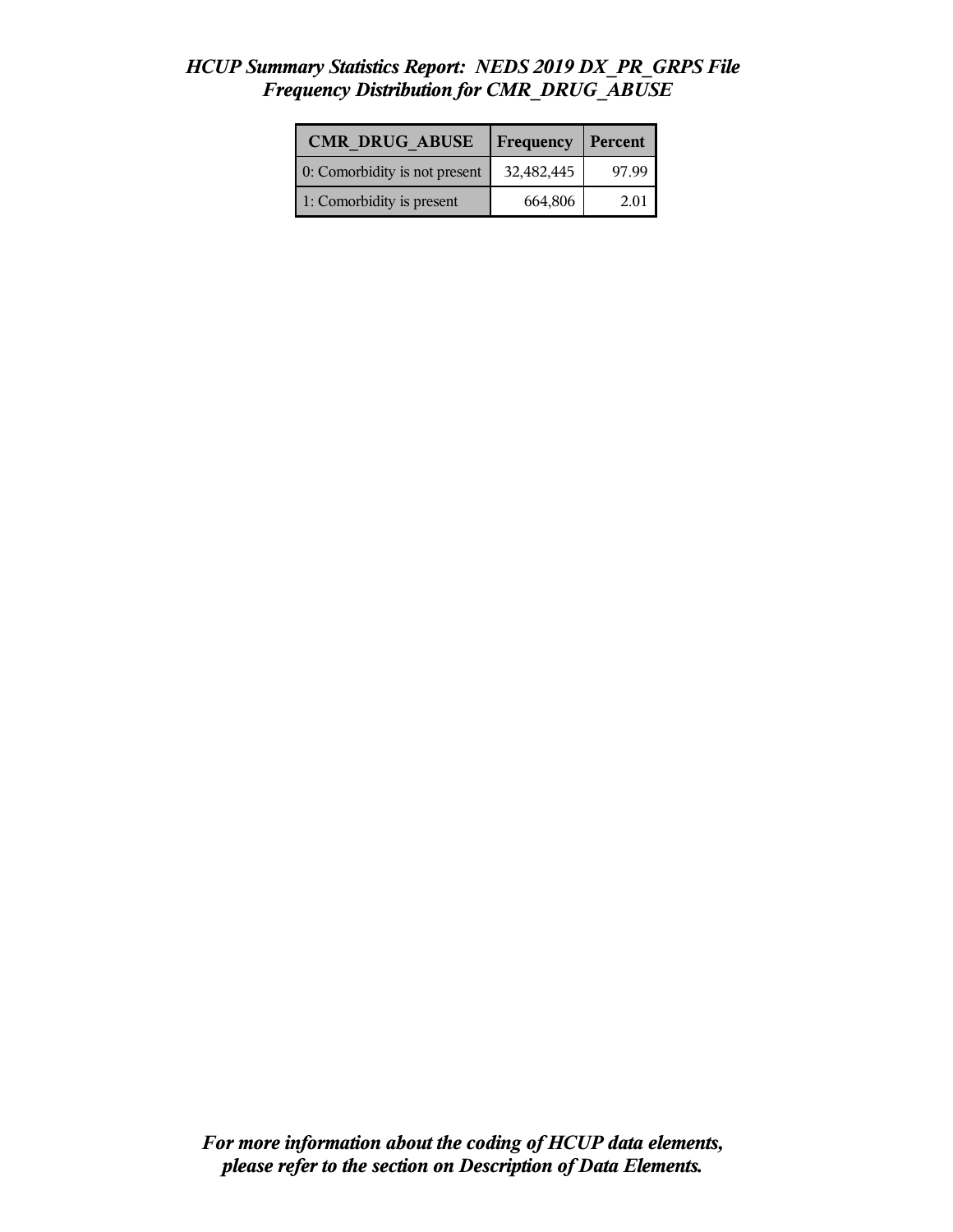## *HCUP Summary Statistics Report: NEDS 2019 DX_PR_GRPS File*
## *Frequency Distribution for CMR_DRUG_ABUSE*

| CMR_DRUG_ABUSE | Frequency | Percent |
|---|---|---|
| 0: Comorbidity is not present | 32,482,445 | 97.99 |
| 1: Comorbidity is present | 664,806 | 2.01 |

***For more information about the coding of HCUP data elements, please refer to the section on Description of Data Elements.***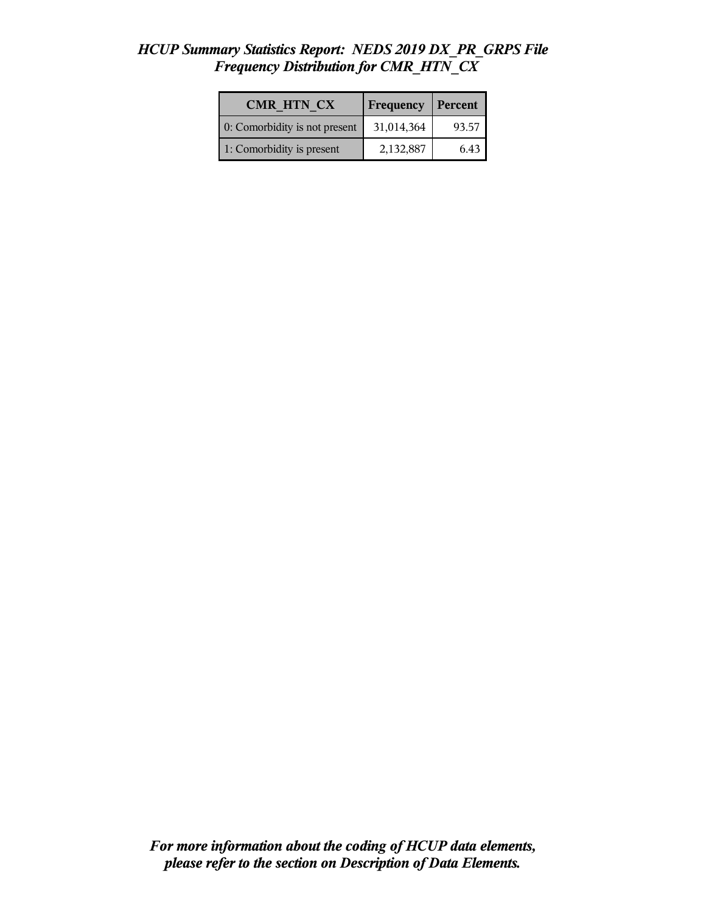# HCUP Summary Statistics Report: NEDS 2019 DX_PR_GRPS File
## Frequency Distribution for CMR_HTN_CX

| CMR_HTN_CX | Frequency | Percent |
|---|---|---|
| 0: Comorbidity is not present | 31,014,364 | 93.57 |
| 1: Comorbidity is present | 2,132,887 | 6.43 |

*For more information about the coding of HCUP data elements, please refer to the section on Description of Data Elements.*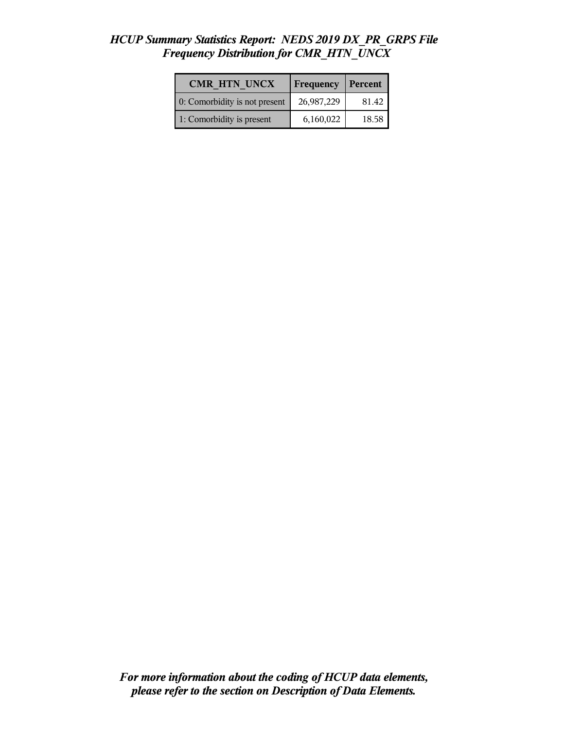*HCUP Summary Statistics Report: NEDS 2019 DX_PR_GRPS File*
*Frequency Distribution for CMR_HTN_UNCX*

| CMR_HTN_UNCX | Frequency | Percent |
|---|---|---|
| 0: Comorbidity is not present | 26,987,229 | 81.42 |
| 1: Comorbidity is present | 6,160,022 | 18.58 |

***For more information about the coding of HCUP data elements, please refer to the section on Description of Data Elements.***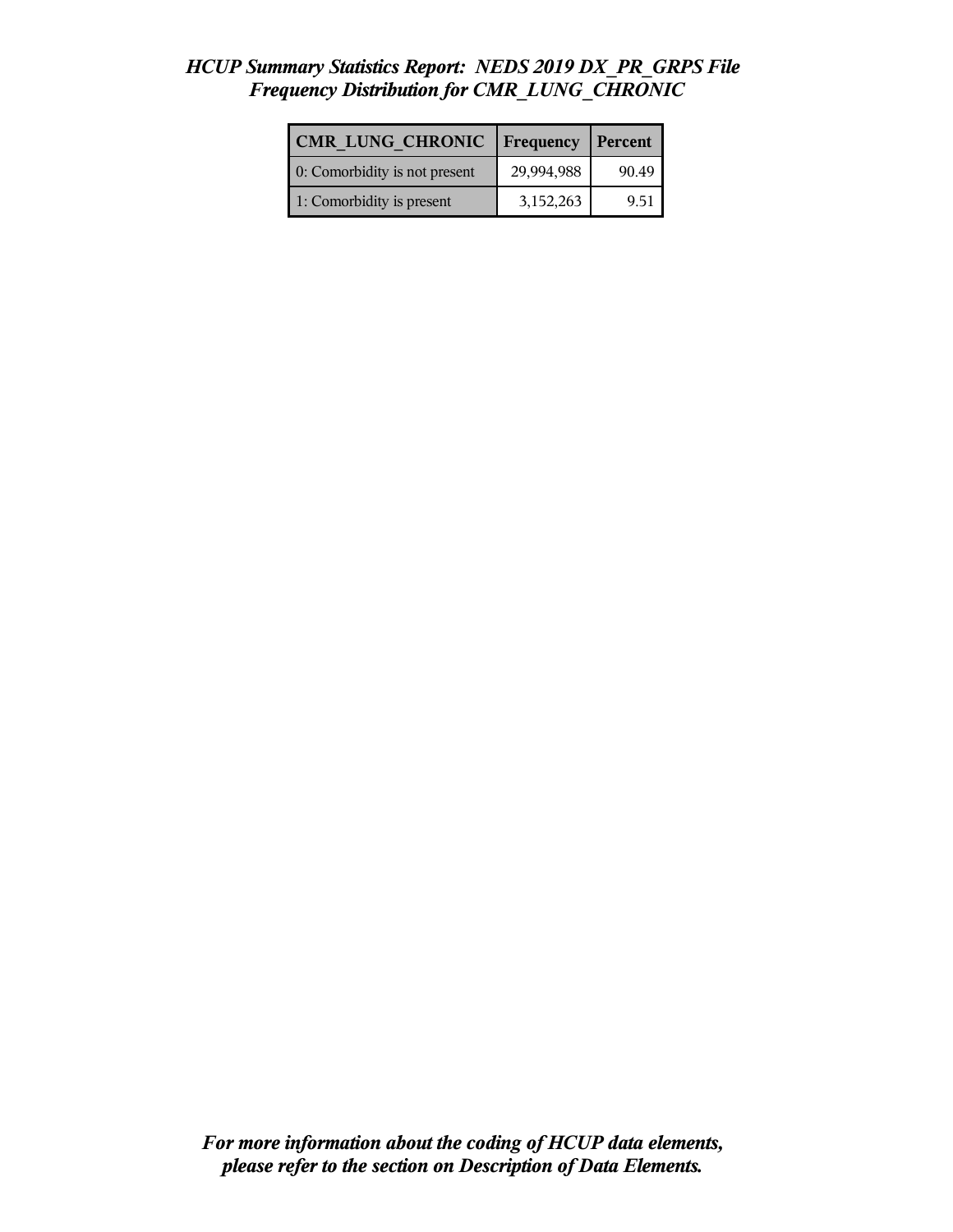*HCUP Summary Statistics Report: NEDS 2019 DX_PR_GRPS File*
*Frequency Distribution for CMR_LUNG_CHRONIC*

| CMR_LUNG_CHRONIC | Frequency | Percent |
|---|---|---|
| 0: Comorbidity is not present | 29,994,988 | 90.49 |
| 1: Comorbidity is present | 3,152,263 | 9.51 |

***For more information about the coding of HCUP data elements, please refer to the section on Description of Data Elements.***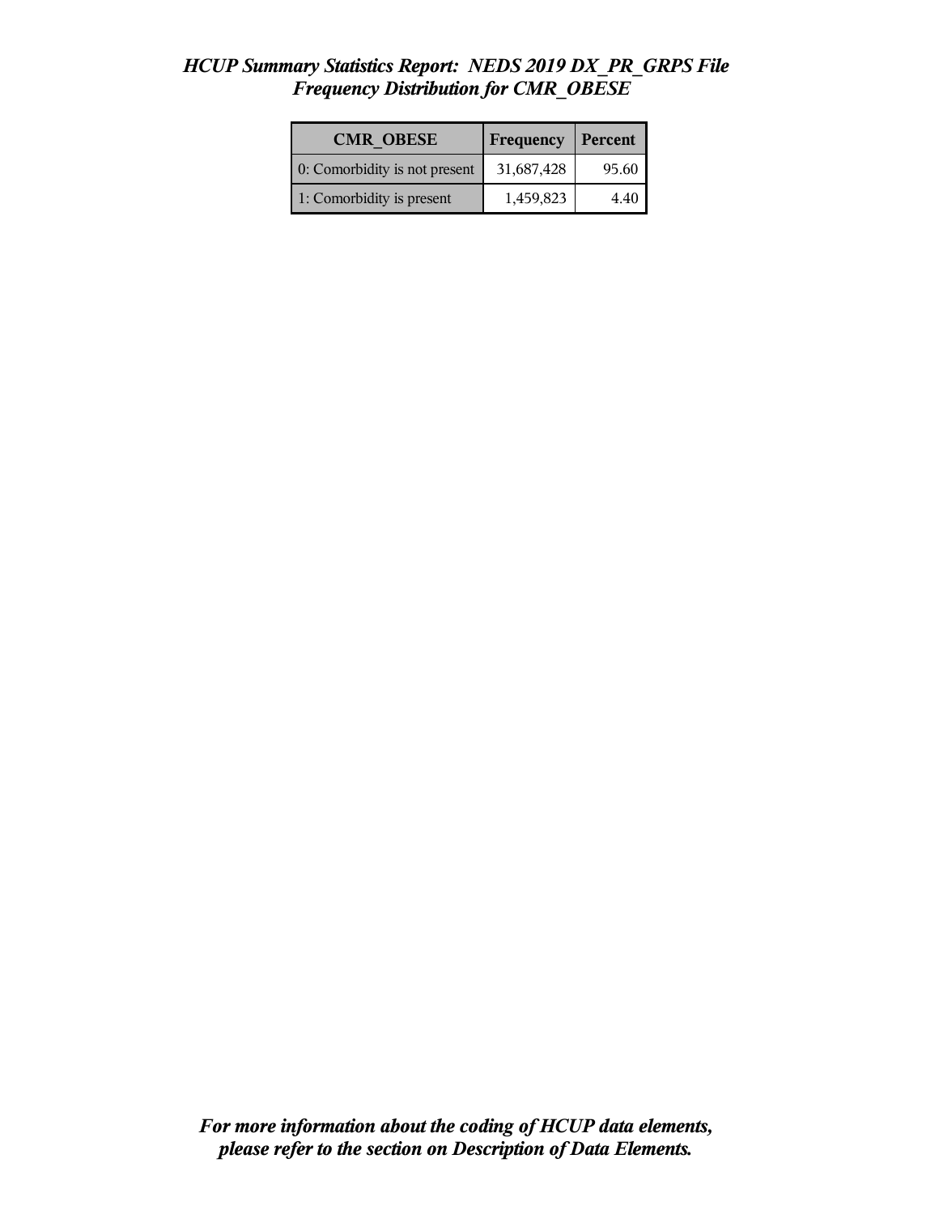*HCUP Summary Statistics Report: NEDS 2019 DX_PR_GRPS File*
*Frequency Distribution for CMR_OBESE*

| CMR_OBESE | Frequency | Percent |
|---|---|---|
| 0: Comorbidity is not present | 31,687,428 | 95.60 |
| 1: Comorbidity is present | 1,459,823 | 4.40 |

***For more information about the coding of HCUP data elements, please refer to the section on Description of Data Elements.***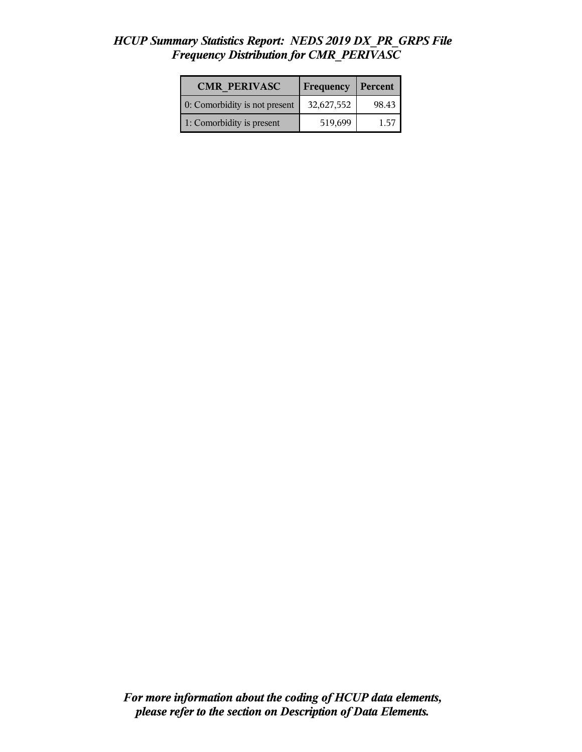# *HCUP Summary Statistics Report: NEDS 2019 DX_PR_GRPS File*
## *Frequency Distribution for CMR_PERIVASC*

| CMR_PERIVASC | Frequency | Percent |
|---|---|---|
| 0: Comorbidity is not present | 32,627,552 | 98.43 |
| 1: Comorbidity is present | 519,699 | 1.57 |

***For more information about the coding of HCUP data elements, please refer to the section on Description of Data Elements.***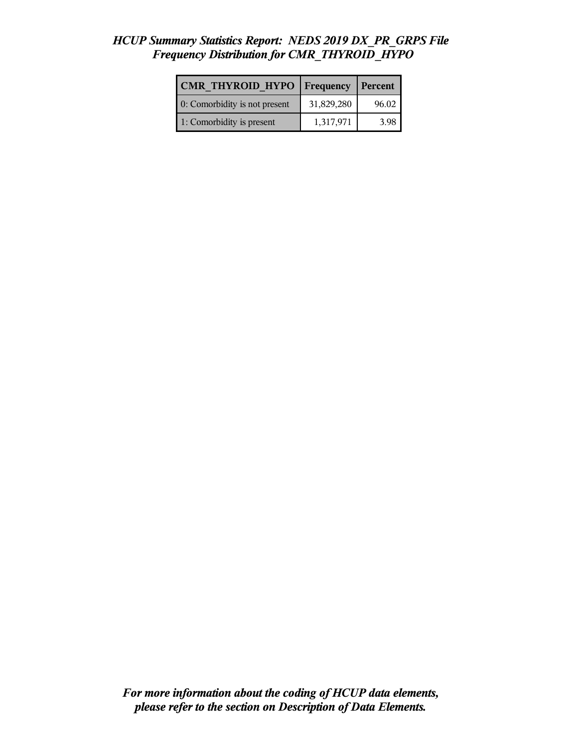*HCUP Summary Statistics Report: NEDS 2019 DX_PR_GRPS File*
*Frequency Distribution for CMR_THYROID_HYPO*

| CMR_THYROID_HYPO | Frequency | Percent |
|---|---|---|
| 0: Comorbidity is not present | 31,829,280 | 96.02 |
| 1: Comorbidity is present | 1,317,971 | 3.98 |

***For more information about the coding of HCUP data elements, please refer to the section on Description of Data Elements.***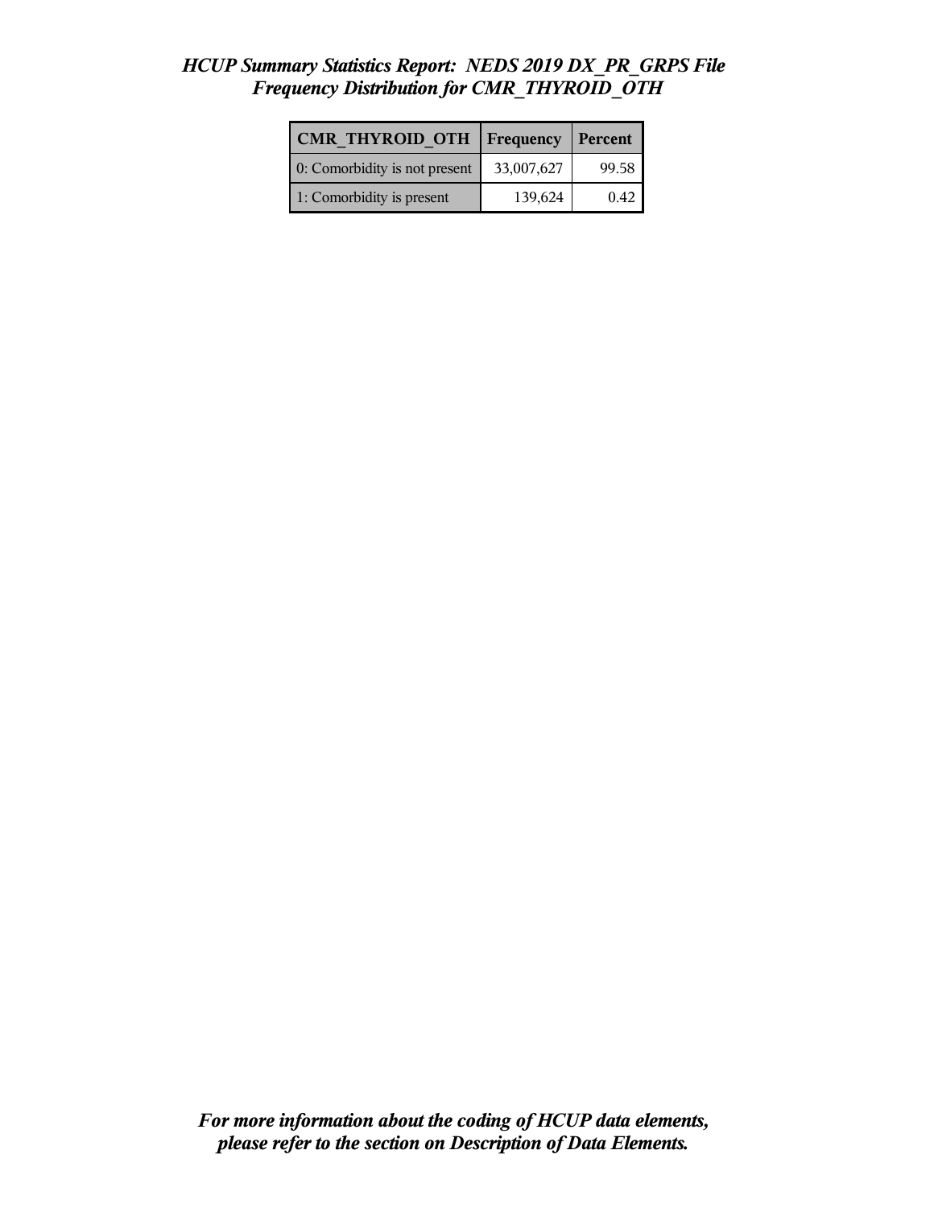*HCUP Summary Statistics Report: NEDS 2019 DX_PR_GRPS File*
*Frequency Distribution for CMR_THYROID_OTH*

| CMR_THYROID_OTH | Frequency | Percent |
|---|---|---|
| 0: Comorbidity is not present | 33,007,627 | 99.58 |
| 1: Comorbidity is present | 139,624 | 0.42 |

***For more information about the coding of HCUP data elements, please refer to the section on Description of Data Elements.***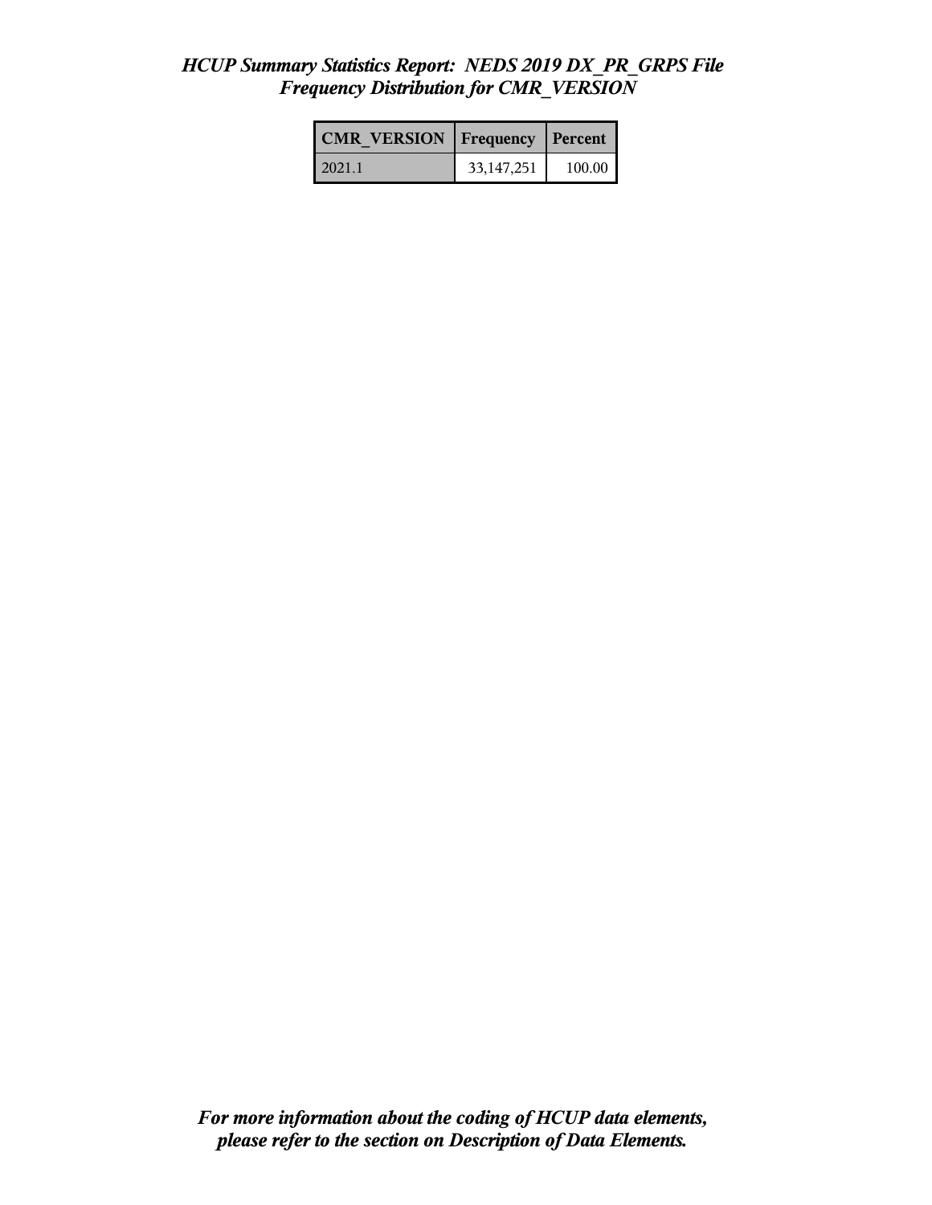*HCUP Summary Statistics Report: NEDS 2019 DX_PR_GRPS File*
*Frequency Distribution for CMR_VERSION*

| CMR_VERSION | Frequency | Percent |
| --- | --- | --- |
| 2021.1 | 33,147,251 | 100.00 |

***For more information about the coding of HCUP data elements, please refer to the section on Description of Data Elements.***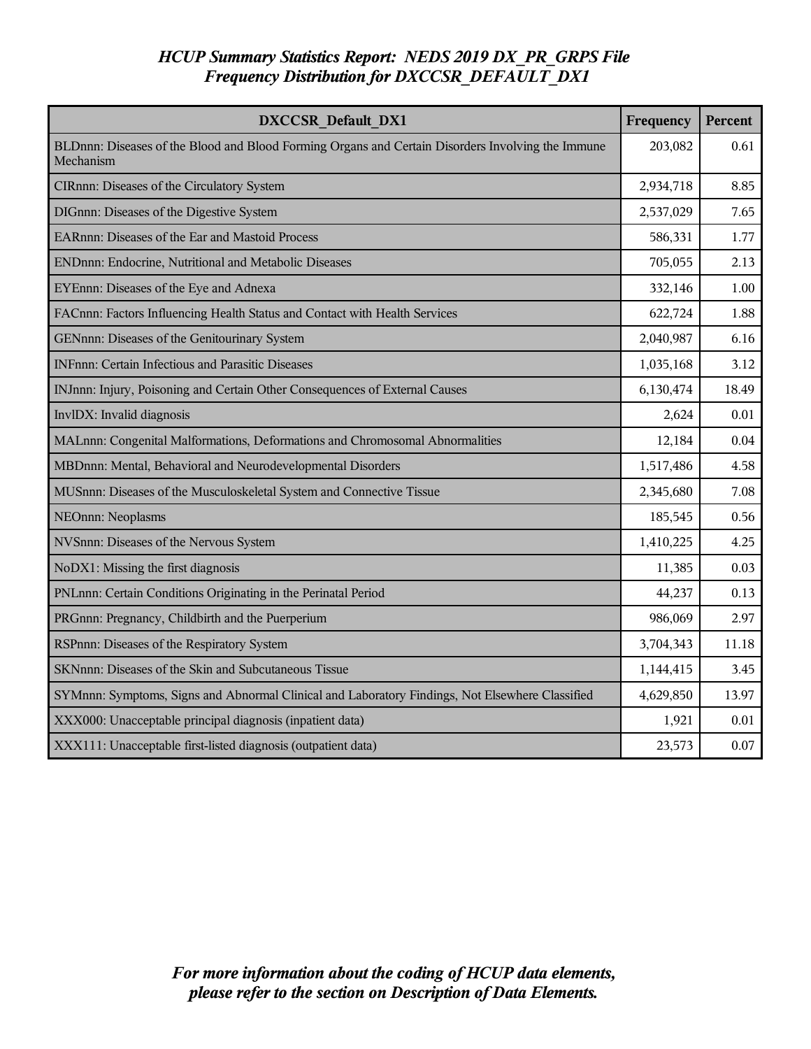*HCUP Summary Statistics Report: NEDS 2019 DX_PR_GRPS File*
*Frequency Distribution for DXCCSR_DEFAULT_DX1*

| DXCCSR_Default_DX1 | Frequency | Percent |
|---|---|---|
| BLDnnn: Diseases of the Blood and Blood Forming Organs and Certain Disorders Involving the Immune Mechanism | 203,082 | 0.61 |
| CIRnnn: Diseases of the Circulatory System | 2,934,718 | 8.85 |
| DIGnnn: Diseases of the Digestive System | 2,537,029 | 7.65 |
| EARnnn: Diseases of the Ear and Mastoid Process | 586,331 | 1.77 |
| ENDnnn: Endocrine, Nutritional and Metabolic Diseases | 705,055 | 2.13 |
| EYEnnn: Diseases of the Eye and Adnexa | 332,146 | 1.00 |
| FACnnn: Factors Influencing Health Status and Contact with Health Services | 622,724 | 1.88 |
| GENnnn: Diseases of the Genitourinary System | 2,040,987 | 6.16 |
| INFnnn: Certain Infectious and Parasitic Diseases | 1,035,168 | 3.12 |
| INJnnn: Injury, Poisoning and Certain Other Consequences of External Causes | 6,130,474 | 18.49 |
| InvlDX: Invalid diagnosis | 2,624 | 0.01 |
| MALnnn: Congenital Malformations, Deformations and Chromosomal Abnormalities | 12,184 | 0.04 |
| MBDnnn: Mental, Behavioral and Neurodevelopmental Disorders | 1,517,486 | 4.58 |
| MUSnnn: Diseases of the Musculoskeletal System and Connective Tissue | 2,345,680 | 7.08 |
| NEOnnn: Neoplasms | 185,545 | 0.56 |
| NVSnnn: Diseases of the Nervous System | 1,410,225 | 4.25 |
| NoDX1: Missing the first diagnosis | 11,385 | 0.03 |
| PNLnnn: Certain Conditions Originating in the Perinatal Period | 44,237 | 0.13 |
| PRGnnn: Pregnancy, Childbirth and the Puerperium | 986,069 | 2.97 |
| RSPnnn: Diseases of the Respiratory System | 3,704,343 | 11.18 |
| SKNnnn: Diseases of the Skin and Subcutaneous Tissue | 1,144,415 | 3.45 |
| SYMnnn: Symptoms, Signs and Abnormal Clinical and Laboratory Findings, Not Elsewhere Classified | 4,629,850 | 13.97 |
| XXX000: Unacceptable principal diagnosis (inpatient data) | 1,921 | 0.01 |
| XXX111: Unacceptable first-listed diagnosis (outpatient data) | 23,573 | 0.07 |

*For more information about the coding of HCUP data elements, please refer to the section on Description of Data Elements.*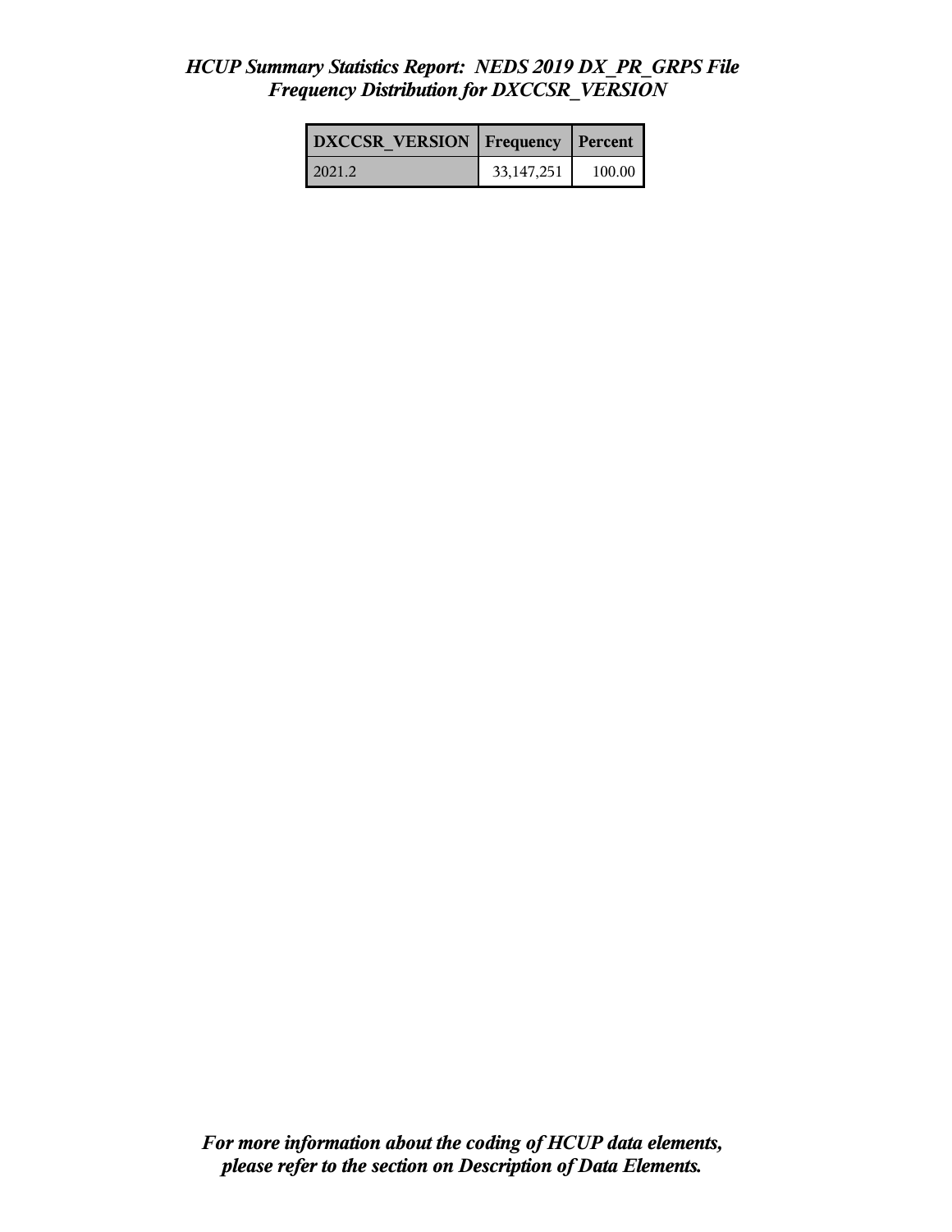*HCUP Summary Statistics Report: NEDS 2019 DX_PR_GRPS File*
*Frequency Distribution for DXCCSR_VERSION*

| DXCCSR_VERSION | Frequency | Percent |
|---|---|---|
| 2021.2 | 33,147,251 | 100.00 |

***For more information about the coding of HCUP data elements, please refer to the section on Description of Data Elements.***